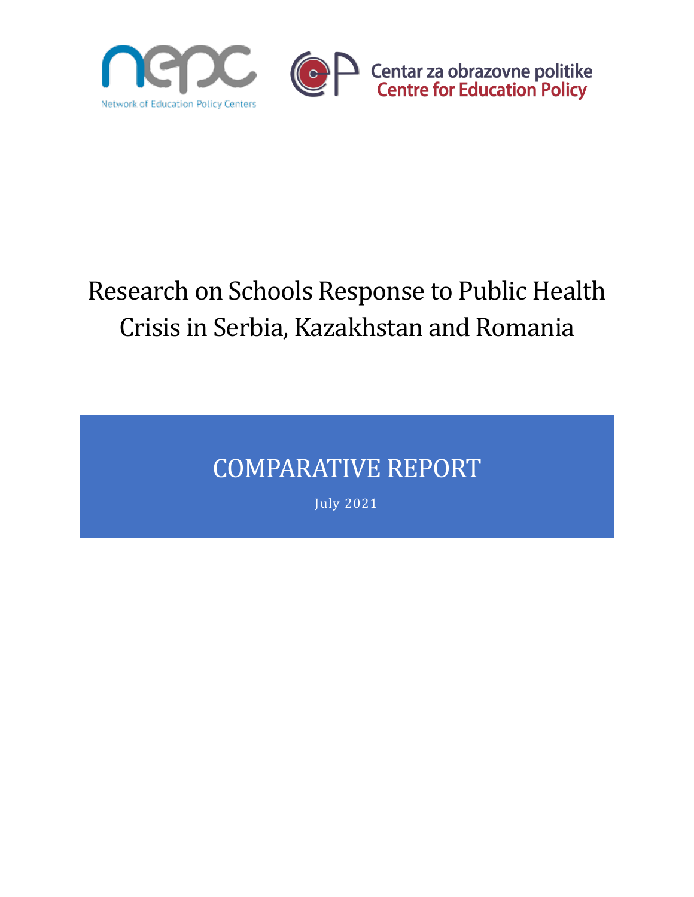Network of Education Policy Centers

Centar za obrazovne politike
Centre for Education Policy

# Research on Schools Response to Public Health Crisis in Serbia, Kazakhstan and Romania

## COMPARATIVE REPORT

July 2021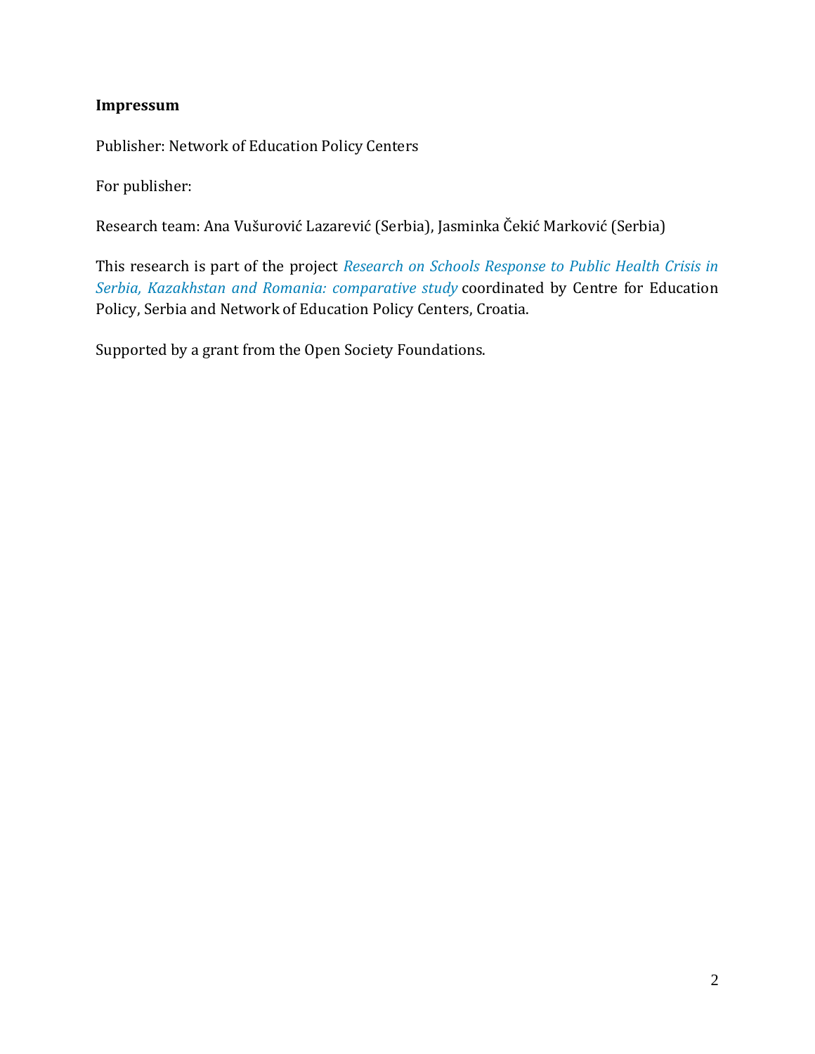**Impressum**

Publisher: Network of Education Policy Centers

For publisher:

Research team: Ana Vušurović Lazarević (Serbia), Jasminka Čekić Marković (Serbia)

This research is part of the project *Research on Schools Response to Public Health Crisis in Serbia, Kazakhstan and Romania: comparative study* coordinated by Centre for Education Policy, Serbia and Network of Education Policy Centers, Croatia.

Supported by a grant from the Open Society Foundations.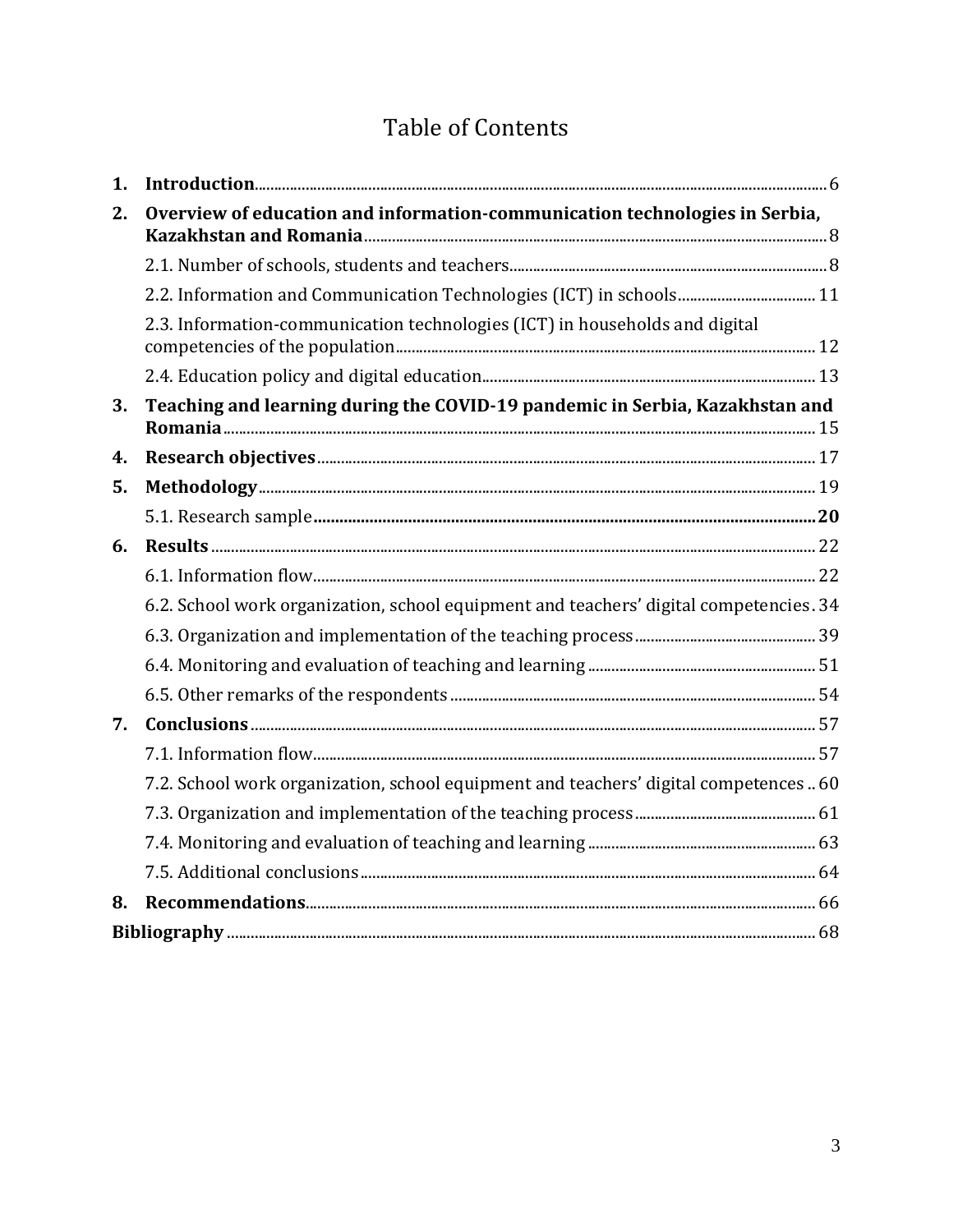# Table of Contents

1. **Introduction** ... 6
2. **Overview of education and information-communication technologies in Serbia, Kazakhstan and Romania** ... 8
   - 2.1. Number of schools, students and teachers ... 8
   - 2.2. Information and Communication Technologies (ICT) in schools ... 11
   - 2.3. Information-communication technologies (ICT) in households and digital competencies of the population ... 12
   - 2.4. Education policy and digital education ... 13
3. **Teaching and learning during the COVID-19 pandemic in Serbia, Kazakhstan and Romania** ... 15
4. **Research objectives** ... 17
5. **Methodology** ... 19
   - 5.1. Research sample ... **20**
6. **Results** ... 22
   - 6.1. Information flow ... 22
   - 6.2. School work organization, school equipment and teachers' digital competencies ... 34
   - 6.3. Organization and implementation of the teaching process ... 39
   - 6.4. Monitoring and evaluation of teaching and learning ... 51
   - 6.5. Other remarks of the respondents ... 54
7. **Conclusions** ... 57
   - 7.1. Information flow ... 57
   - 7.2. School work organization, school equipment and teachers' digital competences ... 60
   - 7.3. Organization and implementation of the teaching process ... 61
   - 7.4. Monitoring and evaluation of teaching and learning ... 63
   - 7.5. Additional conclusions ... 64
8. **Recommendations** ... 66

**Bibliography** ... 68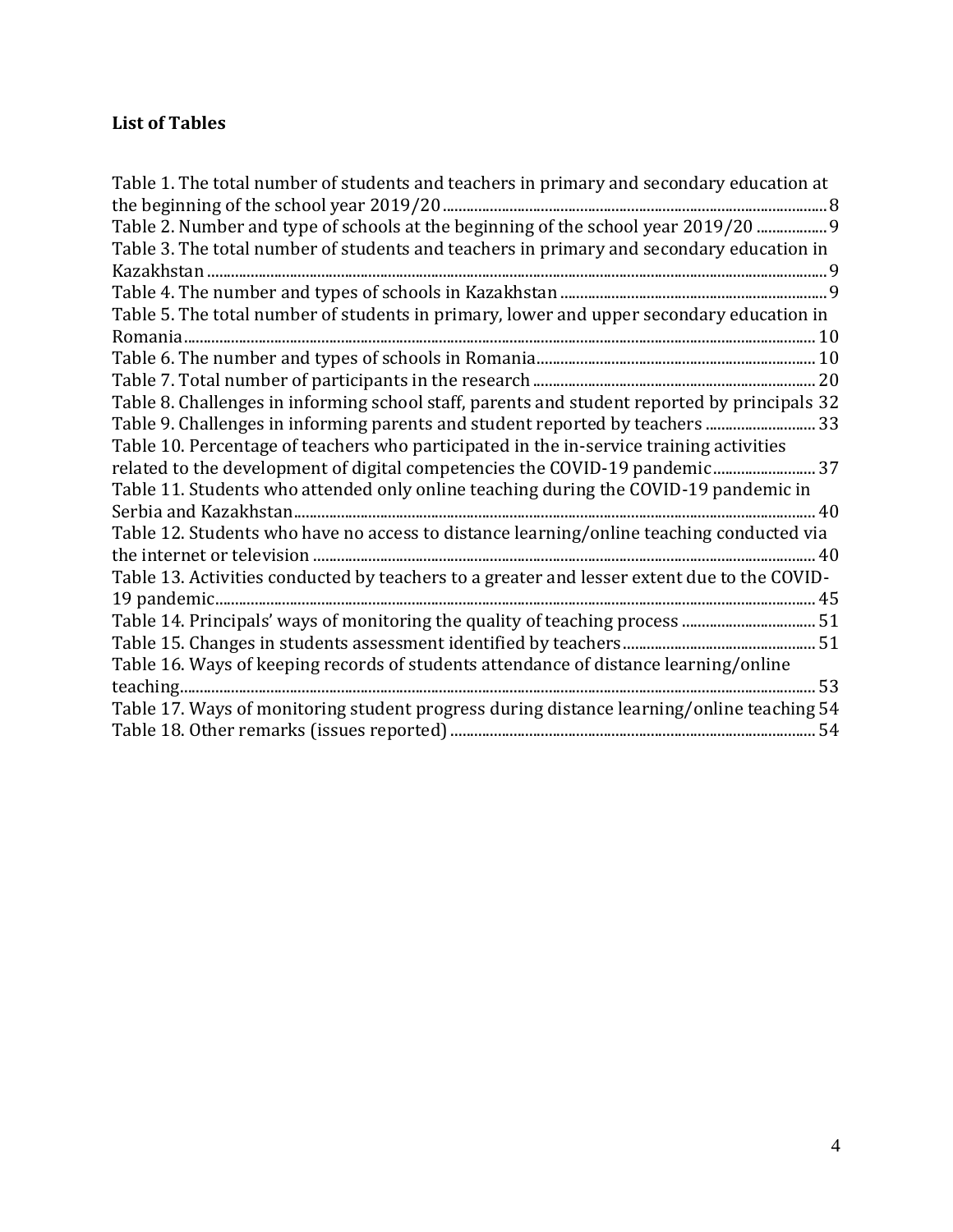**List of Tables**

Table 1. The total number of students and teachers in primary and secondary education at the beginning of the school year 2019/20 ........ 8
Table 2. Number and type of schools at the beginning of the school year 2019/20 ........ 9
Table 3. The total number of students and teachers in primary and secondary education in Kazakhstan ........ 9
Table 4. The number and types of schools in Kazakhstan ........ 9
Table 5. The total number of students in primary, lower and upper secondary education in Romania ........ 10
Table 6. The number and types of schools in Romania ........ 10
Table 7. Total number of participants in the research ........ 20
Table 8. Challenges in informing school staff, parents and student reported by principals 32
Table 9. Challenges in informing parents and student reported by teachers ........ 33
Table 10. Percentage of teachers who participated in the in-service training activities related to the development of digital competencies the COVID-19 pandemic ........ 37
Table 11. Students who attended only online teaching during the COVID-19 pandemic in Serbia and Kazakhstan ........ 40
Table 12. Students who have no access to distance learning/online teaching conducted via the internet or television ........ 40
Table 13. Activities conducted by teachers to a greater and lesser extent due to the COVID-19 pandemic ........ 45
Table 14. Principals' ways of monitoring the quality of teaching process ........ 51
Table 15. Changes in students assessment identified by teachers ........ 51
Table 16. Ways of keeping records of students attendance of distance learning/online teaching ........ 53
Table 17. Ways of monitoring student progress during distance learning/online teaching 54
Table 18. Other remarks (issues reported) ........ 54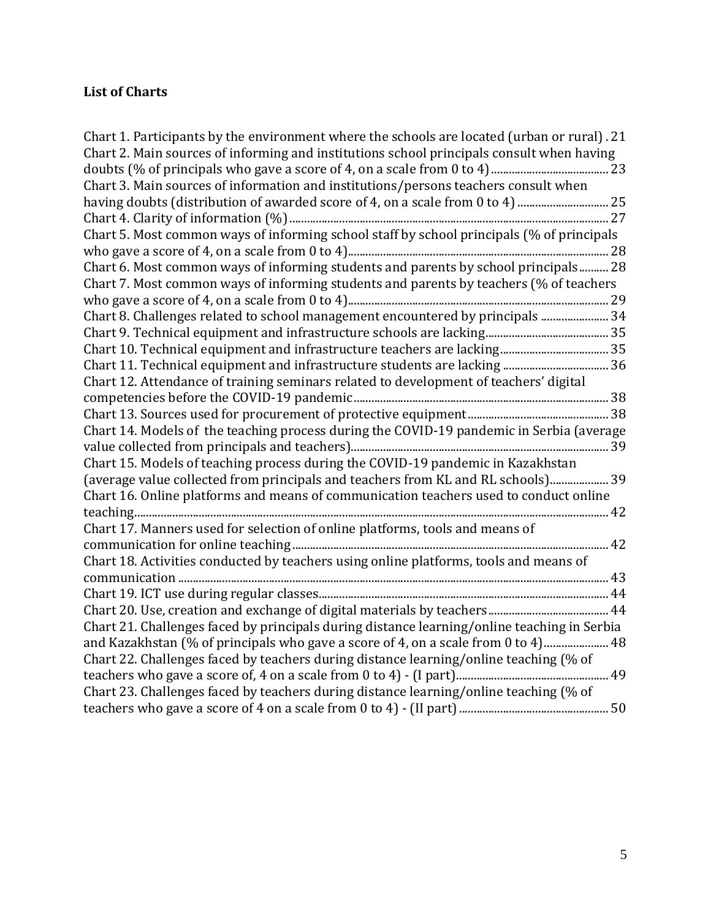### List of Charts

Chart 1. Participants by the environment where the schools are located (urban or rural) . 21
Chart 2. Main sources of informing and institutions school principals consult when having doubts (% of principals who gave a score of 4, on a scale from 0 to 4) ........................................ 23
Chart 3. Main sources of information and institutions/persons teachers consult when having doubts (distribution of awarded score of 4, on a scale from 0 to 4) ............................... 25
Chart 4. Clarity of information (%) ........................................................................................... 27
Chart 5. Most common ways of informing school staff by school principals (% of principals who gave a score of 4, on a scale from 0 to 4) ........................................................................ 28
Chart 6. Most common ways of informing students and parents by school principals .......... 28
Chart 7. Most common ways of informing students and parents by teachers (% of teachers who gave a score of 4, on a scale from 0 to 4) ........................................................................ 29
Chart 8. Challenges related to school management encountered by principals ....................... 34
Chart 9. Technical equipment and infrastructure schools are lacking ......................................... 35
Chart 10. Technical equipment and infrastructure teachers are lacking ..................................... 35
Chart 11. Technical equipment and infrastructure students are lacking ..................................... 36
Chart 12. Attendance of training seminars related to development of teachers' digital competencies before the COVID-19 pandemic ...................................................................... 38
Chart 13. Sources used for procurement of protective equipment ............................................. 38
Chart 14. Models of the teaching process during the COVID-19 pandemic in Serbia (average value collected from principals and teachers) ........................................................................ 39
Chart 15. Models of teaching process during the COVID-19 pandemic in Kazakhstan (average value collected from principals and teachers from KL and RL schools) .................... 39
Chart 16. Online platforms and means of communication teachers used to conduct online teaching ........................................................................................................................................... 42
Chart 17. Manners used for selection of online platforms, tools and means of communication for online teaching ............................................................................................. 42
Chart 18. Activities conducted by teachers using online platforms, tools and means of communication ................................................................................................................................ 43
Chart 19. ICT use during regular classes ...................................................................................... 44
Chart 20. Use, creation and exchange of digital materials by teachers ....................................... 44
Chart 21. Challenges faced by principals during distance learning/online teaching in Serbia and Kazakhstan (% of principals who gave a score of 4, on a scale from 0 to 4) ...................... 48
Chart 22. Challenges faced by teachers during distance learning/online teaching (% of teachers who gave a score of, 4 on a scale from 0 to 4) - (I part) .................................................... 49
Chart 23. Challenges faced by teachers during distance learning/online teaching (% of teachers who gave a score of 4 on a scale from 0 to 4) - (II part) ................................................... 50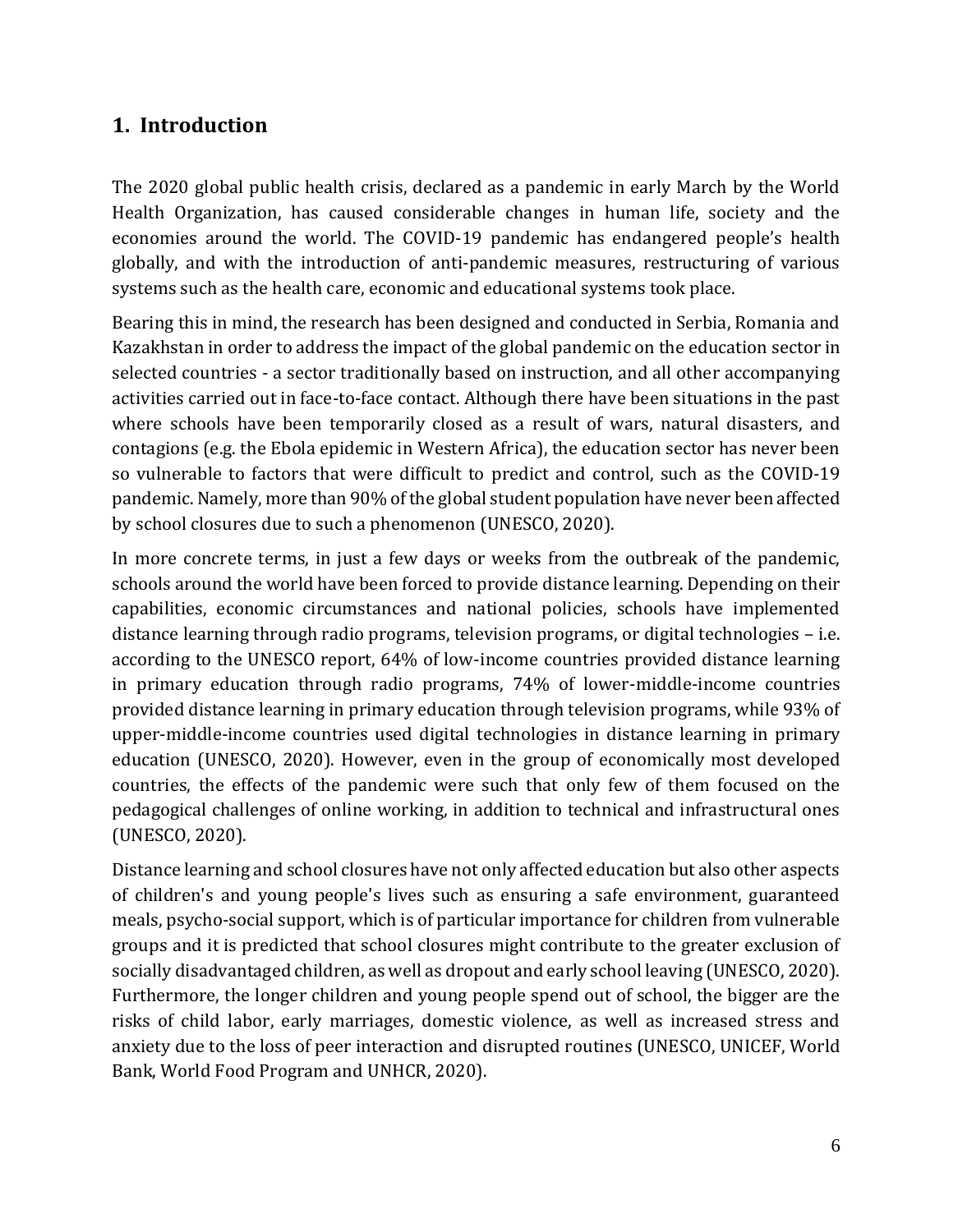## 1. Introduction

The 2020 global public health crisis, declared as a pandemic in early March by the World Health Organization, has caused considerable changes in human life, society and the economies around the world. The COVID-19 pandemic has endangered people's health globally, and with the introduction of anti-pandemic measures, restructuring of various systems such as the health care, economic and educational systems took place.

Bearing this in mind, the research has been designed and conducted in Serbia, Romania and Kazakhstan in order to address the impact of the global pandemic on the education sector in selected countries - a sector traditionally based on instruction, and all other accompanying activities carried out in face-to-face contact. Although there have been situations in the past where schools have been temporarily closed as a result of wars, natural disasters, and contagions (e.g. the Ebola epidemic in Western Africa), the education sector has never been so vulnerable to factors that were difficult to predict and control, such as the COVID-19 pandemic. Namely, more than 90% of the global student population have never been affected by school closures due to such a phenomenon (UNESCO, 2020).

In more concrete terms, in just a few days or weeks from the outbreak of the pandemic, schools around the world have been forced to provide distance learning. Depending on their capabilities, economic circumstances and national policies, schools have implemented distance learning through radio programs, television programs, or digital technologies – i.e. according to the UNESCO report, 64% of low-income countries provided distance learning in primary education through radio programs, 74% of lower-middle-income countries provided distance learning in primary education through television programs, while 93% of upper-middle-income countries used digital technologies in distance learning in primary education (UNESCO, 2020). However, even in the group of economically most developed countries, the effects of the pandemic were such that only few of them focused on the pedagogical challenges of online working, in addition to technical and infrastructural ones (UNESCO, 2020).

Distance learning and school closures have not only affected education but also other aspects of children's and young people's lives such as ensuring a safe environment, guaranteed meals, psycho-social support, which is of particular importance for children from vulnerable groups and it is predicted that school closures might contribute to the greater exclusion of socially disadvantaged children, as well as dropout and early school leaving (UNESCO, 2020). Furthermore, the longer children and young people spend out of school, the bigger are the risks of child labor, early marriages, domestic violence, as well as increased stress and anxiety due to the loss of peer interaction and disrupted routines (UNESCO, UNICEF, World Bank, World Food Program and UNHCR, 2020).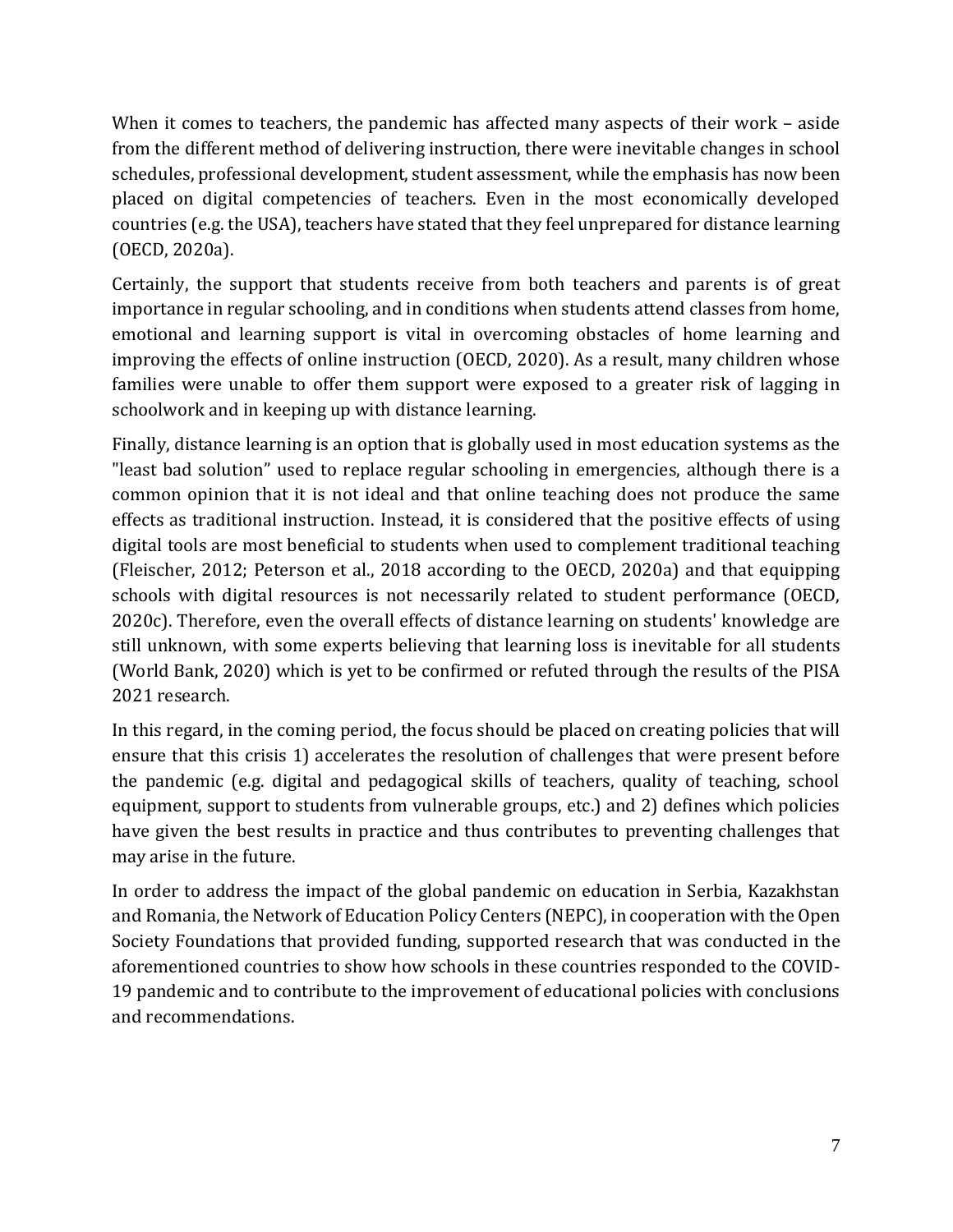When it comes to teachers, the pandemic has affected many aspects of their work – aside from the different method of delivering instruction, there were inevitable changes in school schedules, professional development, student assessment, while the emphasis has now been placed on digital competencies of teachers. Even in the most economically developed countries (e.g. the USA), teachers have stated that they feel unprepared for distance learning (OECD, 2020a).

Certainly, the support that students receive from both teachers and parents is of great importance in regular schooling, and in conditions when students attend classes from home, emotional and learning support is vital in overcoming obstacles of home learning and improving the effects of online instruction (OECD, 2020). As a result, many children whose families were unable to offer them support were exposed to a greater risk of lagging in schoolwork and in keeping up with distance learning.

Finally, distance learning is an option that is globally used in most education systems as the "least bad solution" used to replace regular schooling in emergencies, although there is a common opinion that it is not ideal and that online teaching does not produce the same effects as traditional instruction. Instead, it is considered that the positive effects of using digital tools are most beneficial to students when used to complement traditional teaching (Fleischer, 2012; Peterson et al., 2018 according to the OECD, 2020a) and that equipping schools with digital resources is not necessarily related to student performance (OECD, 2020c). Therefore, even the overall effects of distance learning on students' knowledge are still unknown, with some experts believing that learning loss is inevitable for all students (World Bank, 2020) which is yet to be confirmed or refuted through the results of the PISA 2021 research.

In this regard, in the coming period, the focus should be placed on creating policies that will ensure that this crisis 1) accelerates the resolution of challenges that were present before the pandemic (e.g. digital and pedagogical skills of teachers, quality of teaching, school equipment, support to students from vulnerable groups, etc.) and 2) defines which policies have given the best results in practice and thus contributes to preventing challenges that may arise in the future.

In order to address the impact of the global pandemic on education in Serbia, Kazakhstan and Romania, the Network of Education Policy Centers (NEPC), in cooperation with the Open Society Foundations that provided funding, supported research that was conducted in the aforementioned countries to show how schools in these countries responded to the COVID-19 pandemic and to contribute to the improvement of educational policies with conclusions and recommendations.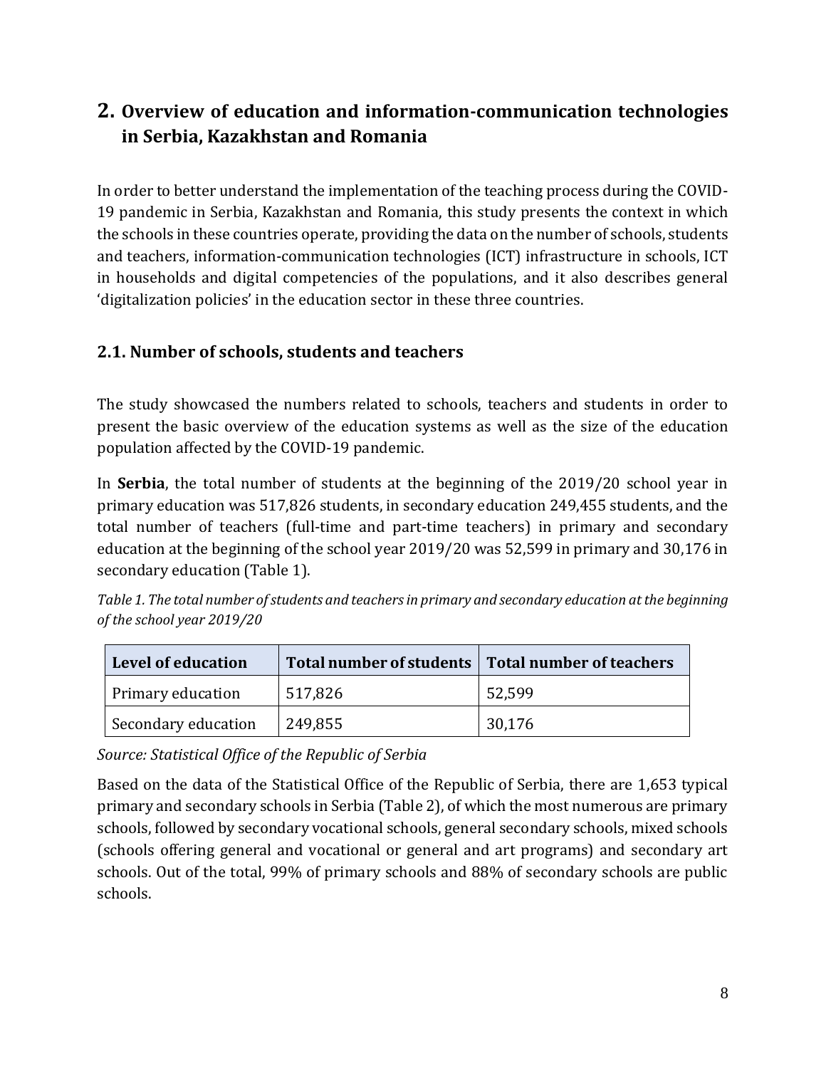## 2. Overview of education and information-communication technologies in Serbia, Kazakhstan and Romania

In order to better understand the implementation of the teaching process during the COVID-19 pandemic in Serbia, Kazakhstan and Romania, this study presents the context in which the schools in these countries operate, providing the data on the number of schools, students and teachers, information-communication technologies (ICT) infrastructure in schools, ICT in households and digital competencies of the populations, and it also describes general 'digitalization policies' in the education sector in these three countries.

### 2.1. Number of schools, students and teachers

The study showcased the numbers related to schools, teachers and students in order to present the basic overview of the education systems as well as the size of the education population affected by the COVID-19 pandemic.

In **Serbia**, the total number of students at the beginning of the 2019/20 school year in primary education was 517,826 students, in secondary education 249,455 students, and the total number of teachers (full-time and part-time teachers) in primary and secondary education at the beginning of the school year 2019/20 was 52,599 in primary and 30,176 in secondary education (Table 1).

*Table 1. The total number of students and teachers in primary and secondary education at the beginning of the school year 2019/20*

| Level of education | Total number of students | Total number of teachers |
|---|---|---|
| Primary education | 517,826 | 52,599 |
| Secondary education | 249,855 | 30,176 |

*Source: Statistical Office of the Republic of Serbia*

Based on the data of the Statistical Office of the Republic of Serbia, there are 1,653 typical primary and secondary schools in Serbia (Table 2), of which the most numerous are primary schools, followed by secondary vocational schools, general secondary schools, mixed schools (schools offering general and vocational or general and art programs) and secondary art schools. Out of the total, 99% of primary schools and 88% of secondary schools are public schools.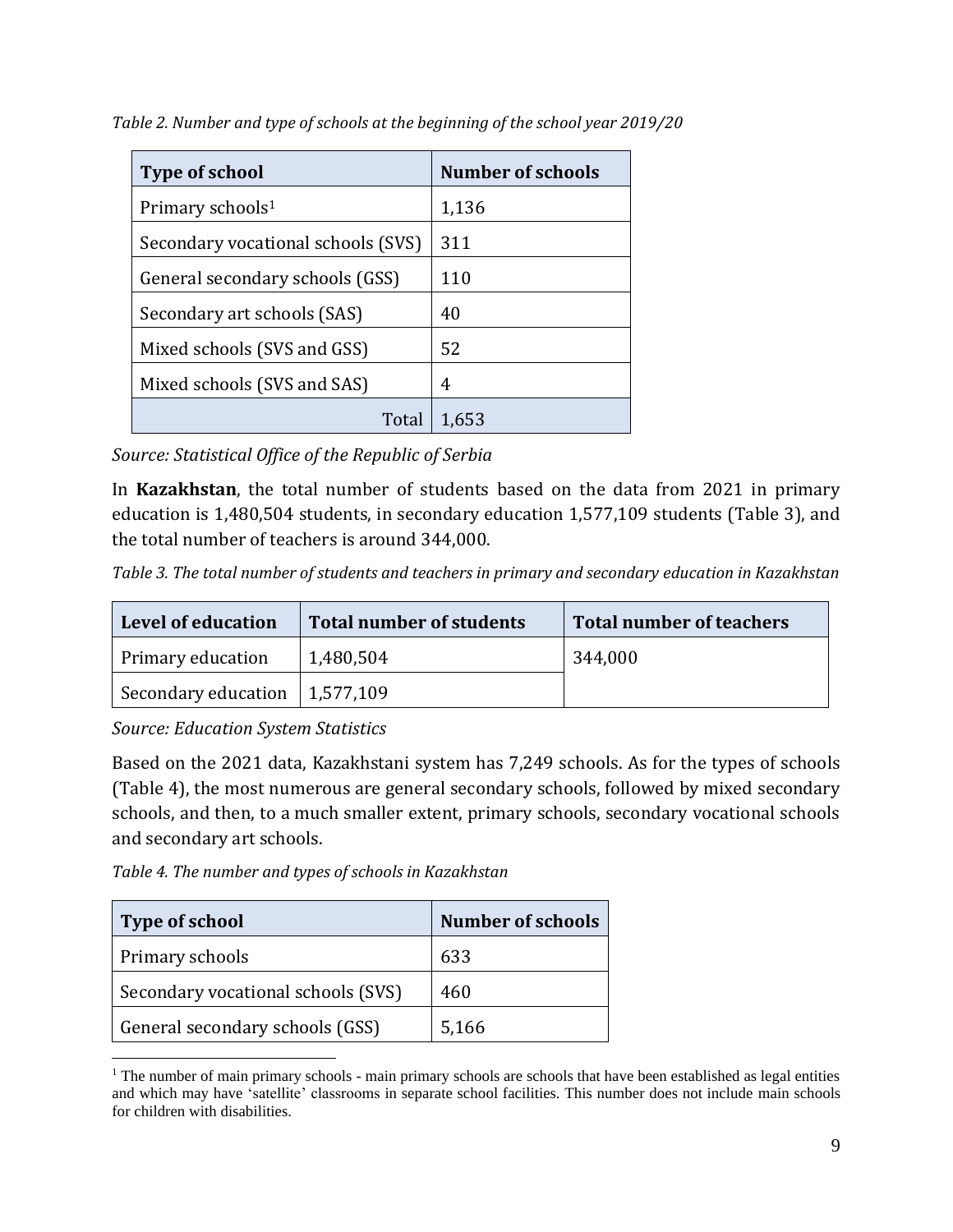*Table 2. Number and type of schools at the beginning of the school year 2019/20*

| Type of school | Number of schools |
|---|---|
| Primary schools[1] | 1,136 |
| Secondary vocational schools (SVS) | 311 |
| General secondary schools (GSS) | 110 |
| Secondary art schools (SAS) | 40 |
| Mixed schools (SVS and GSS) | 52 |
| Mixed schools (SVS and SAS) | 4 |
| Total | 1,653 |

*Source: Statistical Office of the Republic of Serbia*

In **Kazakhstan**, the total number of students based on the data from 2021 in primary education is 1,480,504 students, in secondary education 1,577,109 students (Table 3), and the total number of teachers is around 344,000.

*Table 3. The total number of students and teachers in primary and secondary education in Kazakhstan*

| Level of education | Total number of students | Total number of teachers |
|---|---|---|
| Primary education | 1,480,504 | 344,000 |
| Secondary education | 1,577,109 | |

*Source: Education System Statistics*

Based on the 2021 data, Kazakhstani system has 7,249 schools. As for the types of schools (Table 4), the most numerous are general secondary schools, followed by mixed secondary schools, and then, to a much smaller extent, primary schools, secondary vocational schools and secondary art schools.

*Table 4. The number and types of schools in Kazakhstan*

| Type of school | Number of schools |
|---|---|
| Primary schools | 633 |
| Secondary vocational schools (SVS) | 460 |
| General secondary schools (GSS) | 5,166 |

[1] The number of main primary schools - main primary schools are schools that have been established as legal entities and which may have 'satellite' classrooms in separate school facilities. This number does not include main schools for children with disabilities.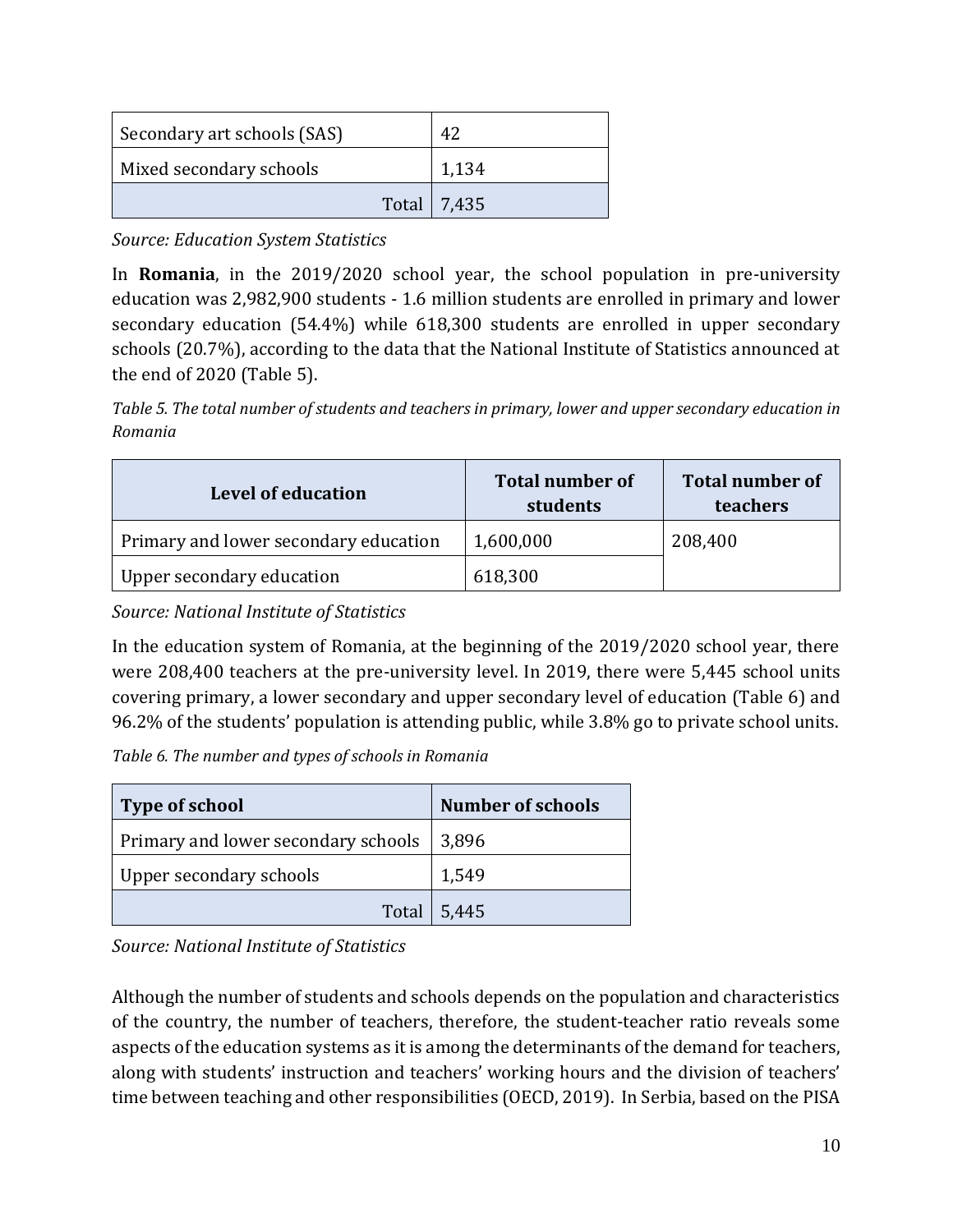| Secondary art schools (SAS) | 42 |
|---|---|
| Mixed secondary schools | 1,134 |
| Total | 7,435 |

*Source: Education System Statistics*

In **Romania**, in the 2019/2020 school year, the school population in pre-university education was 2,982,900 students - 1.6 million students are enrolled in primary and lower secondary education (54.4%) while 618,300 students are enrolled in upper secondary schools (20.7%), according to the data that the National Institute of Statistics announced at the end of 2020 (Table 5).

*Table 5. The total number of students and teachers in primary, lower and upper secondary education in Romania*

| Level of education | Total number of students | Total number of teachers |
|---|---|---|
| Primary and lower secondary education | 1,600,000 | 208,400 |
| Upper secondary education | 618,300 | |

*Source: National Institute of Statistics*

In the education system of Romania, at the beginning of the 2019/2020 school year, there were 208,400 teachers at the pre-university level. In 2019, there were 5,445 school units covering primary, a lower secondary and upper secondary level of education (Table 6) and 96.2% of the students' population is attending public, while 3.8% go to private school units.

*Table 6. The number and types of schools in Romania*

| Type of school | Number of schools |
|---|---|
| Primary and lower secondary schools | 3,896 |
| Upper secondary schools | 1,549 |
| Total | 5,445 |

*Source: National Institute of Statistics*

Although the number of students and schools depends on the population and characteristics of the country, the number of teachers, therefore, the student-teacher ratio reveals some aspects of the education systems as it is among the determinants of the demand for teachers, along with students' instruction and teachers' working hours and the division of teachers' time between teaching and other responsibilities (OECD, 2019). In Serbia, based on the PISA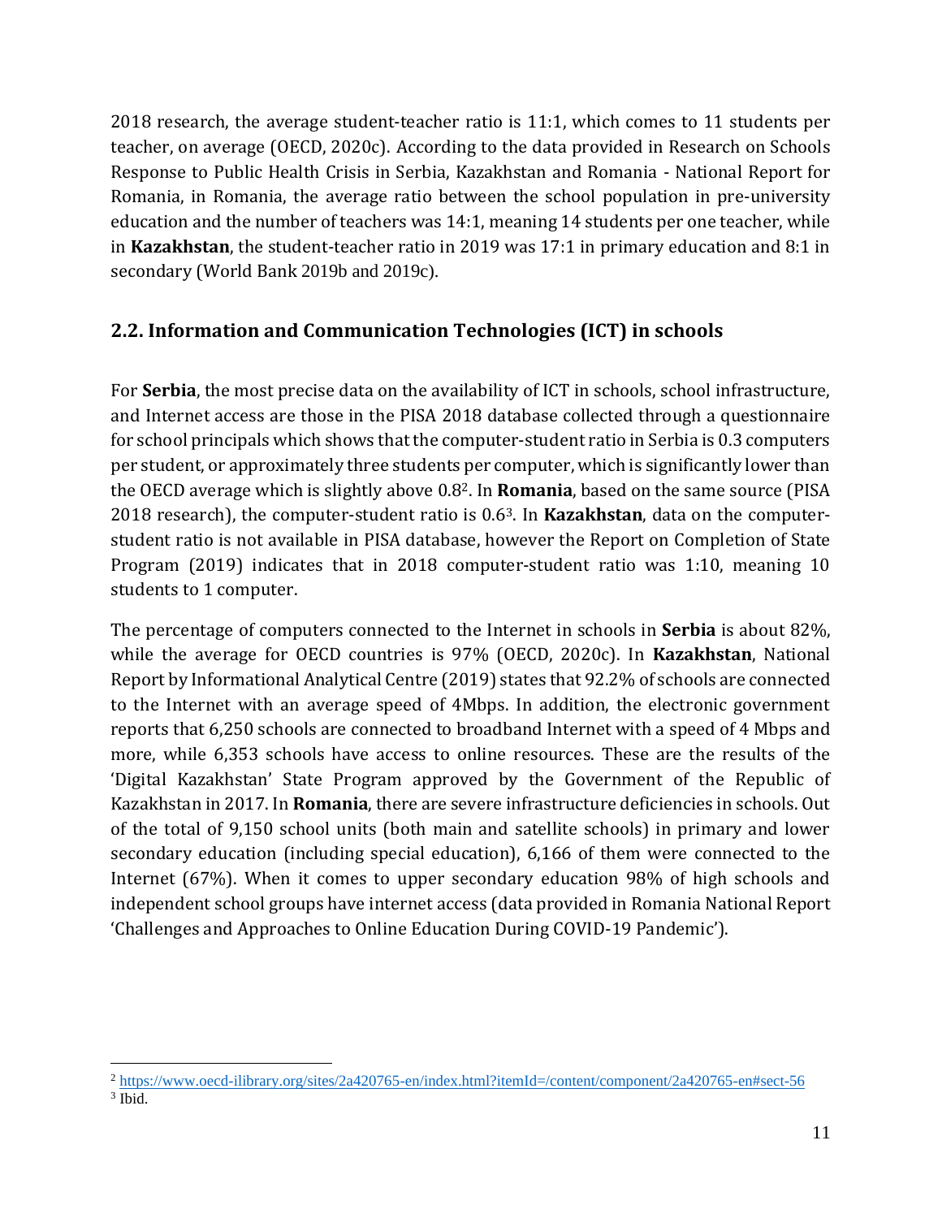2018 research, the average student-teacher ratio is 11:1, which comes to 11 students per teacher, on average (OECD, 2020c). According to the data provided in Research on Schools Response to Public Health Crisis in Serbia, Kazakhstan and Romania - National Report for Romania, in Romania, the average ratio between the school population in pre-university education and the number of teachers was 14:1, meaning 14 students per one teacher, while in **Kazakhstan**, the student-teacher ratio in 2019 was 17:1 in primary education and 8:1 in secondary (World Bank 2019b and 2019c).

## 2.2. Information and Communication Technologies (ICT) in schools

For **Serbia**, the most precise data on the availability of ICT in schools, school infrastructure, and Internet access are those in the PISA 2018 database collected through a questionnaire for school principals which shows that the computer-student ratio in Serbia is 0.3 computers per student, or approximately three students per computer, which is significantly lower than the OECD average which is slightly above 0.8[2]. In **Romania**, based on the same source (PISA 2018 research), the computer-student ratio is 0.6[3]. In **Kazakhstan**, data on the computer-student ratio is not available in PISA database, however the Report on Completion of State Program (2019) indicates that in 2018 computer-student ratio was 1:10, meaning 10 students to 1 computer.

The percentage of computers connected to the Internet in schools in **Serbia** is about 82%, while the average for OECD countries is 97% (OECD, 2020c). In **Kazakhstan**, National Report by Informational Analytical Centre (2019) states that 92.2% of schools are connected to the Internet with an average speed of 4Mbps. In addition, the electronic government reports that 6,250 schools are connected to broadband Internet with a speed of 4 Mbps and more, while 6,353 schools have access to online resources. These are the results of the 'Digital Kazakhstan' State Program approved by the Government of the Republic of Kazakhstan in 2017. In **Romania**, there are severe infrastructure deficiencies in schools. Out of the total of 9,150 school units (both main and satellite schools) in primary and lower secondary education (including special education), 6,166 of them were connected to the Internet (67%). When it comes to upper secondary education 98% of high schools and independent school groups have internet access (data provided in Romania National Report 'Challenges and Approaches to Online Education During COVID-19 Pandemic').

---

[2] https://www.oecd-ilibrary.org/sites/2a420765-en/index.html?itemId=/content/component/2a420765-en#sect-56

[3] Ibid.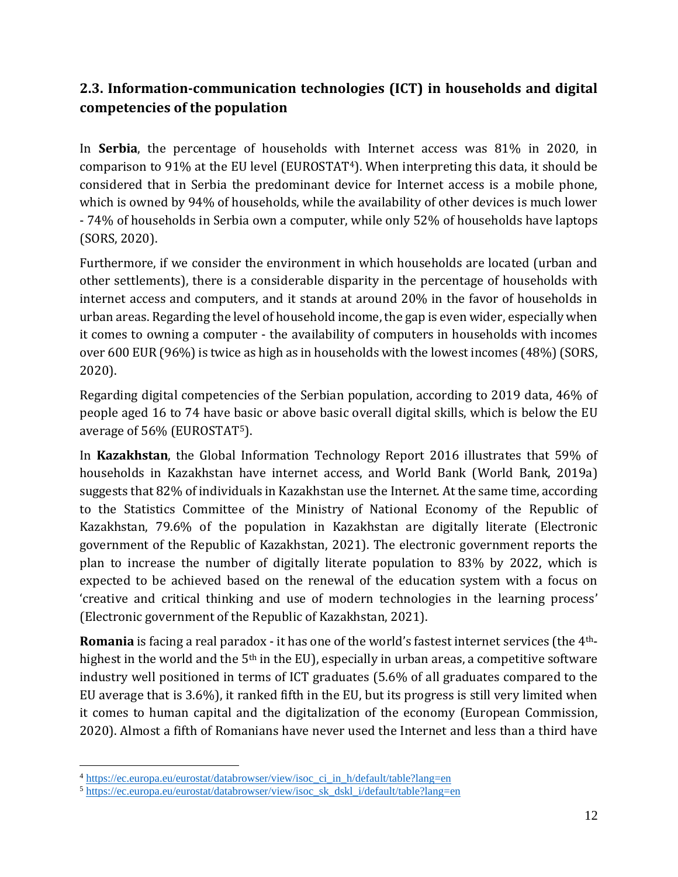## 2.3. Information-communication technologies (ICT) in households and digital competencies of the population

In **Serbia**, the percentage of households with Internet access was 81% in 2020, in comparison to 91% at the EU level (EUROSTAT[4]). When interpreting this data, it should be considered that in Serbia the predominant device for Internet access is a mobile phone, which is owned by 94% of households, while the availability of other devices is much lower - 74% of households in Serbia own a computer, while only 52% of households have laptops (SORS, 2020).

Furthermore, if we consider the environment in which households are located (urban and other settlements), there is a considerable disparity in the percentage of households with internet access and computers, and it stands at around 20% in the favor of households in urban areas. Regarding the level of household income, the gap is even wider, especially when it comes to owning a computer - the availability of computers in households with incomes over 600 EUR (96%) is twice as high as in households with the lowest incomes (48%) (SORS, 2020).

Regarding digital competencies of the Serbian population, according to 2019 data, 46% of people aged 16 to 74 have basic or above basic overall digital skills, which is below the EU average of 56% (EUROSTAT[5]).

In **Kazakhstan**, the Global Information Technology Report 2016 illustrates that 59% of households in Kazakhstan have internet access, and World Bank (World Bank, 2019a) suggests that 82% of individuals in Kazakhstan use the Internet. At the same time, according to the Statistics Committee of the Ministry of National Economy of the Republic of Kazakhstan, 79.6% of the population in Kazakhstan are digitally literate (Electronic government of the Republic of Kazakhstan, 2021). The electronic government reports the plan to increase the number of digitally literate population to 83% by 2022, which is expected to be achieved based on the renewal of the education system with a focus on 'creative and critical thinking and use of modern technologies in the learning process' (Electronic government of the Republic of Kazakhstan, 2021).

**Romania** is facing a real paradox - it has one of the world's fastest internet services (the 4th-highest in the world and the 5th in the EU), especially in urban areas, a competitive software industry well positioned in terms of ICT graduates (5.6% of all graduates compared to the EU average that is 3.6%), it ranked fifth in the EU, but its progress is still very limited when it comes to human capital and the digitalization of the economy (European Commission, 2020). Almost a fifth of Romanians have never used the Internet and less than a third have

[4] https://ec.europa.eu/eurostat/databrowser/view/isoc_ci_in_h/default/table?lang=en

[5] https://ec.europa.eu/eurostat/databrowser/view/isoc_sk_dskl_i/default/table?lang=en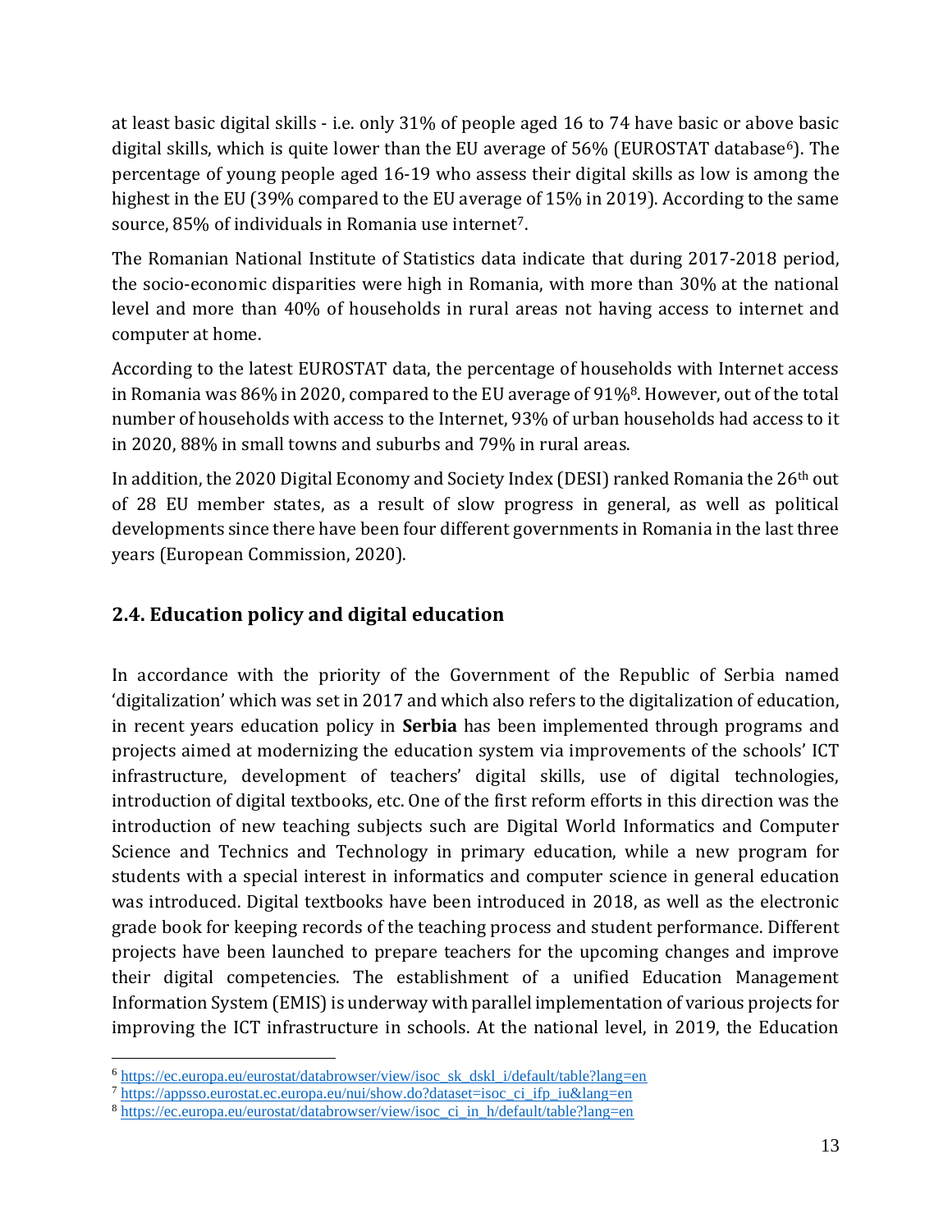at least basic digital skills - i.e. only 31% of people aged 16 to 74 have basic or above basic digital skills, which is quite lower than the EU average of 56% (EUROSTAT database[6]). The percentage of young people aged 16-19 who assess their digital skills as low is among the highest in the EU (39% compared to the EU average of 15% in 2019). According to the same source, 85% of individuals in Romania use internet[7].

The Romanian National Institute of Statistics data indicate that during 2017-2018 period, the socio-economic disparities were high in Romania, with more than 30% at the national level and more than 40% of households in rural areas not having access to internet and computer at home.

According to the latest EUROSTAT data, the percentage of households with Internet access in Romania was 86% in 2020, compared to the EU average of 91%[8]. However, out of the total number of households with access to the Internet, 93% of urban households had access to it in 2020, 88% in small towns and suburbs and 79% in rural areas.

In addition, the 2020 Digital Economy and Society Index (DESI) ranked Romania the 26th out of 28 EU member states, as a result of slow progress in general, as well as political developments since there have been four different governments in Romania in the last three years (European Commission, 2020).

## 2.4. Education policy and digital education

In accordance with the priority of the Government of the Republic of Serbia named 'digitalization' which was set in 2017 and which also refers to the digitalization of education, in recent years education policy in **Serbia** has been implemented through programs and projects aimed at modernizing the education system via improvements of the schools' ICT infrastructure, development of teachers' digital skills, use of digital technologies, introduction of digital textbooks, etc. One of the first reform efforts in this direction was the introduction of new teaching subjects such are Digital World Informatics and Computer Science and Technics and Technology in primary education, while a new program for students with a special interest in informatics and computer science in general education was introduced. Digital textbooks have been introduced in 2018, as well as the electronic grade book for keeping records of the teaching process and student performance. Different projects have been launched to prepare teachers for the upcoming changes and improve their digital competencies. The establishment of a unified Education Management Information System (EMIS) is underway with parallel implementation of various projects for improving the ICT infrastructure in schools. At the national level, in 2019, the Education

---

[6] https://ec.europa.eu/eurostat/databrowser/view/isoc_sk_dskl_i/default/table?lang=en

[7] https://appsso.eurostat.ec.europa.eu/nui/show.do?dataset=isoc_ci_ifp_iu&lang=en

[8] https://ec.europa.eu/eurostat/databrowser/view/isoc_ci_in_h/default/table?lang=en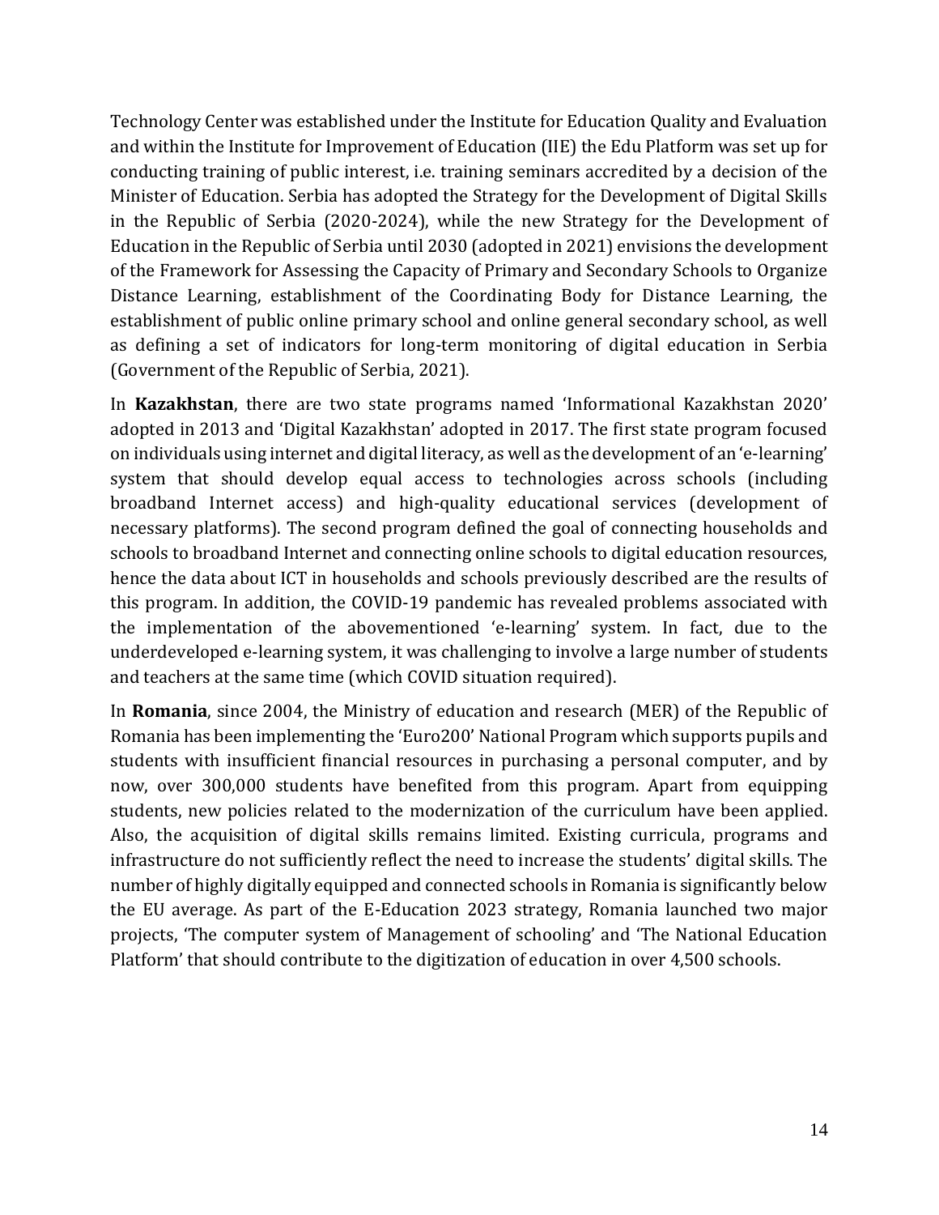Technology Center was established under the Institute for Education Quality and Evaluation and within the Institute for Improvement of Education (IIE) the Edu Platform was set up for conducting training of public interest, i.e. training seminars accredited by a decision of the Minister of Education. Serbia has adopted the Strategy for the Development of Digital Skills in the Republic of Serbia (2020-2024), while the new Strategy for the Development of Education in the Republic of Serbia until 2030 (adopted in 2021) envisions the development of the Framework for Assessing the Capacity of Primary and Secondary Schools to Organize Distance Learning, establishment of the Coordinating Body for Distance Learning, the establishment of public online primary school and online general secondary school, as well as defining a set of indicators for long-term monitoring of digital education in Serbia (Government of the Republic of Serbia, 2021).

In **Kazakhstan**, there are two state programs named 'Informational Kazakhstan 2020' adopted in 2013 and 'Digital Kazakhstan' adopted in 2017. The first state program focused on individuals using internet and digital literacy, as well as the development of an 'e-learning' system that should develop equal access to technologies across schools (including broadband Internet access) and high-quality educational services (development of necessary platforms). The second program defined the goal of connecting households and schools to broadband Internet and connecting online schools to digital education resources, hence the data about ICT in households and schools previously described are the results of this program. In addition, the COVID-19 pandemic has revealed problems associated with the implementation of the abovementioned 'e-learning' system. In fact, due to the underdeveloped e-learning system, it was challenging to involve a large number of students and teachers at the same time (which COVID situation required).

In **Romania**, since 2004, the Ministry of education and research (MER) of the Republic of Romania has been implementing the 'Euro200' National Program which supports pupils and students with insufficient financial resources in purchasing a personal computer, and by now, over 300,000 students have benefited from this program. Apart from equipping students, new policies related to the modernization of the curriculum have been applied. Also, the acquisition of digital skills remains limited. Existing curricula, programs and infrastructure do not sufficiently reflect the need to increase the students' digital skills. The number of highly digitally equipped and connected schools in Romania is significantly below the EU average. As part of the E-Education 2023 strategy, Romania launched two major projects, 'The computer system of Management of schooling' and 'The National Education Platform' that should contribute to the digitization of education in over 4,500 schools.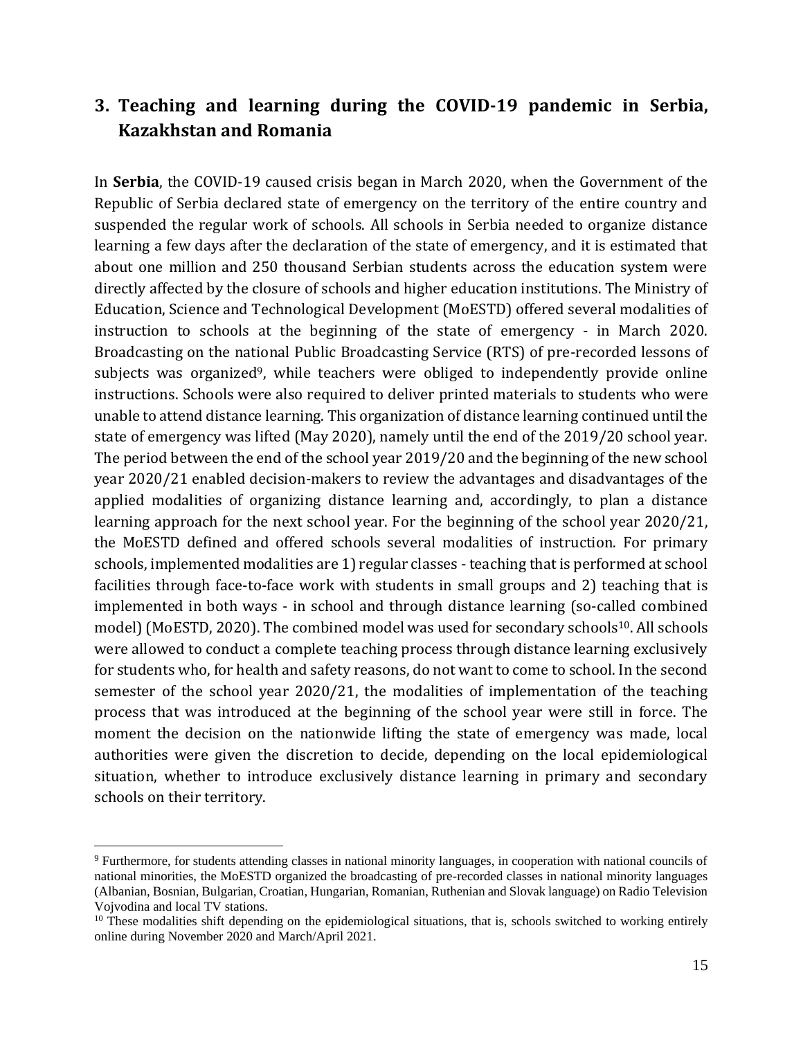## 3. Teaching and learning during the COVID-19 pandemic in Serbia, Kazakhstan and Romania

In **Serbia**, the COVID-19 caused crisis began in March 2020, when the Government of the Republic of Serbia declared state of emergency on the territory of the entire country and suspended the regular work of schools. All schools in Serbia needed to organize distance learning a few days after the declaration of the state of emergency, and it is estimated that about one million and 250 thousand Serbian students across the education system were directly affected by the closure of schools and higher education institutions. The Ministry of Education, Science and Technological Development (MoESTD) offered several modalities of instruction to schools at the beginning of the state of emergency - in March 2020. Broadcasting on the national Public Broadcasting Service (RTS) of pre-recorded lessons of subjects was organized[9], while teachers were obliged to independently provide online instructions. Schools were also required to deliver printed materials to students who were unable to attend distance learning. This organization of distance learning continued until the state of emergency was lifted (May 2020), namely until the end of the 2019/20 school year. The period between the end of the school year 2019/20 and the beginning of the new school year 2020/21 enabled decision-makers to review the advantages and disadvantages of the applied modalities of organizing distance learning and, accordingly, to plan a distance learning approach for the next school year. For the beginning of the school year 2020/21, the MoESTD defined and offered schools several modalities of instruction. For primary schools, implemented modalities are 1) regular classes - teaching that is performed at school facilities through face-to-face work with students in small groups and 2) teaching that is implemented in both ways - in school and through distance learning (so-called combined model) (MoESTD, 2020). The combined model was used for secondary schools[10]. All schools were allowed to conduct a complete teaching process through distance learning exclusively for students who, for health and safety reasons, do not want to come to school. In the second semester of the school year 2020/21, the modalities of implementation of the teaching process that was introduced at the beginning of the school year were still in force. The moment the decision on the nationwide lifting the state of emergency was made, local authorities were given the discretion to decide, depending on the local epidemiological situation, whether to introduce exclusively distance learning in primary and secondary schools on their territory.

---

[9] Furthermore, for students attending classes in national minority languages, in cooperation with national councils of national minorities, the MoESTD organized the broadcasting of pre-recorded classes in national minority languages (Albanian, Bosnian, Bulgarian, Croatian, Hungarian, Romanian, Ruthenian and Slovak language) on Radio Television Vojvodina and local TV stations.

[10] These modalities shift depending on the epidemiological situations, that is, schools switched to working entirely online during November 2020 and March/April 2021.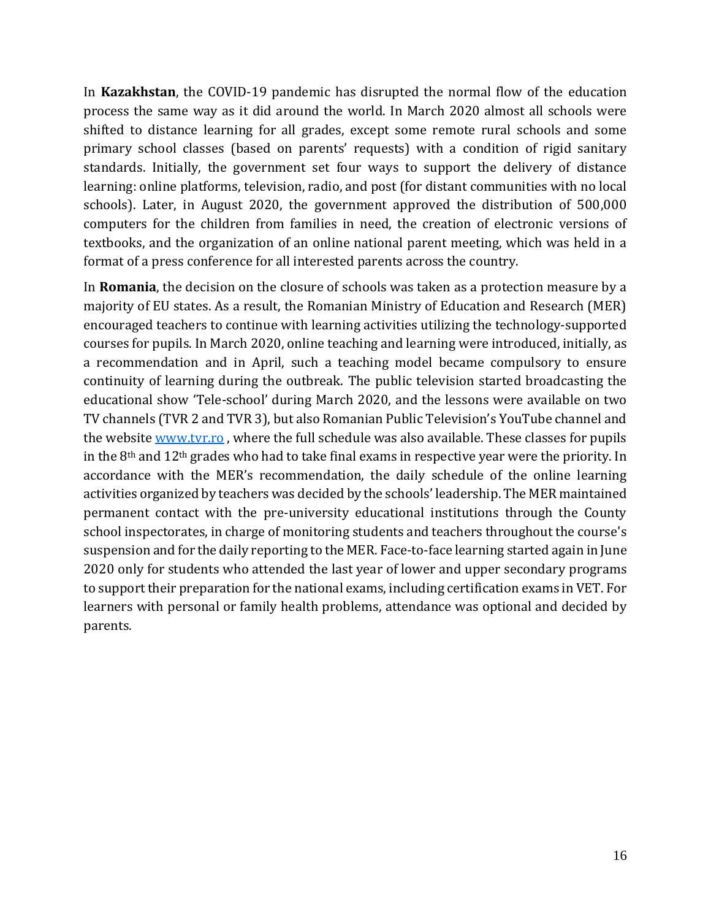In **Kazakhstan**, the COVID-19 pandemic has disrupted the normal flow of the education process the same way as it did around the world. In March 2020 almost all schools were shifted to distance learning for all grades, except some remote rural schools and some primary school classes (based on parents' requests) with a condition of rigid sanitary standards. Initially, the government set four ways to support the delivery of distance learning: online platforms, television, radio, and post (for distant communities with no local schools). Later, in August 2020, the government approved the distribution of 500,000 computers for the children from families in need, the creation of electronic versions of textbooks, and the organization of an online national parent meeting, which was held in a format of a press conference for all interested parents across the country.

In **Romania**, the decision on the closure of schools was taken as a protection measure by a majority of EU states. As a result, the Romanian Ministry of Education and Research (MER) encouraged teachers to continue with learning activities utilizing the technology-supported courses for pupils. In March 2020, online teaching and learning were introduced, initially, as a recommendation and in April, such a teaching model became compulsory to ensure continuity of learning during the outbreak. The public television started broadcasting the educational show 'Tele-school' during March 2020, and the lessons were available on two TV channels (TVR 2 and TVR 3), but also Romanian Public Television's YouTube channel and the website [www.tvr.ro](http://www.tvr.ro) , where the full schedule was also available. These classes for pupils in the 8th and 12th grades who had to take final exams in respective year were the priority. In accordance with the MER's recommendation, the daily schedule of the online learning activities organized by teachers was decided by the schools' leadership. The MER maintained permanent contact with the pre-university educational institutions through the County school inspectorates, in charge of monitoring students and teachers throughout the course's suspension and for the daily reporting to the MER. Face-to-face learning started again in June 2020 only for students who attended the last year of lower and upper secondary programs to support their preparation for the national exams, including certification exams in VET. For learners with personal or family health problems, attendance was optional and decided by parents.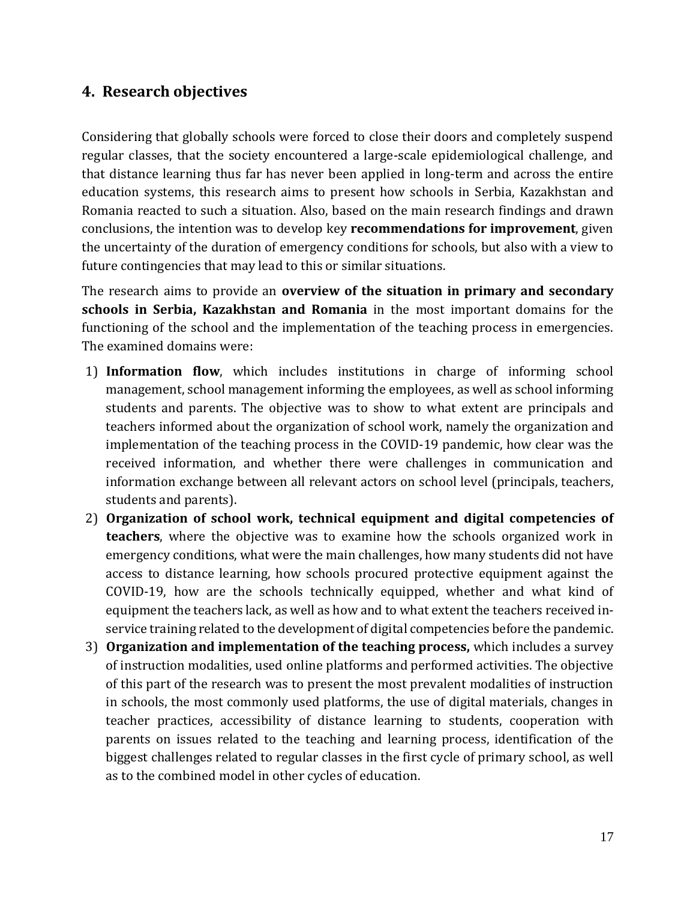## 4. Research objectives

Considering that globally schools were forced to close their doors and completely suspend regular classes, that the society encountered a large-scale epidemiological challenge, and that distance learning thus far has never been applied in long-term and across the entire education systems, this research aims to present how schools in Serbia, Kazakhstan and Romania reacted to such a situation. Also, based on the main research findings and drawn conclusions, the intention was to develop key **recommendations for improvement**, given the uncertainty of the duration of emergency conditions for schools, but also with a view to future contingencies that may lead to this or similar situations.

The research aims to provide an **overview of the situation in primary and secondary schools in Serbia, Kazakhstan and Romania** in the most important domains for the functioning of the school and the implementation of the teaching process in emergencies. The examined domains were:

1) **Information flow**, which includes institutions in charge of informing school management, school management informing the employees, as well as school informing students and parents. The objective was to show to what extent are principals and teachers informed about the organization of school work, namely the organization and implementation of the teaching process in the COVID-19 pandemic, how clear was the received information, and whether there were challenges in communication and information exchange between all relevant actors on school level (principals, teachers, students and parents).
2) **Organization of school work, technical equipment and digital competencies of teachers**, where the objective was to examine how the schools organized work in emergency conditions, what were the main challenges, how many students did not have access to distance learning, how schools procured protective equipment against the COVID-19, how are the schools technically equipped, whether and what kind of equipment the teachers lack, as well as how and to what extent the teachers received in-service training related to the development of digital competencies before the pandemic.
3) **Organization and implementation of the teaching process,** which includes a survey of instruction modalities, used online platforms and performed activities. The objective of this part of the research was to present the most prevalent modalities of instruction in schools, the most commonly used platforms, the use of digital materials, changes in teacher practices, accessibility of distance learning to students, cooperation with parents on issues related to the teaching and learning process, identification of the biggest challenges related to regular classes in the first cycle of primary school, as well as to the combined model in other cycles of education.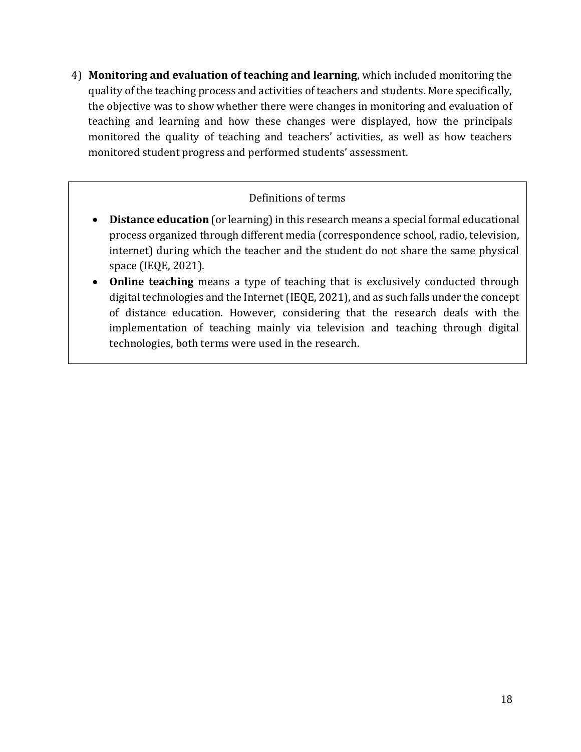4) **Monitoring and evaluation of teaching and learning**, which included monitoring the quality of the teaching process and activities of teachers and students. More specifically, the objective was to show whether there were changes in monitoring and evaluation of teaching and learning and how these changes were displayed, how the principals monitored the quality of teaching and teachers' activities, as well as how teachers monitored student progress and performed students' assessment.

Definitions of terms

- **Distance education** (or learning) in this research means a special formal educational process organized through different media (correspondence school, radio, television, internet) during which the teacher and the student do not share the same physical space (IEQE, 2021).
- **Online teaching** means a type of teaching that is exclusively conducted through digital technologies and the Internet (IEQE, 2021), and as such falls under the concept of distance education. However, considering that the research deals with the implementation of teaching mainly via television and teaching through digital technologies, both terms were used in the research.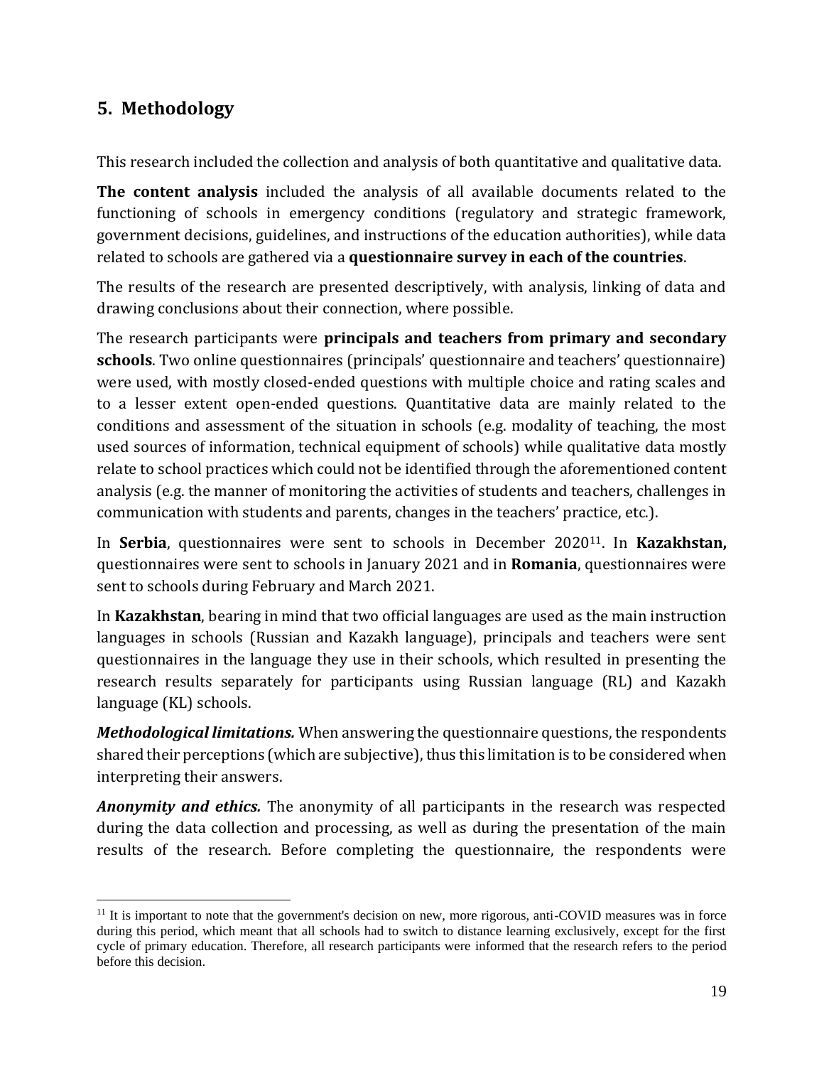## 5. Methodology

This research included the collection and analysis of both quantitative and qualitative data.

**The content analysis** included the analysis of all available documents related to the functioning of schools in emergency conditions (regulatory and strategic framework, government decisions, guidelines, and instructions of the education authorities), while data related to schools are gathered via a **questionnaire survey in each of the countries**.

The results of the research are presented descriptively, with analysis, linking of data and drawing conclusions about their connection, where possible.

The research participants were **principals and teachers from primary and secondary schools**. Two online questionnaires (principals' questionnaire and teachers' questionnaire) were used, with mostly closed-ended questions with multiple choice and rating scales and to a lesser extent open-ended questions. Quantitative data are mainly related to the conditions and assessment of the situation in schools (e.g. modality of teaching, the most used sources of information, technical equipment of schools) while qualitative data mostly relate to school practices which could not be identified through the aforementioned content analysis (e.g. the manner of monitoring the activities of students and teachers, challenges in communication with students and parents, changes in the teachers' practice, etc.).

In **Serbia**, questionnaires were sent to schools in December 2020[11]. In **Kazakhstan,** questionnaires were sent to schools in January 2021 and in **Romania**, questionnaires were sent to schools during February and March 2021.

In **Kazakhstan**, bearing in mind that two official languages are used as the main instruction languages in schools (Russian and Kazakh language), principals and teachers were sent questionnaires in the language they use in their schools, which resulted in presenting the research results separately for participants using Russian language (RL) and Kazakh language (KL) schools.

***Methodological limitations.*** When answering the questionnaire questions, the respondents shared their perceptions (which are subjective), thus this limitation is to be considered when interpreting their answers.

***Anonymity and ethics.*** The anonymity of all participants in the research was respected during the data collection and processing, as well as during the presentation of the main results of the research. Before completing the questionnaire, the respondents were

[11] It is important to note that the government's decision on new, more rigorous, anti-COVID measures was in force during this period, which meant that all schools had to switch to distance learning exclusively, except for the first cycle of primary education. Therefore, all research participants were informed that the research refers to the period before this decision.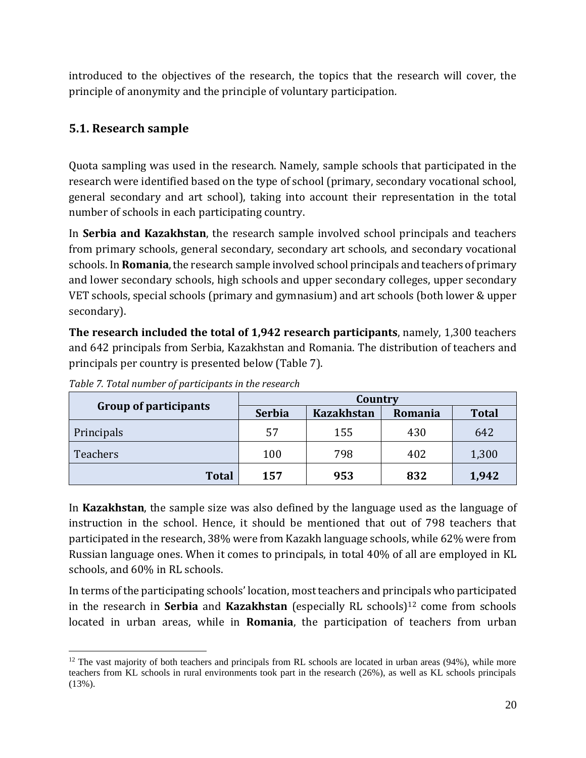introduced to the objectives of the research, the topics that the research will cover, the principle of anonymity and the principle of voluntary participation.

## 5.1. Research sample

Quota sampling was used in the research. Namely, sample schools that participated in the research were identified based on the type of school (primary, secondary vocational school, general secondary and art school), taking into account their representation in the total number of schools in each participating country.

In **Serbia and Kazakhstan**, the research sample involved school principals and teachers from primary schools, general secondary, secondary art schools, and secondary vocational schools. In **Romania**, the research sample involved school principals and teachers of primary and lower secondary schools, high schools and upper secondary colleges, upper secondary VET schools, special schools (primary and gymnasium) and art schools (both lower & upper secondary).

**The research included the total of 1,942 research participants**, namely, 1,300 teachers and 642 principals from Serbia, Kazakhstan and Romania. The distribution of teachers and principals per country is presented below (Table 7).

*Table 7. Total number of participants in the research*

| Group of participants | Country | | | |
|---|---|---|---|---|
| | Serbia | Kazakhstan | Romania | Total |
| Principals | 57 | 155 | 430 | 642 |
| Teachers | 100 | 798 | 402 | 1,300 |
| **Total** | **157** | **953** | **832** | **1,942** |

In **Kazakhstan**, the sample size was also defined by the language used as the language of instruction in the school. Hence, it should be mentioned that out of 798 teachers that participated in the research, 38% were from Kazakh language schools, while 62% were from Russian language ones. When it comes to principals, in total 40% of all are employed in KL schools, and 60% in RL schools.

In terms of the participating schools' location, most teachers and principals who participated in the research in **Serbia** and **Kazakhstan** (especially RL schools)[12] come from schools located in urban areas, while in **Romania**, the participation of teachers from urban

[12] The vast majority of both teachers and principals from RL schools are located in urban areas (94%), while more teachers from KL schools in rural environments took part in the research (26%), as well as KL schools principals (13%).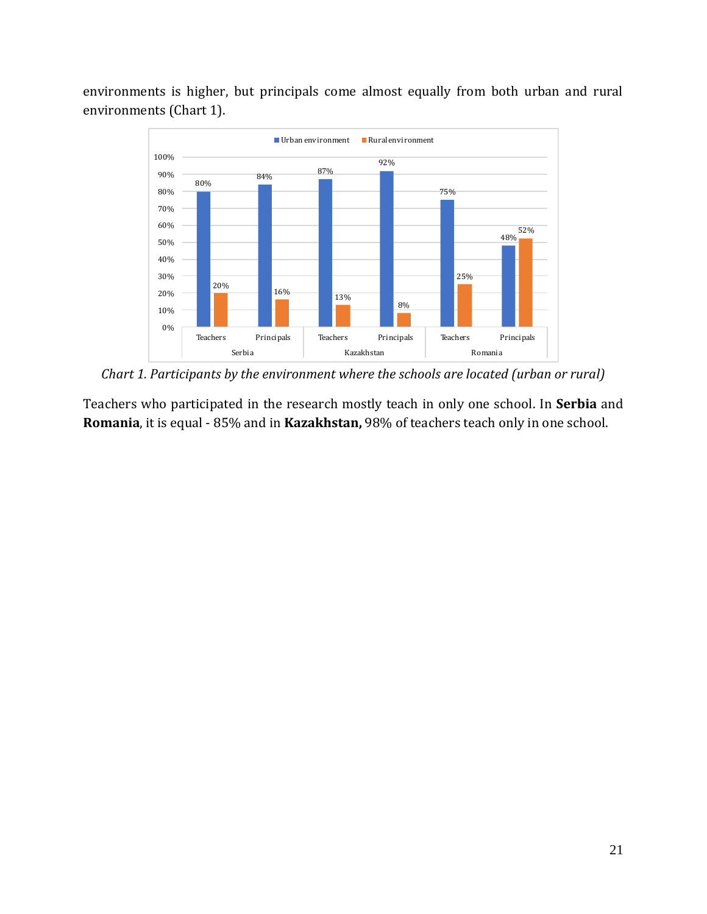environments is higher, but principals come almost equally from both urban and rural environments (Chart 1).

| | | Urban environment | Rural environment |
|---|---|---|---|
| Serbia | Teachers | 80% | 20% |
| | Principals | 84% | 16% |
| Kazakhstan | Teachers | 87% | 13% |
| | Principals | 92% | 8% |
| Romania | Teachers | 75% | 25% |
| | Principals | 48% | 52% |

*Chart 1. Participants by the environment where the schools are located (urban or rural)*

Teachers who participated in the research mostly teach in only one school. In **Serbia** and **Romania**, it is equal - 85% and in **Kazakhstan,** 98% of teachers teach only in one school.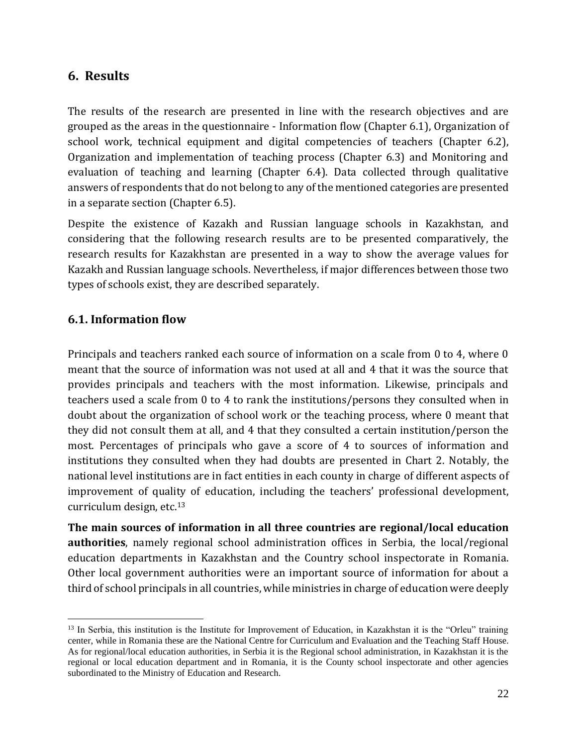# 6. Results

The results of the research are presented in line with the research objectives and are grouped as the areas in the questionnaire - Information flow (Chapter 6.1), Organization of school work, technical equipment and digital competencies of teachers (Chapter 6.2), Organization and implementation of teaching process (Chapter 6.3) and Monitoring and evaluation of teaching and learning (Chapter 6.4). Data collected through qualitative answers of respondents that do not belong to any of the mentioned categories are presented in a separate section (Chapter 6.5).

Despite the existence of Kazakh and Russian language schools in Kazakhstan, and considering that the following research results are to be presented comparatively, the research results for Kazakhstan are presented in a way to show the average values for Kazakh and Russian language schools. Nevertheless, if major differences between those two types of schools exist, they are described separately.

## 6.1. Information flow

Principals and teachers ranked each source of information on a scale from 0 to 4, where 0 meant that the source of information was not used at all and 4 that it was the source that provides principals and teachers with the most information. Likewise, principals and teachers used a scale from 0 to 4 to rank the institutions/persons they consulted when in doubt about the organization of school work or the teaching process, where 0 meant that they did not consult them at all, and 4 that they consulted a certain institution/person the most. Percentages of principals who gave a score of 4 to sources of information and institutions they consulted when they had doubts are presented in Chart 2. Notably, the national level institutions are in fact entities in each county in charge of different aspects of improvement of quality of education, including the teachers' professional development, curriculum design, etc.[13]

**The main sources of information in all three countries are regional/local education authorities**, namely regional school administration offices in Serbia, the local/regional education departments in Kazakhstan and the Country school inspectorate in Romania. Other local government authorities were an important source of information for about a third of school principals in all countries, while ministries in charge of education were deeply

[13] In Serbia, this institution is the Institute for Improvement of Education, in Kazakhstan it is the "Orleu" training center, while in Romania these are the National Centre for Curriculum and Evaluation and the Teaching Staff House. As for regional/local education authorities, in Serbia it is the Regional school administration, in Kazakhstan it is the regional or local education department and in Romania, it is the County school inspectorate and other agencies subordinated to the Ministry of Education and Research.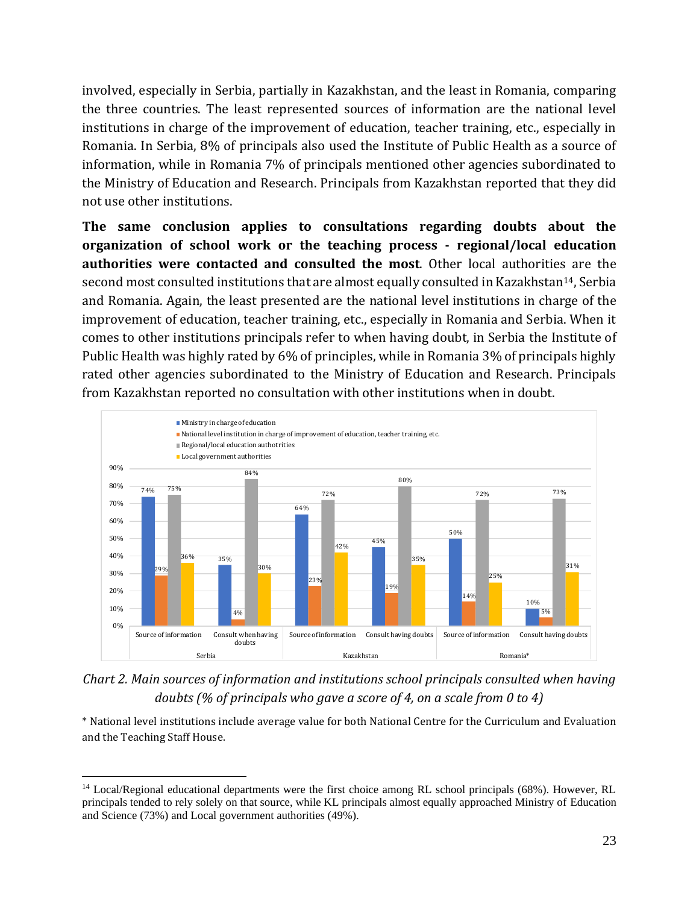involved, especially in Serbia, partially in Kazakhstan, and the least in Romania, comparing the three countries. The least represented sources of information are the national level institutions in charge of the improvement of education, teacher training, etc., especially in Romania. In Serbia, 8% of principals also used the Institute of Public Health as a source of information, while in Romania 7% of principals mentioned other agencies subordinated to the Ministry of Education and Research. Principals from Kazakhstan reported that they did not use other institutions.

**The same conclusion applies to consultations regarding doubts about the organization of school work or the teaching process - regional/local education authorities were contacted and consulted the most**. Other local authorities are the second most consulted institutions that are almost equally consulted in Kazakhstan[14], Serbia and Romania. Again, the least presented are the national level institutions in charge of the improvement of education, teacher training, etc., especially in Romania and Serbia. When it comes to other institutions principals refer to when having doubt, in Serbia the Institute of Public Health was highly rated by 6% of principles, while in Romania 3% of principals highly rated other agencies subordinated to the Ministry of Education and Research. Principals from Kazakhstan reported no consultation with other institutions when in doubt.

| Country | Category | Ministry in charge of education | National level institution in charge of improvement of education, teacher training, etc. | Regional/local education authotrities | Local government authorities |
|---|---|---|---|---|---|
| Serbia | Source of information | 74% | 29% | 75% | 36% |
| Serbia | Consult when having doubts | 35% | 4% | 84% | 30% |
| Kazakhstan | Source of information | 64% | 23% | 72% | 42% |
| Kazakhstan | Consult having doubts | 45% | 19% | 80% | 35% |
| Romania* | Source of information | 50% | 14% | 72% | 25% |
| Romania* | Consult having doubts | 10% | 5% | 73% | 31% |

*Chart 2. Main sources of information and institutions school principals consulted when having doubts (% of principals who gave a score of 4, on a scale from 0 to 4)*

\* National level institutions include average value for both National Centre for the Curriculum and Evaluation and the Teaching Staff House.

[14] Local/Regional educational departments were the first choice among RL school principals (68%). However, RL principals tended to rely solely on that source, while KL principals almost equally approached Ministry of Education and Science (73%) and Local government authorities (49%).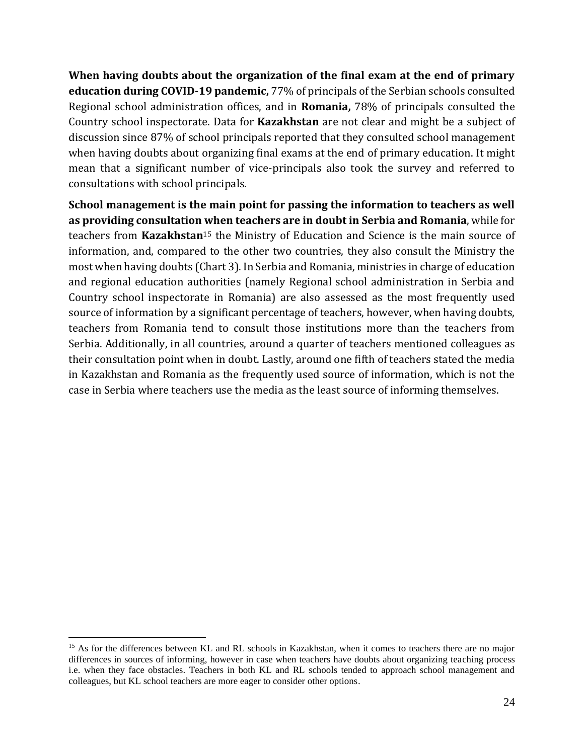**When having doubts about the organization of the final exam at the end of primary education during COVID-19 pandemic,** 77% of principals of the Serbian schools consulted Regional school administration offices, and in **Romania,** 78% of principals consulted the Country school inspectorate. Data for **Kazakhstan** are not clear and might be a subject of discussion since 87% of school principals reported that they consulted school management when having doubts about organizing final exams at the end of primary education. It might mean that a significant number of vice-principals also took the survey and referred to consultations with school principals.

**School management is the main point for passing the information to teachers as well as providing consultation when teachers are in doubt in Serbia and Romania**, while for teachers from **Kazakhstan**[15] the Ministry of Education and Science is the main source of information, and, compared to the other two countries, they also consult the Ministry the most when having doubts (Chart 3). In Serbia and Romania, ministries in charge of education and regional education authorities (namely Regional school administration in Serbia and Country school inspectorate in Romania) are also assessed as the most frequently used source of information by a significant percentage of teachers, however, when having doubts, teachers from Romania tend to consult those institutions more than the teachers from Serbia. Additionally, in all countries, around a quarter of teachers mentioned colleagues as their consultation point when in doubt. Lastly, around one fifth of teachers stated the media in Kazakhstan and Romania as the frequently used source of information, which is not the case in Serbia where teachers use the media as the least source of informing themselves.

[15] As for the differences between KL and RL schools in Kazakhstan, when it comes to teachers there are no major differences in sources of informing, however in case when teachers have doubts about organizing teaching process i.e. when they face obstacles. Teachers in both KL and RL schools tended to approach school management and colleagues, but KL school teachers are more eager to consider other options.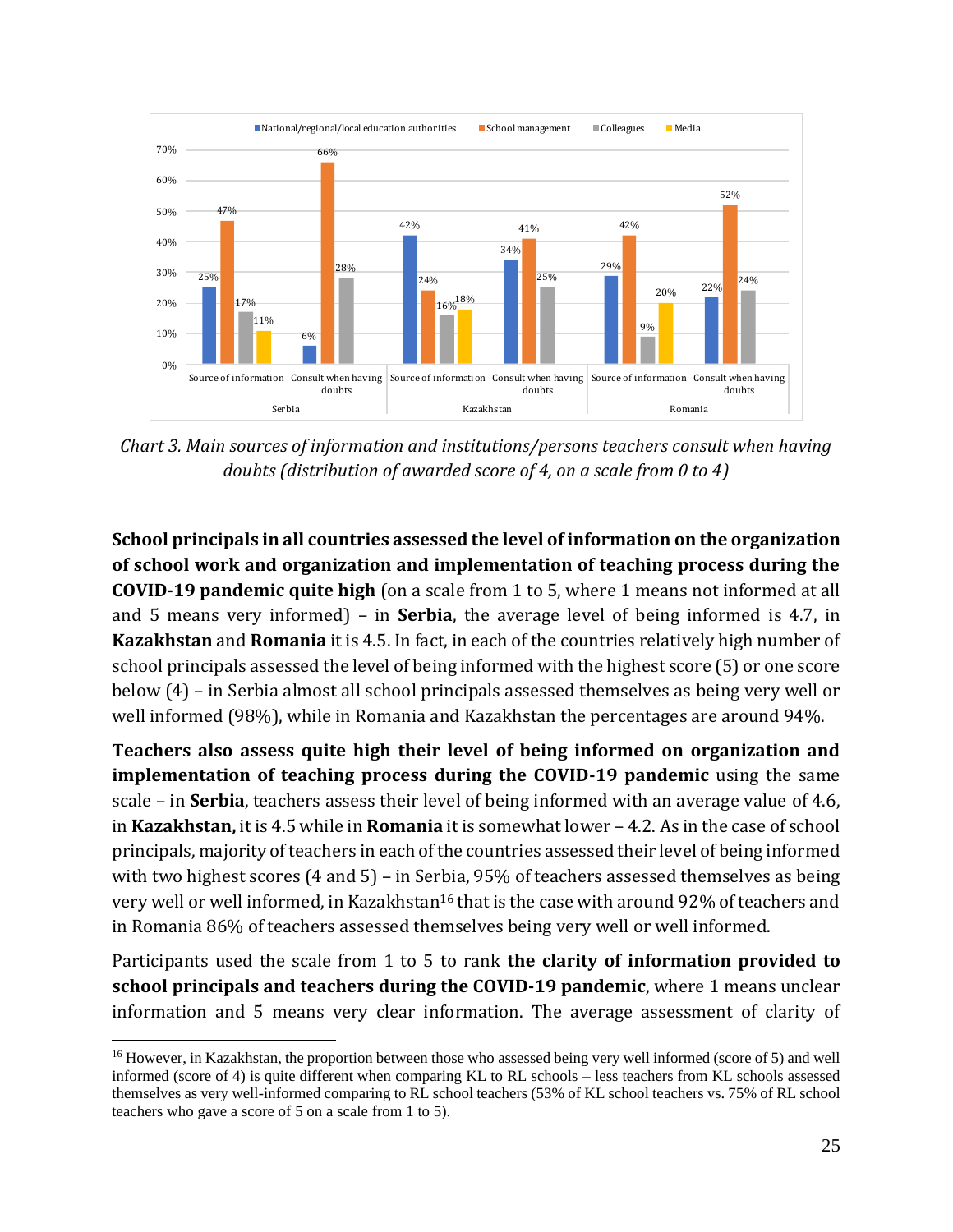*Chart 3. Main sources of information and institutions/persons teachers consult when having doubts (distribution of awarded score of 4, on a scale from 0 to 4)*

**School principals in all countries assessed the level of information on the organization of school work and organization and implementation of teaching process during the COVID-19 pandemic quite high** (on a scale from 1 to 5, where 1 means not informed at all and 5 means very informed) – in **Serbia**, the average level of being informed is 4.7, in **Kazakhstan** and **Romania** it is 4.5. In fact, in each of the countries relatively high number of school principals assessed the level of being informed with the highest score (5) or one score below (4) – in Serbia almost all school principals assessed themselves as being very well or well informed (98%), while in Romania and Kazakhstan the percentages are around 94%.

**Teachers also assess quite high their level of being informed on organization and implementation of teaching process during the COVID-19 pandemic** using the same scale – in **Serbia**, teachers assess their level of being informed with an average value of 4.6, in **Kazakhstan,** it is 4.5 while in **Romania** it is somewhat lower – 4.2. As in the case of school principals, majority of teachers in each of the countries assessed their level of being informed with two highest scores (4 and 5) – in Serbia, 95% of teachers assessed themselves as being very well or well informed, in Kazakhstan[16] that is the case with around 92% of teachers and in Romania 86% of teachers assessed themselves being very well or well informed.

Participants used the scale from 1 to 5 to rank **the clarity of information provided to school principals and teachers during the COVID-19 pandemic**, where 1 means unclear information and 5 means very clear information. The average assessment of clarity of

[16] However, in Kazakhstan, the proportion between those who assessed being very well informed (score of 5) and well informed (score of 4) is quite different when comparing KL to RL schools – less teachers from KL schools assessed themselves as very well-informed comparing to RL school teachers (53% of KL school teachers vs. 75% of RL school teachers who gave a score of 5 on a scale from 1 to 5).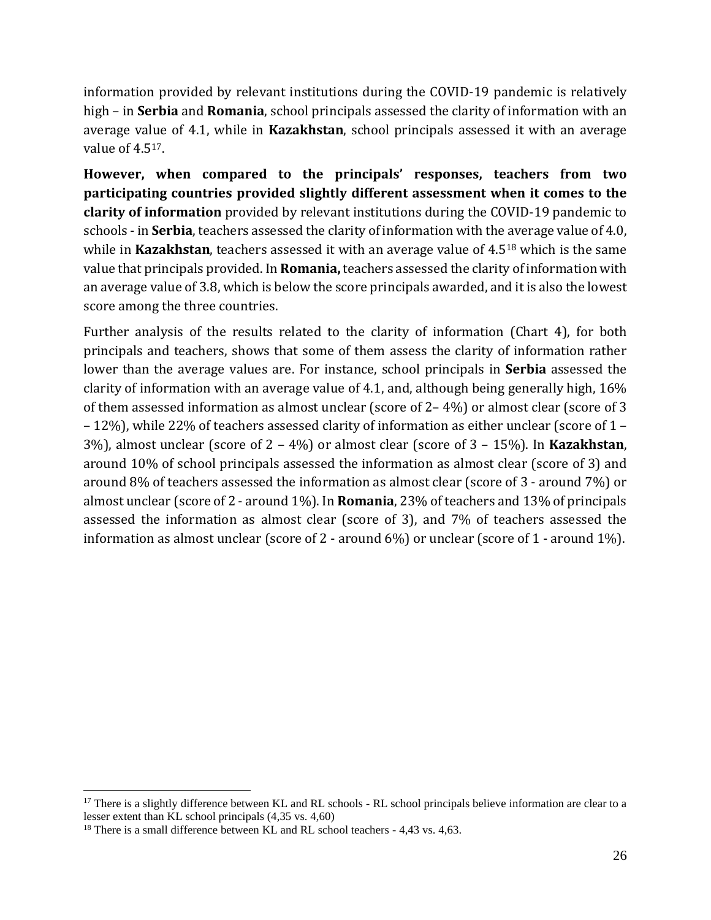information provided by relevant institutions during the COVID-19 pandemic is relatively high – in **Serbia** and **Romania**, school principals assessed the clarity of information with an average value of 4.1, while in **Kazakhstan**, school principals assessed it with an average value of 4.5[17].

**However, when compared to the principals' responses, teachers from two participating countries provided slightly different assessment when it comes to the clarity of information** provided by relevant institutions during the COVID-19 pandemic to schools - in **Serbia**, teachers assessed the clarity of information with the average value of 4.0, while in **Kazakhstan**, teachers assessed it with an average value of 4.5[18] which is the same value that principals provided. In **Romania,** teachers assessed the clarity of information with an average value of 3.8, which is below the score principals awarded, and it is also the lowest score among the three countries.

Further analysis of the results related to the clarity of information (Chart 4), for both principals and teachers, shows that some of them assess the clarity of information rather lower than the average values are. For instance, school principals in **Serbia** assessed the clarity of information with an average value of 4.1, and, although being generally high, 16% of them assessed information as almost unclear (score of 2– 4%) or almost clear (score of 3 – 12%), while 22% of teachers assessed clarity of information as either unclear (score of 1 – 3%), almost unclear (score of 2 – 4%) or almost clear (score of 3 – 15%). In **Kazakhstan**, around 10% of school principals assessed the information as almost clear (score of 3) and around 8% of teachers assessed the information as almost clear (score of 3 - around 7%) or almost unclear (score of 2 - around 1%). In **Romania**, 23% of teachers and 13% of principals assessed the information as almost clear (score of 3), and 7% of teachers assessed the information as almost unclear (score of 2 - around 6%) or unclear (score of 1 - around 1%).

---

[17] There is a slightly difference between KL and RL schools - RL school principals believe information are clear to a lesser extent than KL school principals (4,35 vs. 4,60)

[18] There is a small difference between KL and RL school teachers - 4,43 vs. 4,63.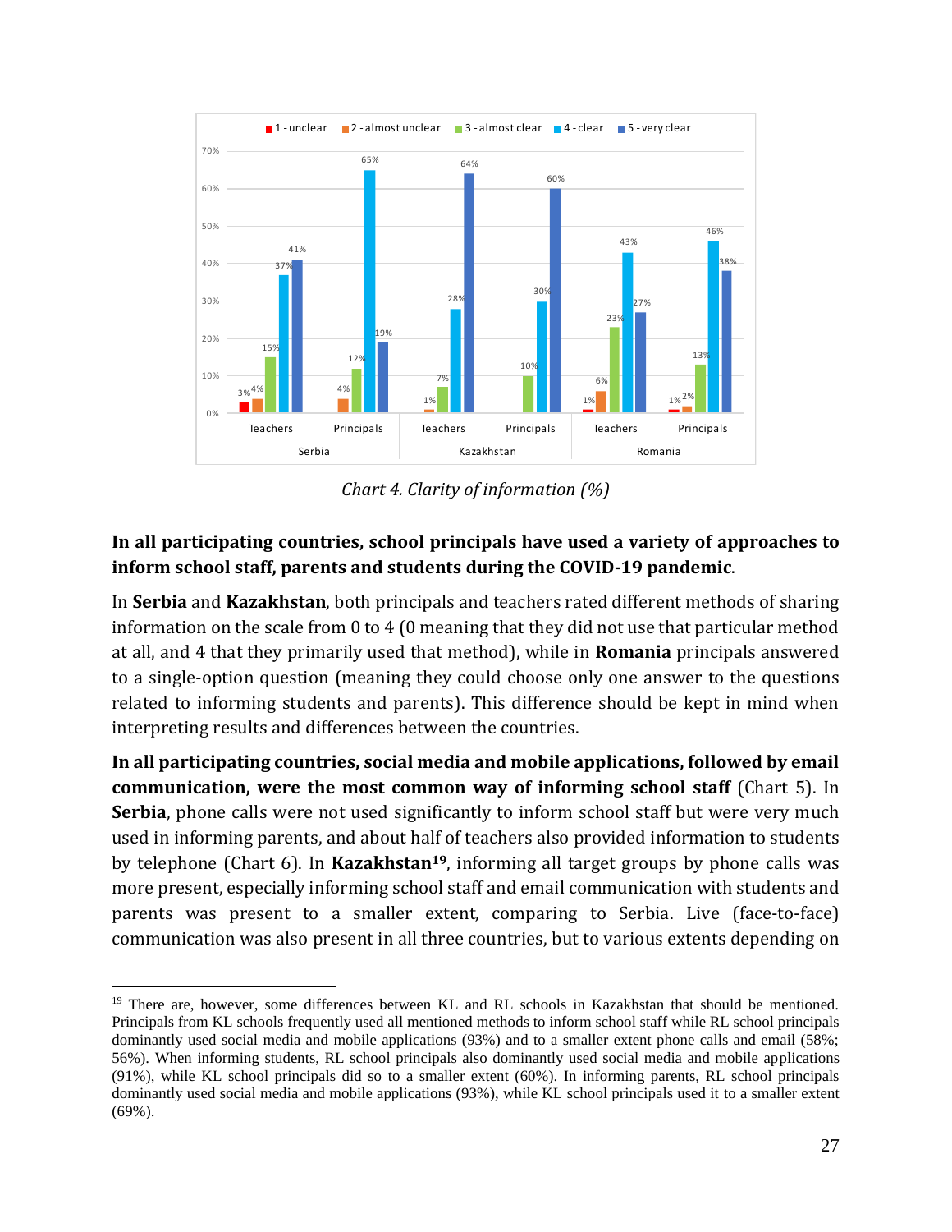*Chart 4. Clarity of information (%)*

**In all participating countries, school principals have used a variety of approaches to inform school staff, parents and students during the COVID-19 pandemic**.

In **Serbia** and **Kazakhstan**, both principals and teachers rated different methods of sharing information on the scale from 0 to 4 (0 meaning that they did not use that particular method at all, and 4 that they primarily used that method), while in **Romania** principals answered to a single-option question (meaning they could choose only one answer to the questions related to informing students and parents). This difference should be kept in mind when interpreting results and differences between the countries.

**In all participating countries, social media and mobile applications, followed by email communication, were the most common way of informing school staff** (Chart 5). In **Serbia**, phone calls were not used significantly to inform school staff but were very much used in informing parents, and about half of teachers also provided information to students by telephone (Chart 6). In **Kazakhstan**[19], informing all target groups by phone calls was more present, especially informing school staff and email communication with students and parents was present to a smaller extent, comparing to Serbia. Live (face-to-face) communication was also present in all three countries, but to various extents depending on

---

[19] There are, however, some differences between KL and RL schools in Kazakhstan that should be mentioned. Principals from KL schools frequently used all mentioned methods to inform school staff while RL school principals dominantly used social media and mobile applications (93%) and to a smaller extent phone calls and email (58%; 56%). When informing students, RL school principals also dominantly used social media and mobile applications (91%), while KL school principals did so to a smaller extent (60%). In informing parents, RL school principals dominantly used social media and mobile applications (93%), while KL school principals used it to a smaller extent (69%).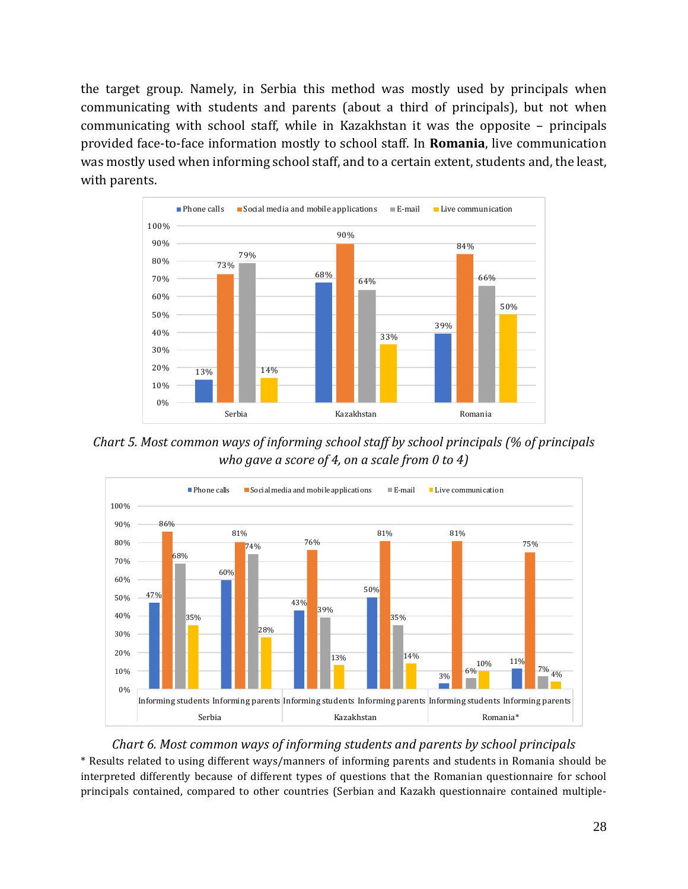the target group. Namely, in Serbia this method was mostly used by principals when communicating with students and parents (about a third of principals), but not when communicating with school staff, while in Kazakhstan it was the opposite – principals provided face-to-face information mostly to school staff. In **Romania**, live communication was mostly used when informing school staff, and to a certain extent, students and, the least, with parents.

| | Phone calls | Social media and mobile applications | E-mail | Live communication |
|---|---|---|---|---|
| Serbia | 13% | 73% | 79% | 14% |
| Kazakhstan | 68% | 90% | 64% | 33% |
| Romania | 39% | 84% | 66% | 50% |

*Chart 5. Most common ways of informing school staff by school principals (% of principals who gave a score of 4, on a scale from 0 to 4)*

| Country | Group | Phone calls | Social media and mobile applications | E-mail | Live communication |
|---|---|---|---|---|---|
| Serbia | Informing students | 47% | 86% | 68% | 35% |
| Serbia | Informing parents | 60% | 81% | 74% | 28% |
| Kazakhstan | Informing students | 43% | 76% | 39% | 13% |
| Kazakhstan | Informing parents | 50% | 81% | 35% | 14% |
| Romania* | Informing students | 3% | 81% | 6% | 10% |
| Romania* | Informing parents | 11% | 75% | 7% | 4% |

*Chart 6. Most common ways of informing students and parents by school principals*

* Results related to using different ways/manners of informing parents and students in Romania should be interpreted differently because of different types of questions that the Romanian questionnaire for school principals contained, compared to other countries (Serbian and Kazakh questionnaire contained multiple-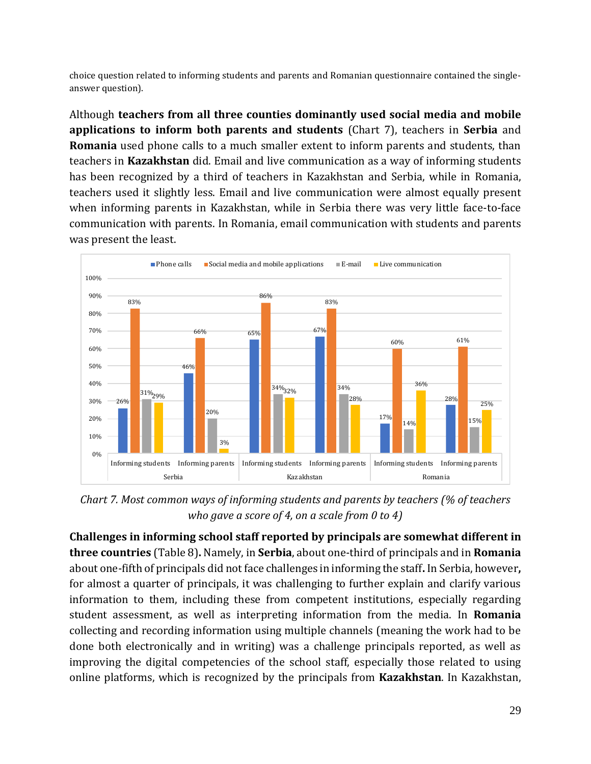choice question related to informing students and parents and Romanian questionnaire contained the single-answer question).

Although **teachers from all three counties dominantly used social media and mobile applications to inform both parents and students** (Chart 7), teachers in **Serbia** and **Romania** used phone calls to a much smaller extent to inform parents and students, than teachers in **Kazakhstan** did. Email and live communication as a way of informing students has been recognized by a third of teachers in Kazakhstan and Serbia, while in Romania, teachers used it slightly less. Email and live communication were almost equally present when informing parents in Kazakhstan, while in Serbia there was very little face-to-face communication with parents. In Romania, email communication with students and parents was present the least.

| Country | Group | Phone calls | Social media and mobile applications | E-mail | Live communication |
|---|---|---|---|---|---|
| Serbia | Informing students | 26% | 83% | 31% | 29% |
| Serbia | Informing parents | 46% | 66% | 20% | 3% |
| Kazakhstan | Informing students | 65% | 86% | 34% | 32% |
| Kazakhstan | Informing parents | 67% | 83% | 34% | 28% |
| Romania | Informing students | 17% | 60% | 14% | 36% |
| Romania | Informing parents | 28% | 61% | 15% | 25% |

*Chart 7. Most common ways of informing students and parents by teachers (% of teachers who gave a score of 4, on a scale from 0 to 4)*

**Challenges in informing school staff reported by principals are somewhat different in three countries** (Table 8)**.** Namely, in **Serbia**, about one-third of principals and in **Romania** about one-fifth of principals did not face challenges in informing the staff**.** In Serbia, however**,** for almost a quarter of principals, it was challenging to further explain and clarify various information to them, including these from competent institutions, especially regarding student assessment, as well as interpreting information from the media. In **Romania** collecting and recording information using multiple channels (meaning the work had to be done both electronically and in writing) was a challenge principals reported, as well as improving the digital competencies of the school staff, especially those related to using online platforms, which is recognized by the principals from **Kazakhstan**. In Kazakhstan,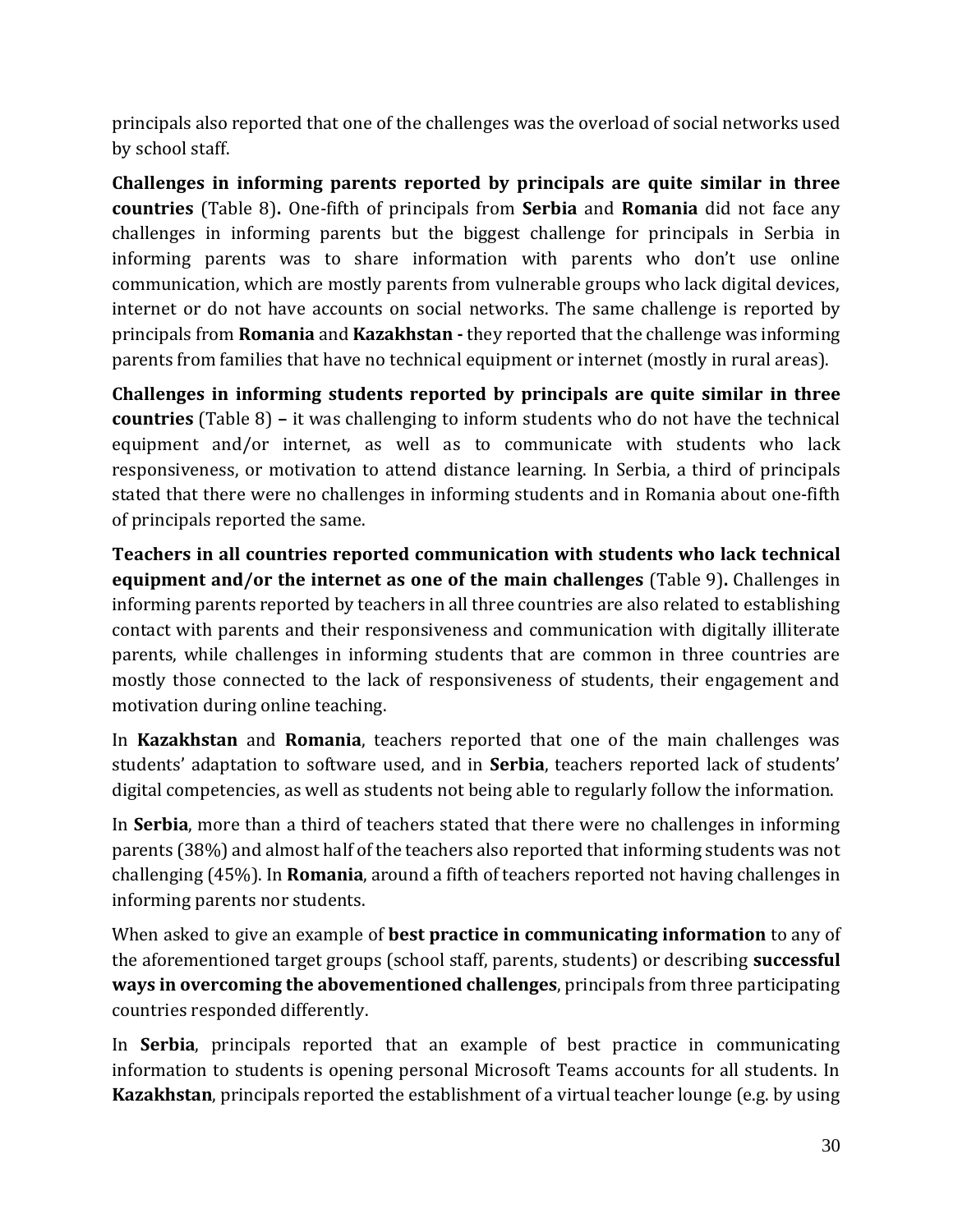principals also reported that one of the challenges was the overload of social networks used by school staff.

**Challenges in informing parents reported by principals are quite similar in three countries** (Table 8)**.** One-fifth of principals from **Serbia** and **Romania** did not face any challenges in informing parents but the biggest challenge for principals in Serbia in informing parents was to share information with parents who don't use online communication, which are mostly parents from vulnerable groups who lack digital devices, internet or do not have accounts on social networks. The same challenge is reported by principals from **Romania** and **Kazakhstan -** they reported that the challenge was informing parents from families that have no technical equipment or internet (mostly in rural areas).

**Challenges in informing students reported by principals are quite similar in three countries** (Table 8) **–** it was challenging to inform students who do not have the technical equipment and/or internet, as well as to communicate with students who lack responsiveness, or motivation to attend distance learning. In Serbia, a third of principals stated that there were no challenges in informing students and in Romania about one-fifth of principals reported the same.

**Teachers in all countries reported communication with students who lack technical equipment and/or the internet as one of the main challenges** (Table 9)**.** Challenges in informing parents reported by teachers in all three countries are also related to establishing contact with parents and their responsiveness and communication with digitally illiterate parents, while challenges in informing students that are common in three countries are mostly those connected to the lack of responsiveness of students, their engagement and motivation during online teaching.

In **Kazakhstan** and **Romania**, teachers reported that one of the main challenges was students' adaptation to software used, and in **Serbia**, teachers reported lack of students' digital competencies, as well as students not being able to regularly follow the information.

In **Serbia**, more than a third of teachers stated that there were no challenges in informing parents (38%) and almost half of the teachers also reported that informing students was not challenging (45%). In **Romania**, around a fifth of teachers reported not having challenges in informing parents nor students.

When asked to give an example of **best practice in communicating information** to any of the aforementioned target groups (school staff, parents, students) or describing **successful ways in overcoming the abovementioned challenges**, principals from three participating countries responded differently.

In **Serbia**, principals reported that an example of best practice in communicating information to students is opening personal Microsoft Teams accounts for all students. In **Kazakhstan**, principals reported the establishment of a virtual teacher lounge (e.g. by using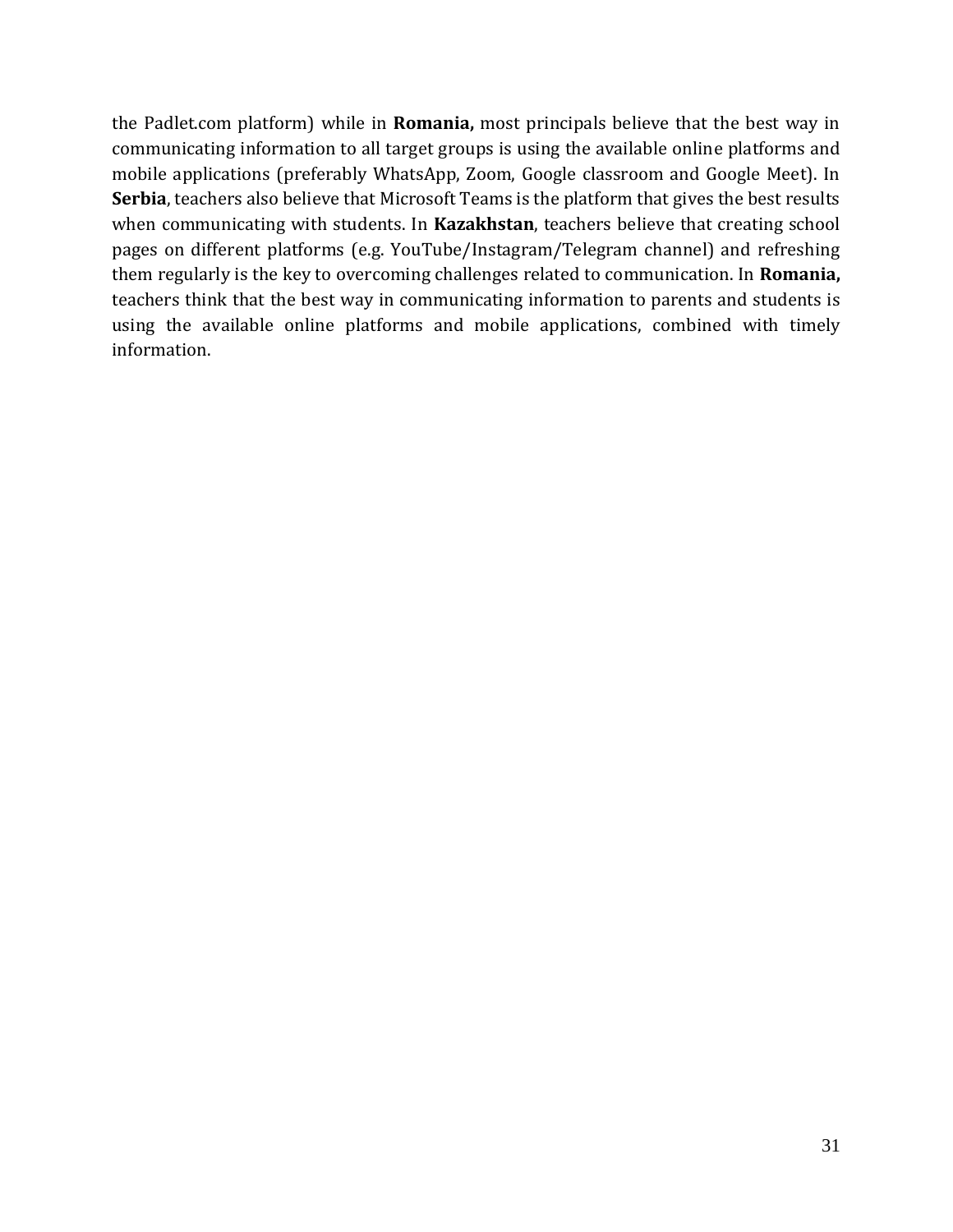the Padlet.com platform) while in **Romania,** most principals believe that the best way in communicating information to all target groups is using the available online platforms and mobile applications (preferably WhatsApp, Zoom, Google classroom and Google Meet). In **Serbia**, teachers also believe that Microsoft Teams is the platform that gives the best results when communicating with students. In **Kazakhstan**, teachers believe that creating school pages on different platforms (e.g. YouTube/Instagram/Telegram channel) and refreshing them regularly is the key to overcoming challenges related to communication. In **Romania,** teachers think that the best way in communicating information to parents and students is using the available online platforms and mobile applications, combined with timely information.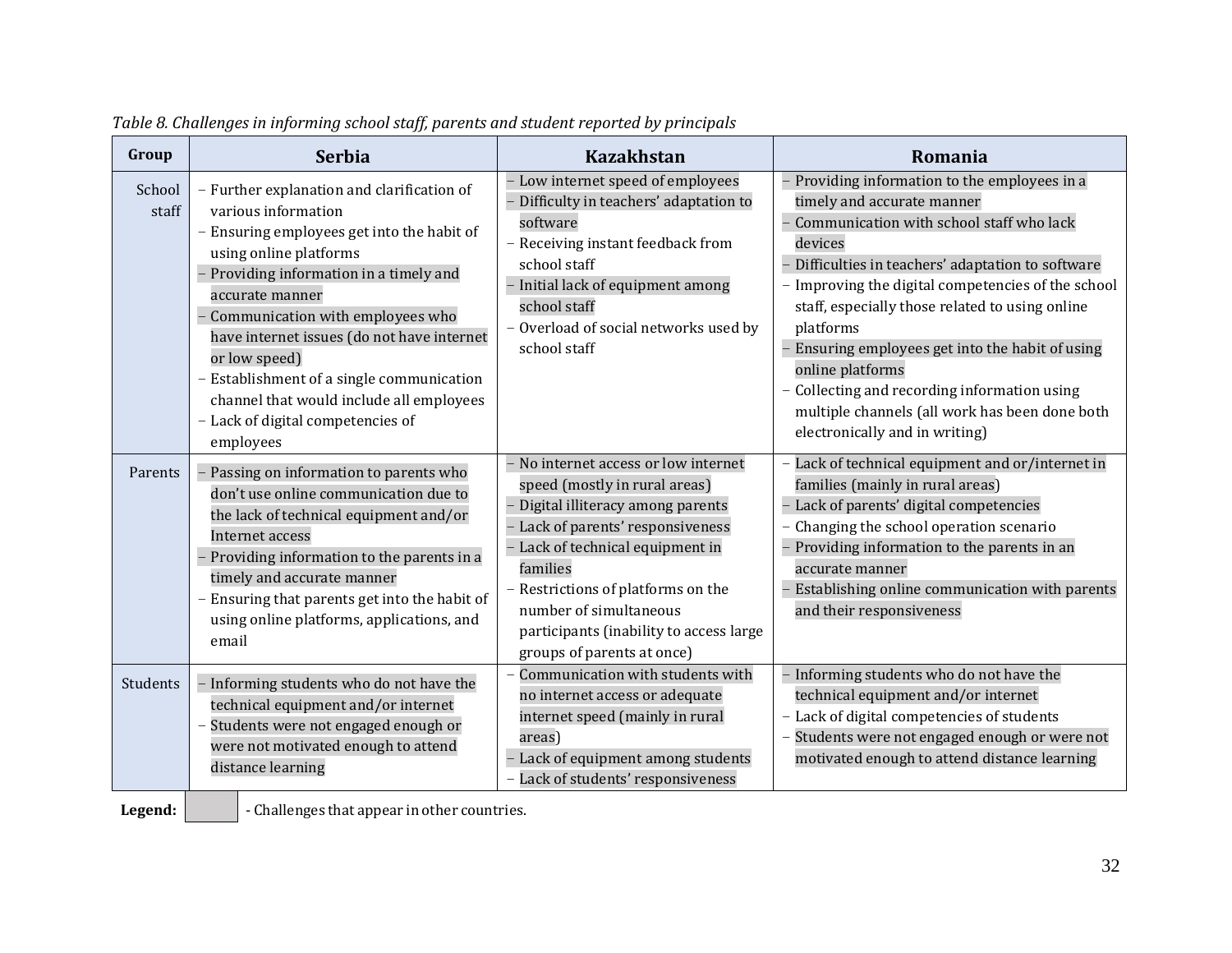*Table 8. Challenges in informing school staff, parents and student reported by principals*

| Group | Serbia | Kazakhstan | Romania |
|---|---|---|---|
| School staff | – Further explanation and clarification of various information<br>– Ensuring employees get into the habit of using online platforms<br>– Providing information in a timely and accurate manner<br>– Communication with employees who have internet issues (do not have internet or low speed)<br>– Establishment of a single communication channel that would include all employees<br>– Lack of digital competencies of employees | – Low internet speed of employees<br>– Difficulty in teachers' adaptation to software<br>– Receiving instant feedback from school staff<br>– Initial lack of equipment among school staff<br>– Overload of social networks used by school staff | – Providing information to the employees in a timely and accurate manner<br>– Communication with school staff who lack devices<br>– Difficulties in teachers' adaptation to software<br>– Improving the digital competencies of the school staff, especially those related to using online platforms<br>– Ensuring employees get into the habit of using online platforms<br>– Collecting and recording information using multiple channels (all work has been done both electronically and in writing) |
| Parents | – Passing on information to parents who don't use online communication due to the lack of technical equipment and/or Internet access<br>– Providing information to the parents in a timely and accurate manner<br>– Ensuring that parents get into the habit of using online platforms, applications, and email | – No internet access or low internet speed (mostly in rural areas)<br>– Digital illiteracy among parents<br>– Lack of parents' responsiveness<br>– Lack of technical equipment in families<br>– Restrictions of platforms on the number of simultaneous participants (inability to access large groups of parents at once) | – Lack of technical equipment and or/internet in families (mainly in rural areas)<br>– Lack of parents' digital competencies<br>– Changing the school operation scenario<br>– Providing information to the parents in an accurate manner<br>– Establishing online communication with parents and their responsiveness |
| Students | – Informing students who do not have the technical equipment and/or internet<br>– Students were not engaged enough or were not motivated enough to attend distance learning | – Communication with students with no internet access or adequate internet speed (mainly in rural areas)<br>– Lack of equipment among students<br>– Lack of students' responsiveness | – Informing students who do not have the technical equipment and/or internet<br>– Lack of digital competencies of students<br>– Students were not engaged enough or were not motivated enough to attend distance learning |

**Legend:** [shaded] - Challenges that appear in other countries.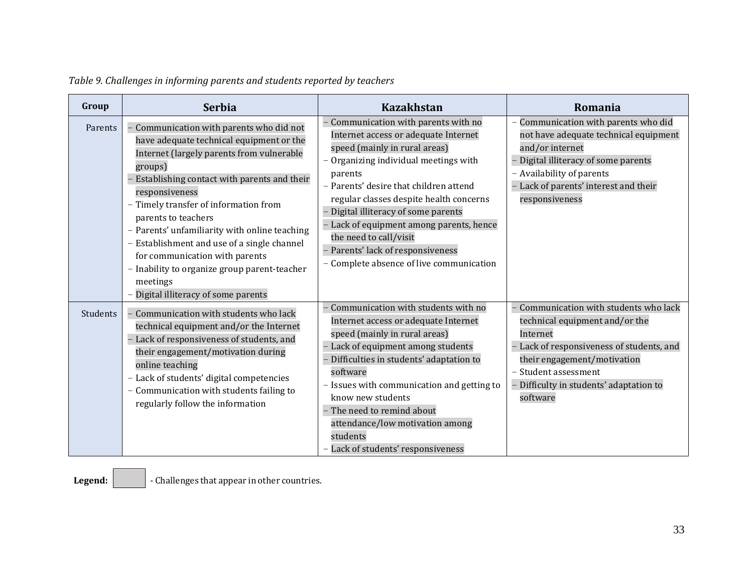*Table 9. Challenges in informing parents and students reported by teachers*

| Group | Serbia | Kazakhstan | Romania |
|---|---|---|---|
| Parents | – Communication with parents who did not have adequate technical equipment or the Internet (largely parents from vulnerable groups)<br>– Establishing contact with parents and their responsiveness<br>– Timely transfer of information from parents to teachers<br>– Parents' unfamiliarity with online teaching<br>– Establishment and use of a single channel for communication with parents<br>– Inability to organize group parent-teacher meetings<br>– Digital illiteracy of some parents | – Communication with parents with no Internet access or adequate Internet speed (mainly in rural areas)<br>– Organizing individual meetings with parents<br>– Parents' desire that children attend regular classes despite health concerns<br>– Digital illiteracy of some parents<br>– Lack of equipment among parents, hence the need to call/visit<br>– Parents' lack of responsiveness<br>– Complete absence of live communication | – Communication with parents who did not have adequate technical equipment and/or internet<br>– Digital illiteracy of some parents<br>– Availability of parents<br>– Lack of parents' interest and their responsiveness |
| Students | – Communication with students who lack technical equipment and/or the Internet<br>– Lack of responsiveness of students, and their engagement/motivation during online teaching<br>– Lack of students' digital competencies<br>– Communication with students failing to regularly follow the information | – Communication with students with no Internet access or adequate Internet speed (mainly in rural areas)<br>– Lack of equipment among students<br>– Difficulties in students' adaptation to software<br>– Issues with communication and getting to know new students<br>– The need to remind about attendance/low motivation among students<br>– Lack of students' responsiveness | – Communication with students who lack technical equipment and/or the Internet<br>– Lack of responsiveness of students, and their engagement/motivation<br>– Student assessment<br>– Difficulty in students' adaptation to software |

**Legend:** [shaded] - Challenges that appear in other countries.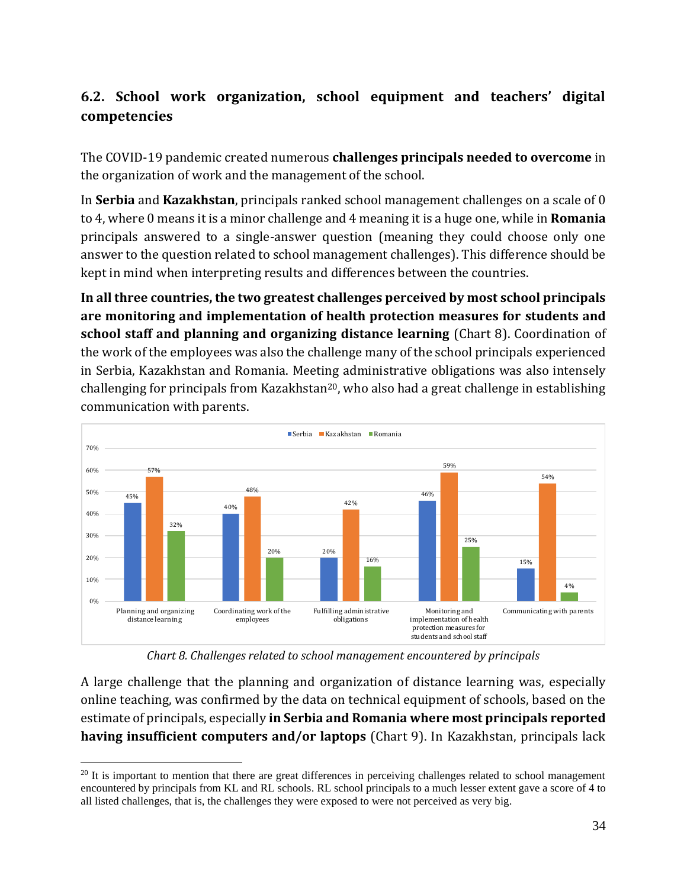## 6.2. School work organization, school equipment and teachers' digital competencies

The COVID-19 pandemic created numerous **challenges principals needed to overcome** in the organization of work and the management of the school.

In **Serbia** and **Kazakhstan**, principals ranked school management challenges on a scale of 0 to 4, where 0 means it is a minor challenge and 4 meaning it is a huge one, while in **Romania** principals answered to a single-answer question (meaning they could choose only one answer to the question related to school management challenges). This difference should be kept in mind when interpreting results and differences between the countries.

**In all three countries, the two greatest challenges perceived by most school principals are monitoring and implementation of health protection measures for students and school staff and planning and organizing distance learning** (Chart 8). Coordination of the work of the employees was also the challenge many of the school principals experienced in Serbia, Kazakhstan and Romania. Meeting administrative obligations was also intensely challenging for principals from Kazakhstan[20], who also had a great challenge in establishing communication with parents.

| | Serbia | Kazakhstan | Romania |
|---|---|---|---|
| Planning and organizing distance learning | 45% | 57% | 32% |
| Coordinating work of the employees | 40% | 48% | 20% |
| Fulfilling administrative obligations | 20% | 42% | 16% |
| Monitoring and implementation of health protection measures for students and school staff | 46% | 59% | 25% |
| Communicating with parents | 15% | 54% | 4% |

*Chart 8. Challenges related to school management encountered by principals*

A large challenge that the planning and organization of distance learning was, especially online teaching, was confirmed by the data on technical equipment of schools, based on the estimate of principals, especially **in Serbia and Romania where most principals reported having insufficient computers and/or laptops** (Chart 9). In Kazakhstan, principals lack

---

[20] It is important to mention that there are great differences in perceiving challenges related to school management encountered by principals from KL and RL schools. RL school principals to a much lesser extent gave a score of 4 to all listed challenges, that is, the challenges they were exposed to were not perceived as very big.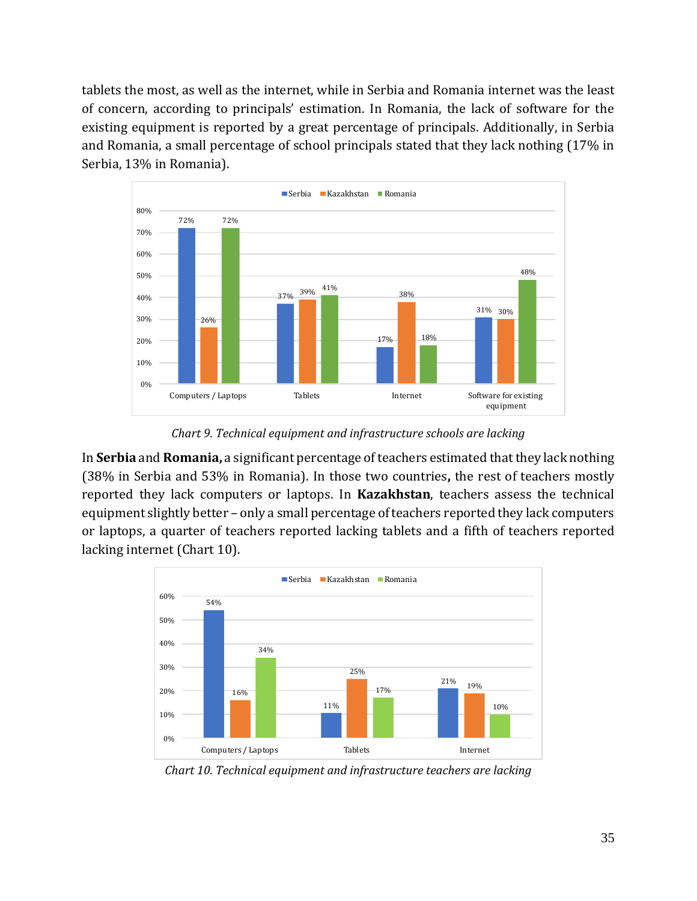tablets the most, as well as the internet, while in Serbia and Romania internet was the least of concern, according to principals' estimation. In Romania, the lack of software for the existing equipment is reported by a great percentage of principals. Additionally, in Serbia and Romania, a small percentage of school principals stated that they lack nothing (17% in Serbia, 13% in Romania).

| | Serbia | Kazakhstan | Romania |
|---|---|---|---|
| Computers / Laptops | 72% | 26% | 72% |
| Tablets | 37% | 39% | 41% |
| Internet | 17% | 38% | 18% |
| Software for existing equipment | 31% | 30% | 48% |

*Chart 9. Technical equipment and infrastructure schools are lacking*

In **Serbia** and **Romania,** a significant percentage of teachers estimated that they lack nothing (38% in Serbia and 53% in Romania). In those two countries**,** the rest of teachers mostly reported they lack computers or laptops. In **Kazakhstan**, teachers assess the technical equipment slightly better – only a small percentage of teachers reported they lack computers or laptops, a quarter of teachers reported lacking tablets and a fifth of teachers reported lacking internet (Chart 10).

| | Serbia | Kazakhstan | Romania |
|---|---|---|---|
| Computers / Laptops | 54% | 16% | 34% |
| Tablets | 11% | 25% | 17% |
| Internet | 21% | 19% | 10% |

*Chart 10. Technical equipment and infrastructure teachers are lacking*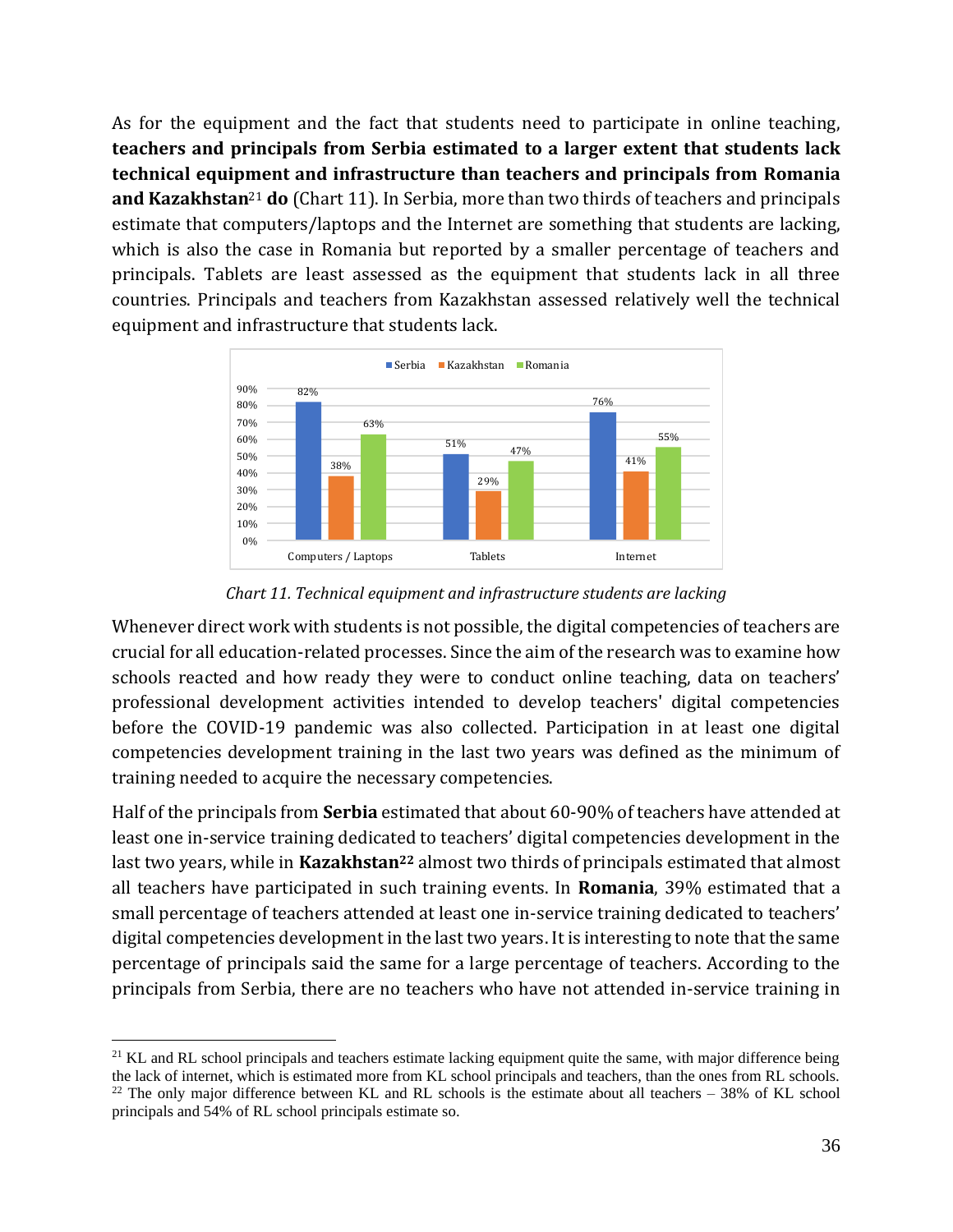As for the equipment and the fact that students need to participate in online teaching, **teachers and principals from Serbia estimated to a larger extent that students lack technical equipment and infrastructure than teachers and principals from Romania and Kazakhstan**[21] **do** (Chart 11). In Serbia, more than two thirds of teachers and principals estimate that computers/laptops and the Internet are something that students are lacking, which is also the case in Romania but reported by a smaller percentage of teachers and principals. Tablets are least assessed as the equipment that students lack in all three countries. Principals and teachers from Kazakhstan assessed relatively well the technical equipment and infrastructure that students lack.

| | Serbia | Kazakhstan | Romania |
|---|---|---|---|
| Computers / Laptops | 82% | 38% | 63% |
| Tablets | 51% | 29% | 47% |
| Internet | 76% | 41% | 55% |

*Chart 11. Technical equipment and infrastructure students are lacking*

Whenever direct work with students is not possible, the digital competencies of teachers are crucial for all education-related processes. Since the aim of the research was to examine how schools reacted and how ready they were to conduct online teaching, data on teachers' professional development activities intended to develop teachers' digital competencies before the COVID-19 pandemic was also collected. Participation in at least one digital competencies development training in the last two years was defined as the minimum of training needed to acquire the necessary competencies.

Half of the principals from **Serbia** estimated that about 60-90% of teachers have attended at least one in-service training dedicated to teachers' digital competencies development in the last two years, while in **Kazakhstan**[22] almost two thirds of principals estimated that almost all teachers have participated in such training events. In **Romania**, 39% estimated that a small percentage of teachers attended at least one in-service training dedicated to teachers' digital competencies development in the last two years. It is interesting to note that the same percentage of principals said the same for a large percentage of teachers. According to the principals from Serbia, there are no teachers who have not attended in-service training in

---

[21] KL and RL school principals and teachers estimate lacking equipment quite the same, with major difference being the lack of internet, which is estimated more from KL school principals and teachers, than the ones from RL schools.

[22] The only major difference between KL and RL schools is the estimate about all teachers – 38% of KL school principals and 54% of RL school principals estimate so.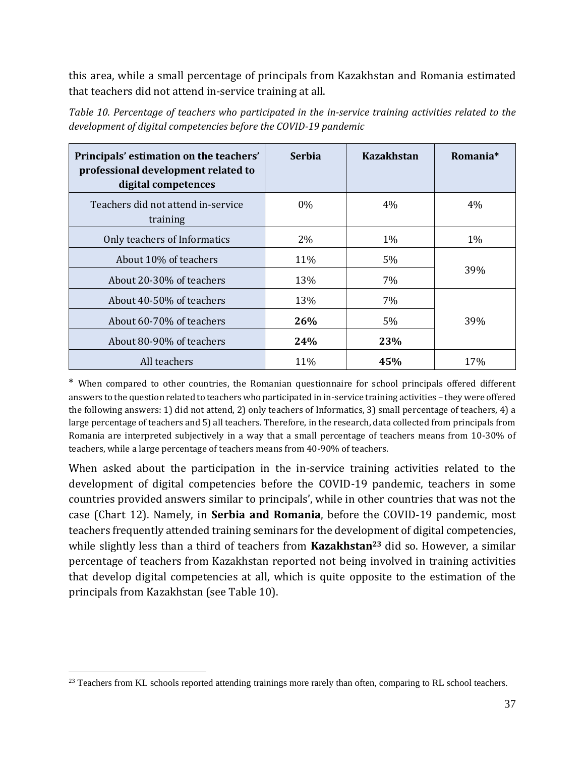this area, while a small percentage of principals from Kazakhstan and Romania estimated that teachers did not attend in-service training at all.

*Table 10. Percentage of teachers who participated in the in-service training activities related to the development of digital competencies before the COVID-19 pandemic*

| Principals' estimation on the teachers' professional development related to digital competences | Serbia | Kazakhstan | Romania* |
|---|---|---|---|
| Teachers did not attend in-service training | 0% | 4% | 4% |
| Only teachers of Informatics | 2% | 1% | 1% |
| About 10% of teachers | 11% | 5% | 39% |
| About 20-30% of teachers | 13% | 7% | |
| About 40-50% of teachers | 13% | 7% | 39% |
| About 60-70% of teachers | **26%** | 5% | |
| About 80-90% of teachers | **24%** | **23%** | |
| All teachers | 11% | **45%** | 17% |

\* When compared to other countries, the Romanian questionnaire for school principals offered different answers to the question related to teachers who participated in in-service training activities – they were offered the following answers: 1) did not attend, 2) only teachers of Informatics, 3) small percentage of teachers, 4) a large percentage of teachers and 5) all teachers. Therefore, in the research, data collected from principals from Romania are interpreted subjectively in a way that a small percentage of teachers means from 10-30% of teachers, while a large percentage of teachers means from 40-90% of teachers.

When asked about the participation in the in-service training activities related to the development of digital competencies before the COVID-19 pandemic, teachers in some countries provided answers similar to principals', while in other countries that was not the case (Chart 12). Namely, in **Serbia and Romania**, before the COVID-19 pandemic, most teachers frequently attended training seminars for the development of digital competencies, while slightly less than a third of teachers from **Kazakhstan**[23] did so. However, a similar percentage of teachers from Kazakhstan reported not being involved in training activities that develop digital competencies at all, which is quite opposite to the estimation of the principals from Kazakhstan (see Table 10).

[23] Teachers from KL schools reported attending trainings more rarely than often, comparing to RL school teachers.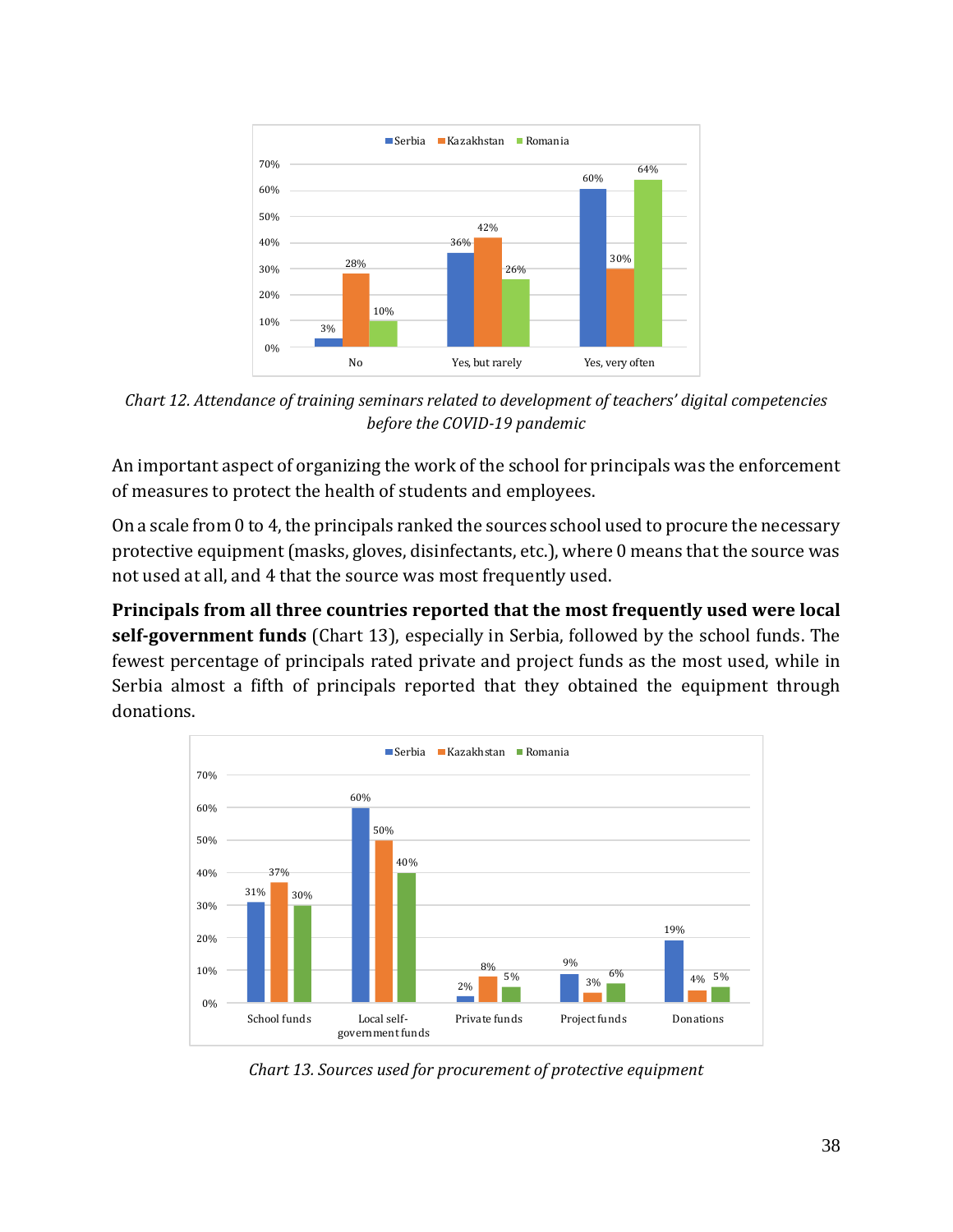*Chart 12. Attendance of training seminars related to development of teachers' digital competencies before the COVID-19 pandemic*

An important aspect of organizing the work of the school for principals was the enforcement of measures to protect the health of students and employees.

On a scale from 0 to 4, the principals ranked the sources school used to procure the necessary protective equipment (masks, gloves, disinfectants, etc.), where 0 means that the source was not used at all, and 4 that the source was most frequently used.

**Principals from all three countries reported that the most frequently used were local self-government funds** (Chart 13), especially in Serbia, followed by the school funds. The fewest percentage of principals rated private and project funds as the most used, while in Serbia almost a fifth of principals reported that they obtained the equipment through donations.

*Chart 13. Sources used for procurement of protective equipment*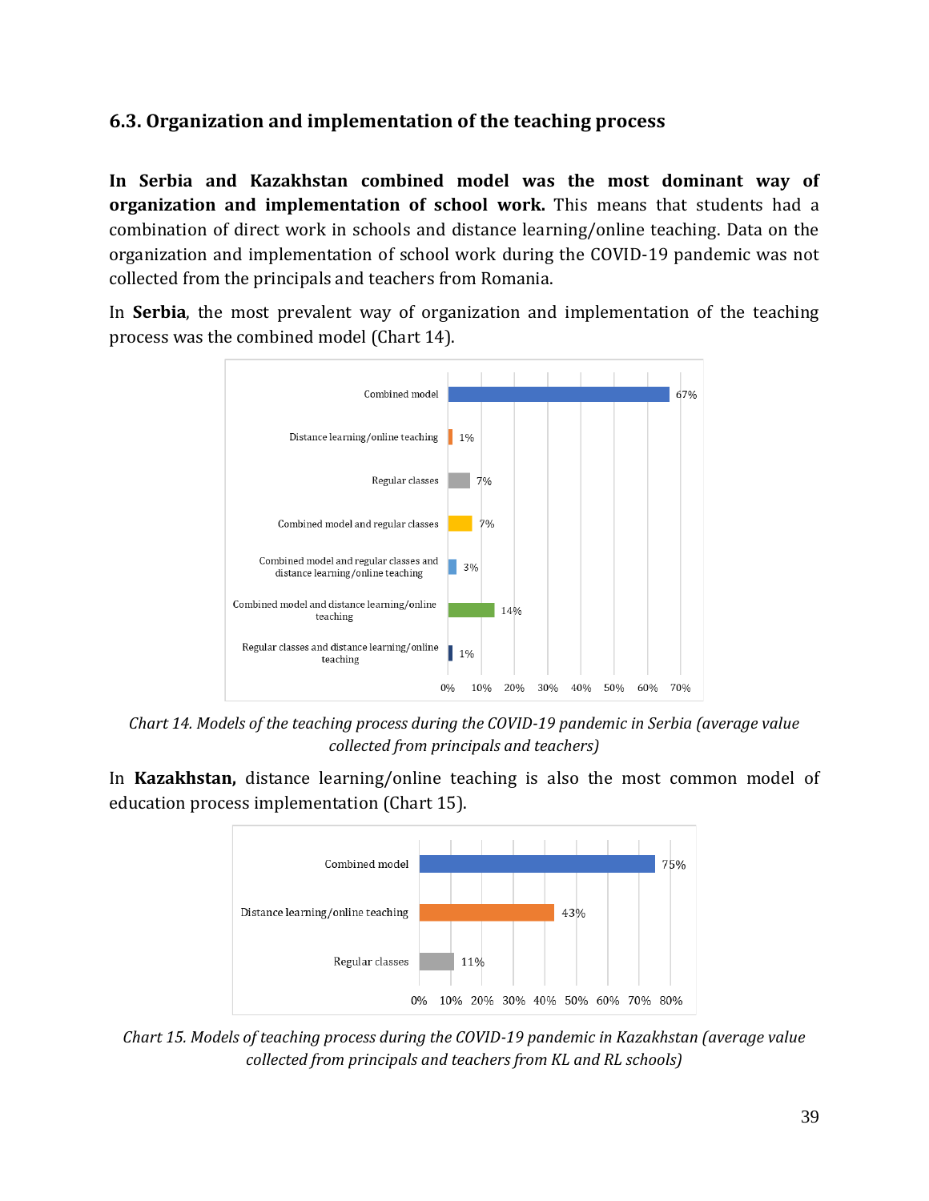## 6.3. Organization and implementation of the teaching process

**In Serbia and Kazakhstan combined model was the most dominant way of organization and implementation of school work.** This means that students had a combination of direct work in schools and distance learning/online teaching. Data on the organization and implementation of school work during the COVID-19 pandemic was not collected from the principals and teachers from Romania.

In **Serbia**, the most prevalent way of organization and implementation of the teaching process was the combined model (Chart 14).

| Model | Share |
|---|---|
| Combined model | 67% |
| Distance learning/online teaching | 1% |
| Regular classes | 7% |
| Combined model and regular classes | 7% |
| Combined model and regular classes and distance learning/online teaching | 3% |
| Combined model and distance learning/online teaching | 14% |
| Regular classes and distance learning/online teaching | 1% |

*Chart 14. Models of the teaching process during the COVID-19 pandemic in Serbia (average value collected from principals and teachers)*

In **Kazakhstan,** distance learning/online teaching is also the most common model of education process implementation (Chart 15).

| Model | Share |
|---|---|
| Combined model | 75% |
| Distance learning/online teaching | 43% |
| Regular classes | 11% |

*Chart 15. Models of teaching process during the COVID-19 pandemic in Kazakhstan (average value collected from principals and teachers from KL and RL schools)*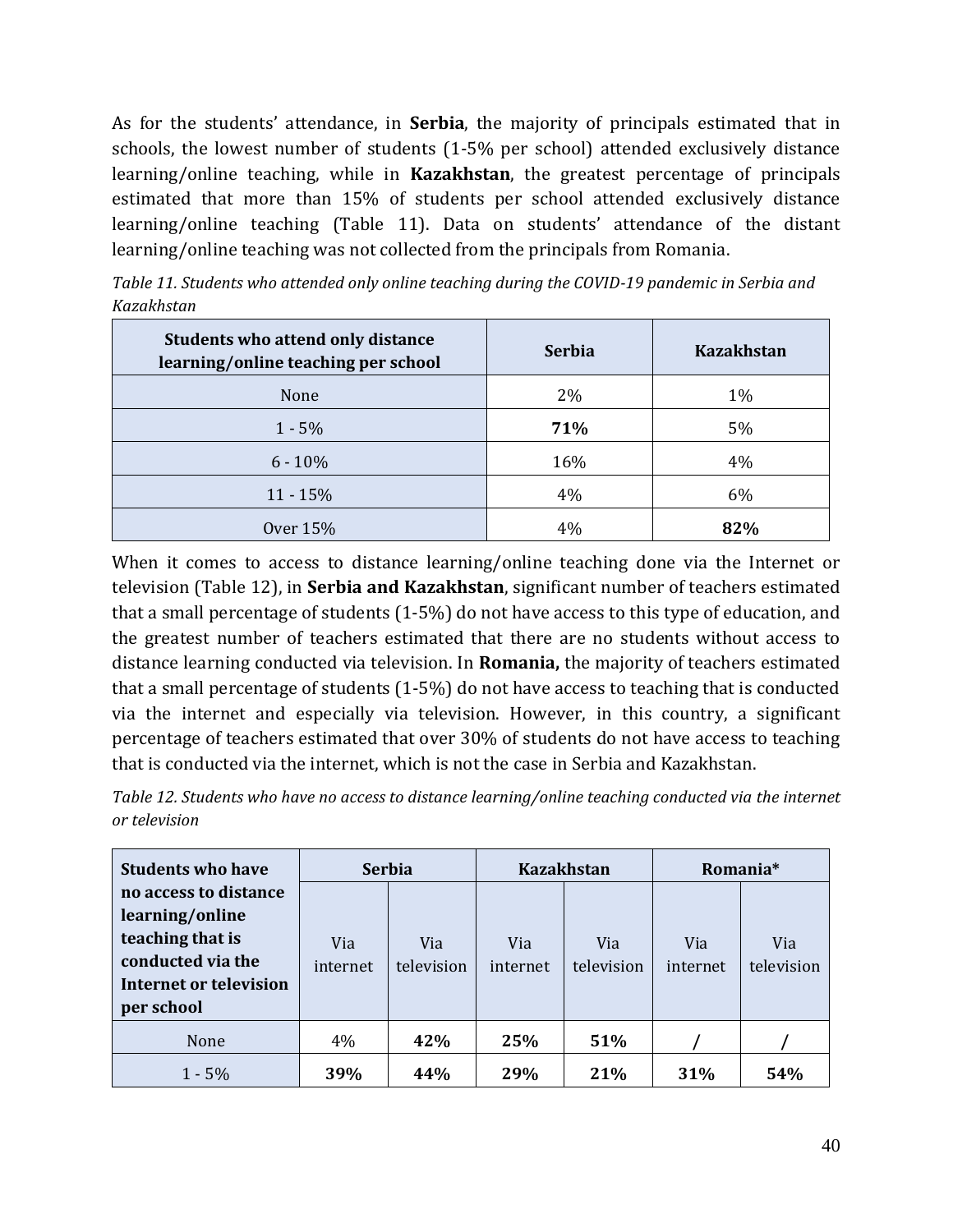As for the students' attendance, in **Serbia**, the majority of principals estimated that in schools, the lowest number of students (1-5% per school) attended exclusively distance learning/online teaching, while in **Kazakhstan**, the greatest percentage of principals estimated that more than 15% of students per school attended exclusively distance learning/online teaching (Table 11). Data on students' attendance of the distant learning/online teaching was not collected from the principals from Romania.

*Table 11. Students who attended only online teaching during the COVID-19 pandemic in Serbia and Kazakhstan*

| Students who attend only distance learning/online teaching per school | Serbia | Kazakhstan |
|---|---|---|
| None | 2% | 1% |
| 1 - 5% | **71%** | 5% |
| 6 - 10% | 16% | 4% |
| 11 - 15% | 4% | 6% |
| Over 15% | 4% | **82%** |

When it comes to access to distance learning/online teaching done via the Internet or television (Table 12), in **Serbia and Kazakhstan**, significant number of teachers estimated that a small percentage of students (1-5%) do not have access to this type of education, and the greatest number of teachers estimated that there are no students without access to distance learning conducted via television. In **Romania,** the majority of teachers estimated that a small percentage of students (1-5%) do not have access to teaching that is conducted via the internet and especially via television. However, in this country, a significant percentage of teachers estimated that over 30% of students do not have access to teaching that is conducted via the internet, which is not the case in Serbia and Kazakhstan.

*Table 12. Students who have no access to distance learning/online teaching conducted via the internet or television*

| Students who have no access to distance learning/online teaching that is conducted via the Internet or television per school | Serbia | | Kazakhstan | | Romania* | |
|---|---|---|---|---|---|---|
| | Via internet | Via television | Via internet | Via television | Via internet | Via television |
| None | 4% | **42%** | **25%** | **51%** | **/** | **/** |
| 1 - 5% | **39%** | **44%** | **29%** | **21%** | **31%** | **54%** |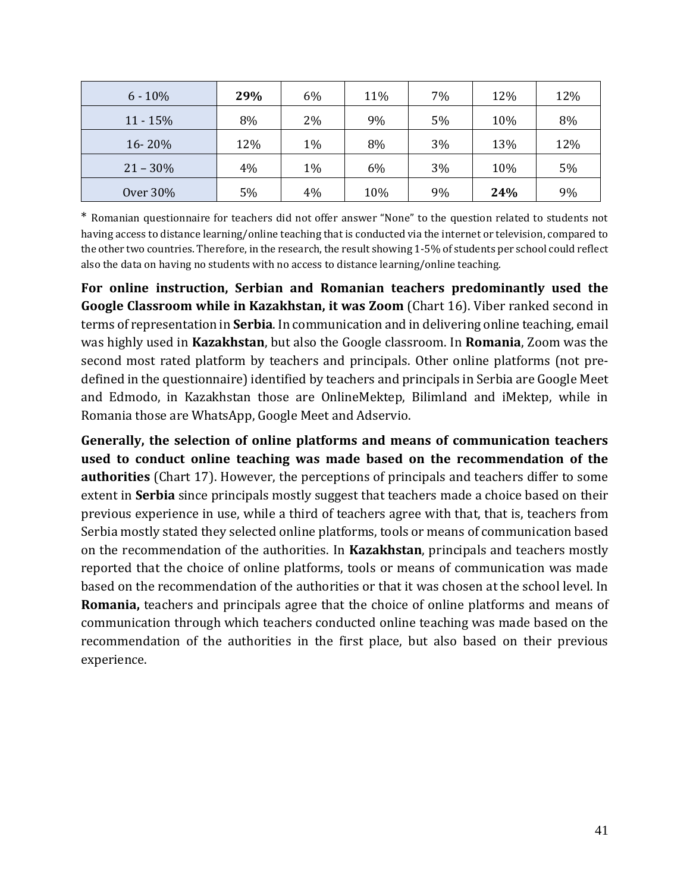| 6 - 10% | **29%** | 6% | 11% | 7% | 12% | 12% |
|---|---|---|---|---|---|---|
| 11 - 15% | 8% | 2% | 9% | 5% | 10% | 8% |
| 16- 20% | 12% | 1% | 8% | 3% | 13% | 12% |
| 21 – 30% | 4% | 1% | 6% | 3% | 10% | 5% |
| Over 30% | 5% | 4% | 10% | 9% | **24%** | 9% |

* Romanian questionnaire for teachers did not offer answer "None" to the question related to students not having access to distance learning/online teaching that is conducted via the internet or television, compared to the other two countries. Therefore, in the research, the result showing 1-5% of students per school could reflect also the data on having no students with no access to distance learning/online teaching.

**For online instruction, Serbian and Romanian teachers predominantly used the Google Classroom while in Kazakhstan, it was Zoom** (Chart 16). Viber ranked second in terms of representation in **Serbia**. In communication and in delivering online teaching, email was highly used in **Kazakhstan**, but also the Google classroom. In **Romania**, Zoom was the second most rated platform by teachers and principals. Other online platforms (not pre-defined in the questionnaire) identified by teachers and principals in Serbia are Google Meet and Edmodo, in Kazakhstan those are OnlineMektep, Bilimland and iMektep, while in Romania those are WhatsApp, Google Meet and Adservio.

**Generally, the selection of online platforms and means of communication teachers used to conduct online teaching was made based on the recommendation of the authorities** (Chart 17). However, the perceptions of principals and teachers differ to some extent in **Serbia** since principals mostly suggest that teachers made a choice based on their previous experience in use, while a third of teachers agree with that, that is, teachers from Serbia mostly stated they selected online platforms, tools or means of communication based on the recommendation of the authorities. In **Kazakhstan**, principals and teachers mostly reported that the choice of online platforms, tools or means of communication was made based on the recommendation of the authorities or that it was chosen at the school level. In **Romania,** teachers and principals agree that the choice of online platforms and means of communication through which teachers conducted online teaching was made based on the recommendation of the authorities in the first place, but also based on their previous experience.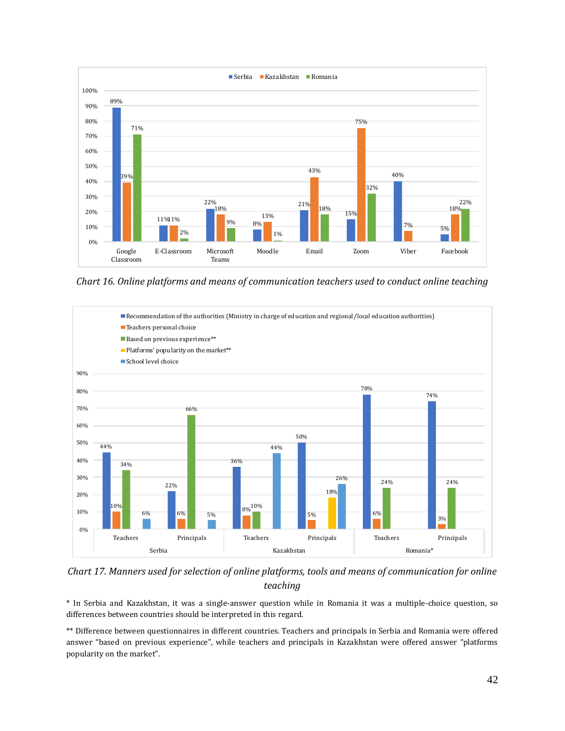| | Serbia | Kazakhstan | Romania |
|---|---|---|---|
| Google Classroom | 89% | 39% | 71% |
| E-Classroom | 11% | 11% | 2% |
| Microsoft Teams | 22% | 18% | 9% |
| Moodle | 8% | 13% | 1% |
| Email | 21% | 43% | 18% |
| Zoom | 15% | 75% | 32% |
| Viber | 40% | 7% | |
| Facebook | 5% | 18% | 22% |

*Chart 16. Online platforms and means of communication teachers used to conduct online teaching*

| | Serbia – Teachers | Serbia – Principals | Kazakhstan – Teachers | Kazakhstan – Principals | Romania* – Teachers | Romania* – Principals |
|---|---|---|---|---|---|---|
| Recommendation of the authorities (Ministry in charge of education and regional/local education authorities) | 44% | 22% | 36% | 50% | 78% | 74% |
| Teachers personal choice | 10% | 6% | 8% | 5% | 6% | 3% |
| Based on previous experience** | 34% | 66% | 10% | | 24% | 24% |
| Platforms' popularity on the market** | | | | 18% | | |
| School level choice | 6% | 5% | 44% | 26% | | |

*Chart 17. Manners used for selection of online platforms, tools and means of communication for online teaching*

* In Serbia and Kazakhstan, it was a single-answer question while in Romania it was a multiple-choice question, so differences between countries should be interpreted in this regard.

** Difference between questionnaires in different countries. Teachers and principals in Serbia and Romania were offered answer "based on previous experience", while teachers and principals in Kazakhstan were offered answer "platforms popularity on the market".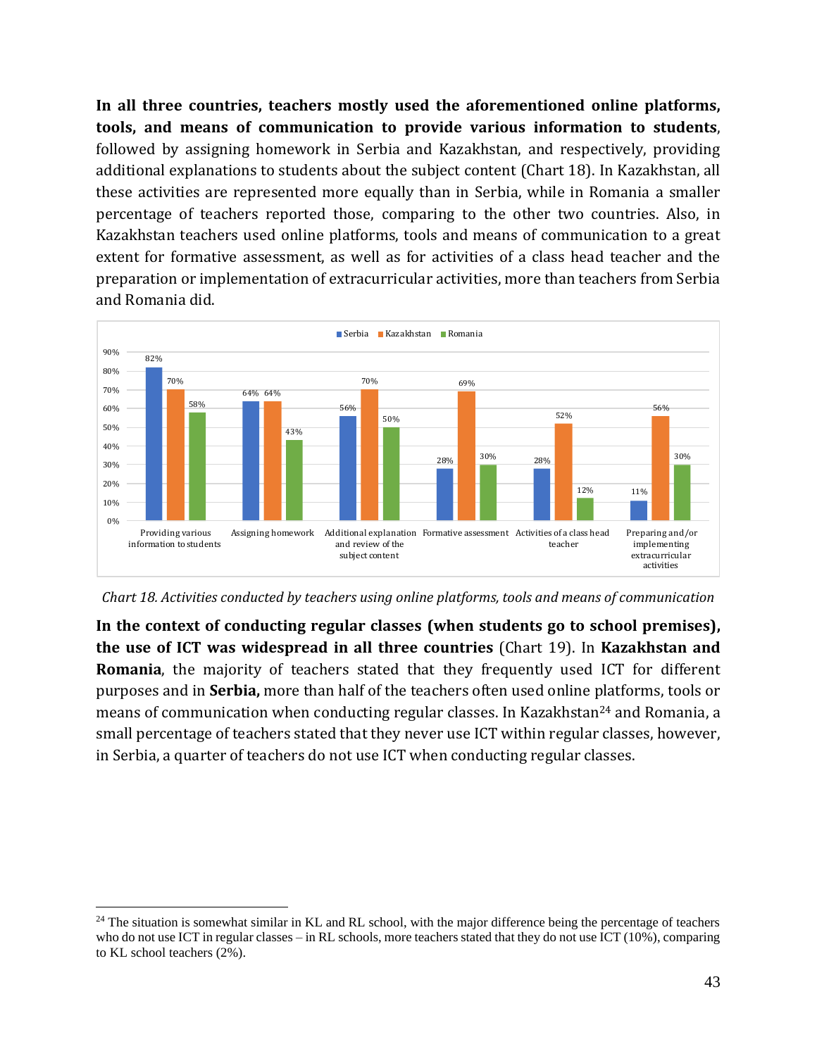**In all three countries, teachers mostly used the aforementioned online platforms, tools, and means of communication to provide various information to students**, followed by assigning homework in Serbia and Kazakhstan, and respectively, providing additional explanations to students about the subject content (Chart 18). In Kazakhstan, all these activities are represented more equally than in Serbia, while in Romania a smaller percentage of teachers reported those, comparing to the other two countries. Also, in Kazakhstan teachers used online platforms, tools and means of communication to a great extent for formative assessment, as well as for activities of a class head teacher and the preparation or implementation of extracurricular activities, more than teachers from Serbia and Romania did.

| Activity | Serbia | Kazakhstan | Romania |
| --- | --- | --- | --- |
| Providing various information to students | 82% | 70% | 58% |
| Assigning homework | 64% | 64% | 43% |
| Additional explanation and review of the subject content | 56% | 70% | 50% |
| Formative assessment | 28% | 69% | 30% |
| Activities of a class head teacher | 28% | 52% | 12% |
| Preparing and/or implementing extracurricular activities | 11% | 56% | 30% |

*Chart 18. Activities conducted by teachers using online platforms, tools and means of communication*

**In the context of conducting regular classes (when students go to school premises), the use of ICT was widespread in all three countries** (Chart 19). In **Kazakhstan and Romania**, the majority of teachers stated that they frequently used ICT for different purposes and in **Serbia,** more than half of the teachers often used online platforms, tools or means of communication when conducting regular classes. In Kazakhstan[24] and Romania, a small percentage of teachers stated that they never use ICT within regular classes, however, in Serbia, a quarter of teachers do not use ICT when conducting regular classes.

---

[24] The situation is somewhat similar in KL and RL school, with the major difference being the percentage of teachers who do not use ICT in regular classes – in RL schools, more teachers stated that they do not use ICT (10%), comparing to KL school teachers (2%).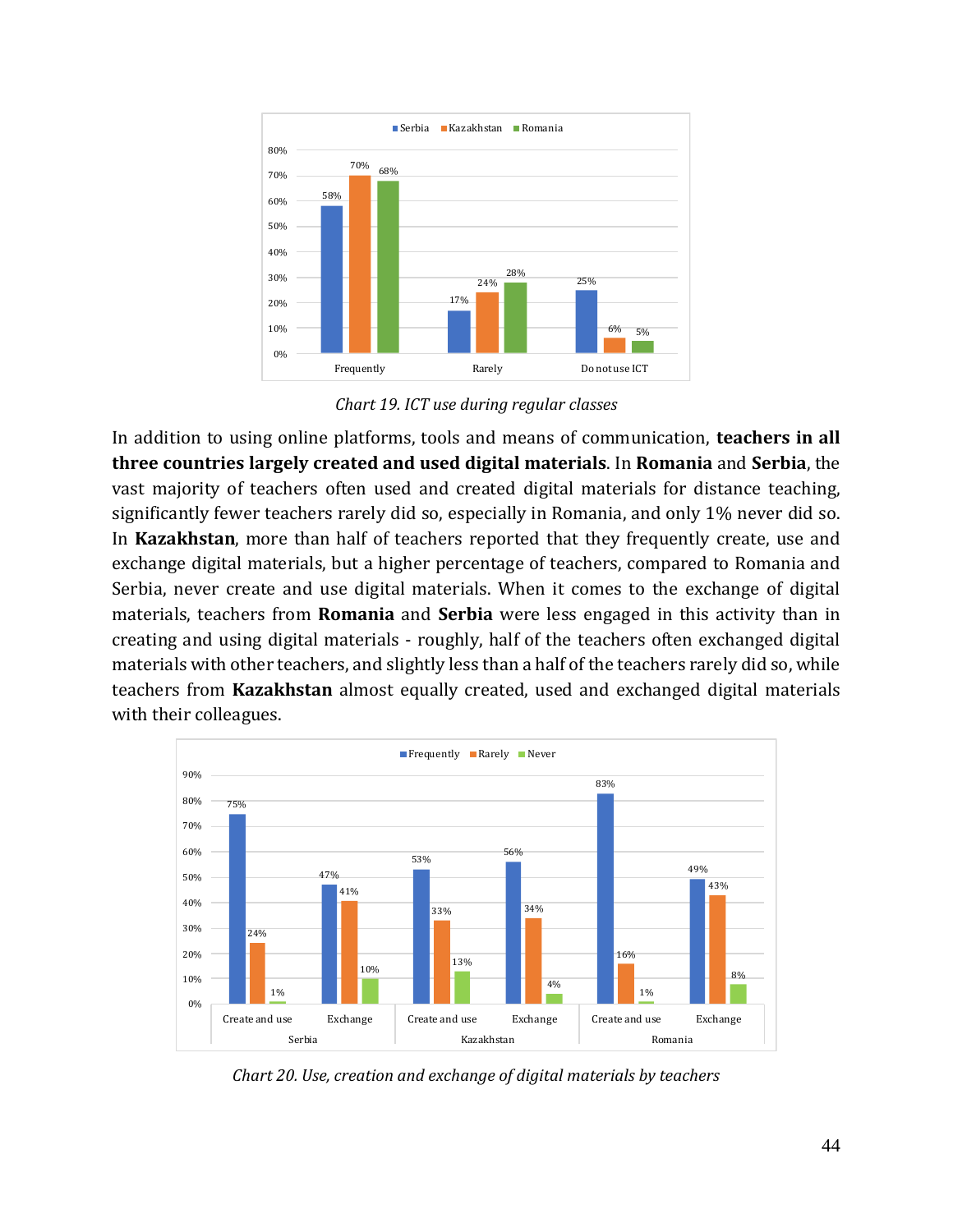*Chart 19. ICT use during regular classes*

In addition to using online platforms, tools and means of communication, **teachers in all three countries largely created and used digital materials**. In **Romania** and **Serbia**, the vast majority of teachers often used and created digital materials for distance teaching, significantly fewer teachers rarely did so, especially in Romania, and only 1% never did so. In **Kazakhstan**, more than half of teachers reported that they frequently create, use and exchange digital materials, but a higher percentage of teachers, compared to Romania and Serbia, never create and use digital materials. When it comes to the exchange of digital materials, teachers from **Romania** and **Serbia** were less engaged in this activity than in creating and using digital materials - roughly, half of the teachers often exchanged digital materials with other teachers, and slightly less than a half of the teachers rarely did so, while teachers from **Kazakhstan** almost equally created, used and exchanged digital materials with their colleagues.

*Chart 20. Use, creation and exchange of digital materials by teachers*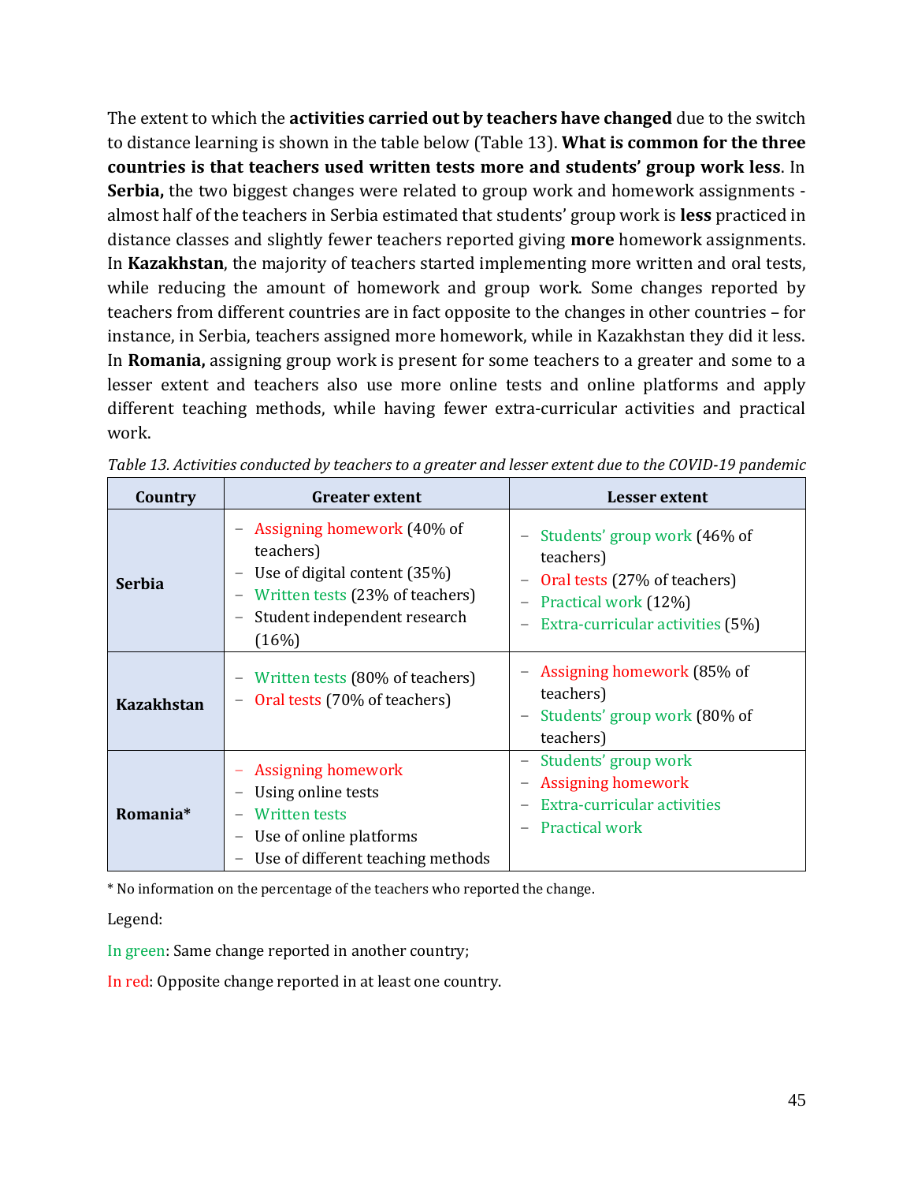The extent to which the **activities carried out by teachers have changed** due to the switch to distance learning is shown in the table below (Table 13). **What is common for the three countries is that teachers used written tests more and students' group work less**. In **Serbia,** the two biggest changes were related to group work and homework assignments - almost half of the teachers in Serbia estimated that students' group work is **less** practiced in distance classes and slightly fewer teachers reported giving **more** homework assignments. In **Kazakhstan**, the majority of teachers started implementing more written and oral tests, while reducing the amount of homework and group work. Some changes reported by teachers from different countries are in fact opposite to the changes in other countries – for instance, in Serbia, teachers assigned more homework, while in Kazakhstan they did it less. In **Romania,** assigning group work is present for some teachers to a greater and some to a lesser extent and teachers also use more online tests and online platforms and apply different teaching methods, while having fewer extra-curricular activities and practical work.

*Table 13. Activities conducted by teachers to a greater and lesser extent due to the COVID-19 pandemic*

| Country | Greater extent | Lesser extent |
|---|---|---|
| **Serbia** | – Assigning homework (40% of teachers)<br>– Use of digital content (35%)<br>– Written tests (23% of teachers)<br>– Student independent research (16%) | – Students' group work (46% of teachers)<br>– Oral tests (27% of teachers)<br>– Practical work (12%)<br>– Extra-curricular activities (5%) |
| **Kazakhstan** | – Written tests (80% of teachers)<br>– Oral tests (70% of teachers) | – Assigning homework (85% of teachers)<br>– Students' group work (80% of teachers) |
| **Romania*** | – Assigning homework<br>– Using online tests<br>– Written tests<br>– Use of online platforms<br>– Use of different teaching methods | – Students' group work<br>– Assigning homework<br>– Extra-curricular activities<br>– Practical work |

\* No information on the percentage of the teachers who reported the change.

Legend:

In green: Same change reported in another country;

In red: Opposite change reported in at least one country.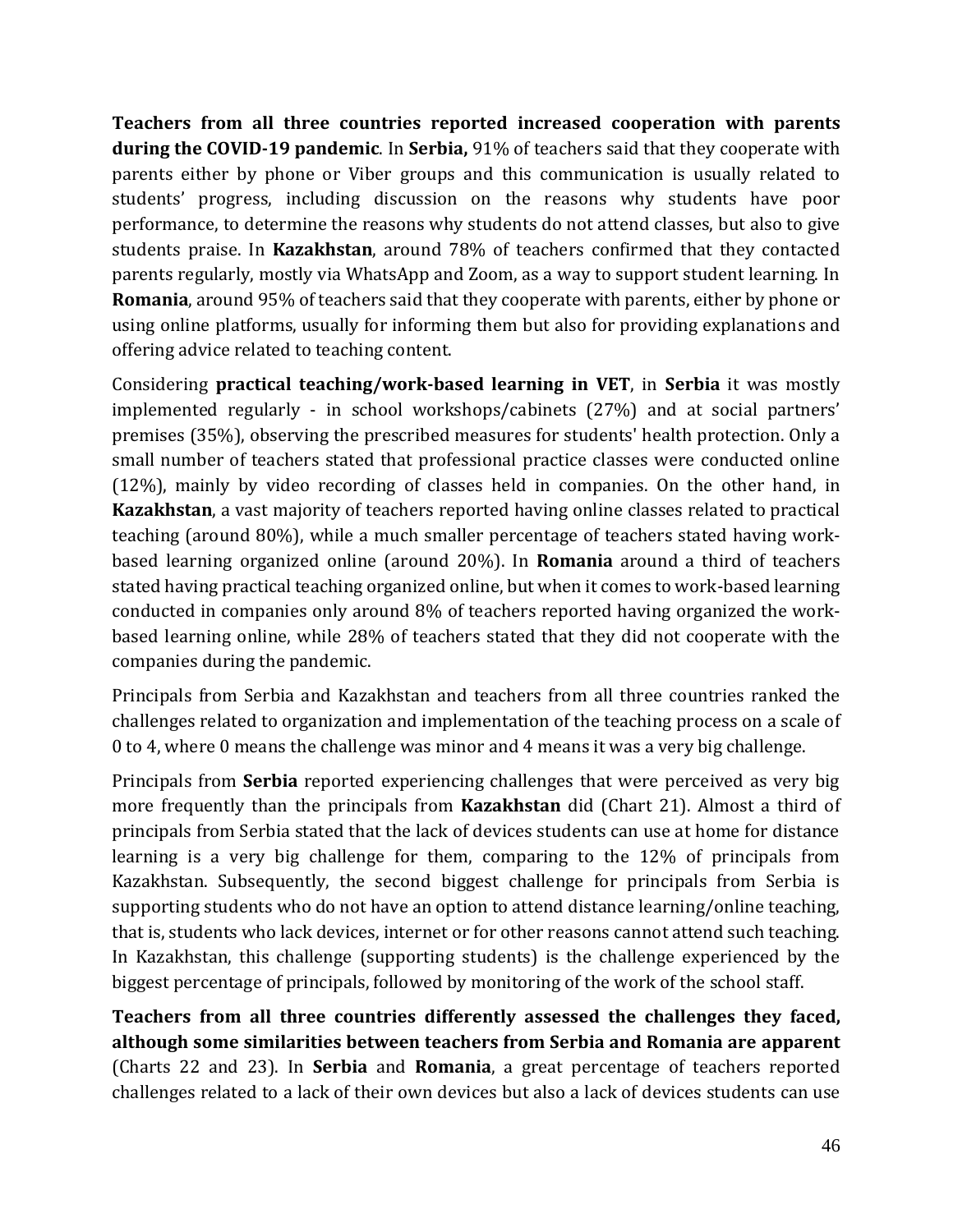**Teachers from all three countries reported increased cooperation with parents during the COVID-19 pandemic**. In **Serbia,** 91% of teachers said that they cooperate with parents either by phone or Viber groups and this communication is usually related to students' progress, including discussion on the reasons why students have poor performance, to determine the reasons why students do not attend classes, but also to give students praise. In **Kazakhstan**, around 78% of teachers confirmed that they contacted parents regularly, mostly via WhatsApp and Zoom, as a way to support student learning. In **Romania**, around 95% of teachers said that they cooperate with parents, either by phone or using online platforms, usually for informing them but also for providing explanations and offering advice related to teaching content.

Considering **practical teaching/work-based learning in VET**, in **Serbia** it was mostly implemented regularly - in school workshops/cabinets (27%) and at social partners' premises (35%), observing the prescribed measures for students' health protection. Only a small number of teachers stated that professional practice classes were conducted online (12%), mainly by video recording of classes held in companies. On the other hand, in **Kazakhstan**, a vast majority of teachers reported having online classes related to practical teaching (around 80%), while a much smaller percentage of teachers stated having work-based learning organized online (around 20%). In **Romania** around a third of teachers stated having practical teaching organized online, but when it comes to work-based learning conducted in companies only around 8% of teachers reported having organized the work-based learning online, while 28% of teachers stated that they did not cooperate with the companies during the pandemic.

Principals from Serbia and Kazakhstan and teachers from all three countries ranked the challenges related to organization and implementation of the teaching process on a scale of 0 to 4, where 0 means the challenge was minor and 4 means it was a very big challenge.

Principals from **Serbia** reported experiencing challenges that were perceived as very big more frequently than the principals from **Kazakhstan** did (Chart 21). Almost a third of principals from Serbia stated that the lack of devices students can use at home for distance learning is a very big challenge for them, comparing to the 12% of principals from Kazakhstan. Subsequently, the second biggest challenge for principals from Serbia is supporting students who do not have an option to attend distance learning/online teaching, that is, students who lack devices, internet or for other reasons cannot attend such teaching. In Kazakhstan, this challenge (supporting students) is the challenge experienced by the biggest percentage of principals, followed by monitoring of the work of the school staff.

**Teachers from all three countries differently assessed the challenges they faced, although some similarities between teachers from Serbia and Romania are apparent** (Charts 22 and 23). In **Serbia** and **Romania**, a great percentage of teachers reported challenges related to a lack of their own devices but also a lack of devices students can use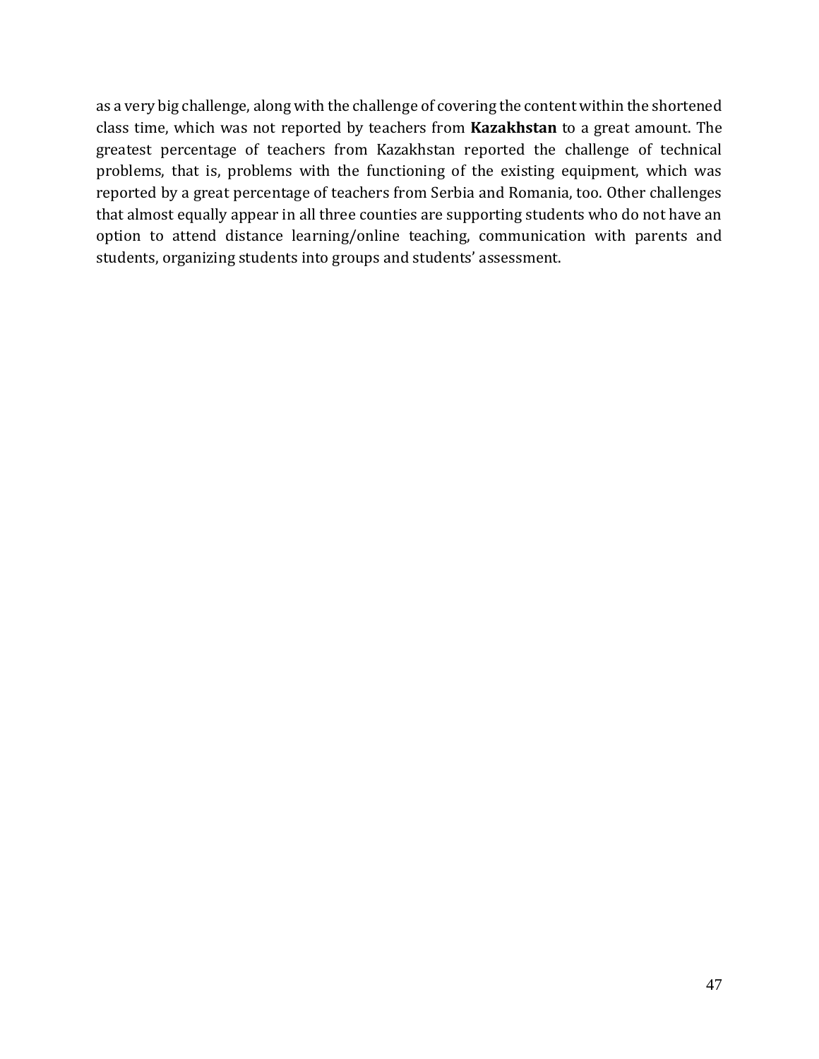as a very big challenge, along with the challenge of covering the content within the shortened class time, which was not reported by teachers from **Kazakhstan** to a great amount. The greatest percentage of teachers from Kazakhstan reported the challenge of technical problems, that is, problems with the functioning of the existing equipment, which was reported by a great percentage of teachers from Serbia and Romania, too. Other challenges that almost equally appear in all three counties are supporting students who do not have an option to attend distance learning/online teaching, communication with parents and students, organizing students into groups and students' assessment.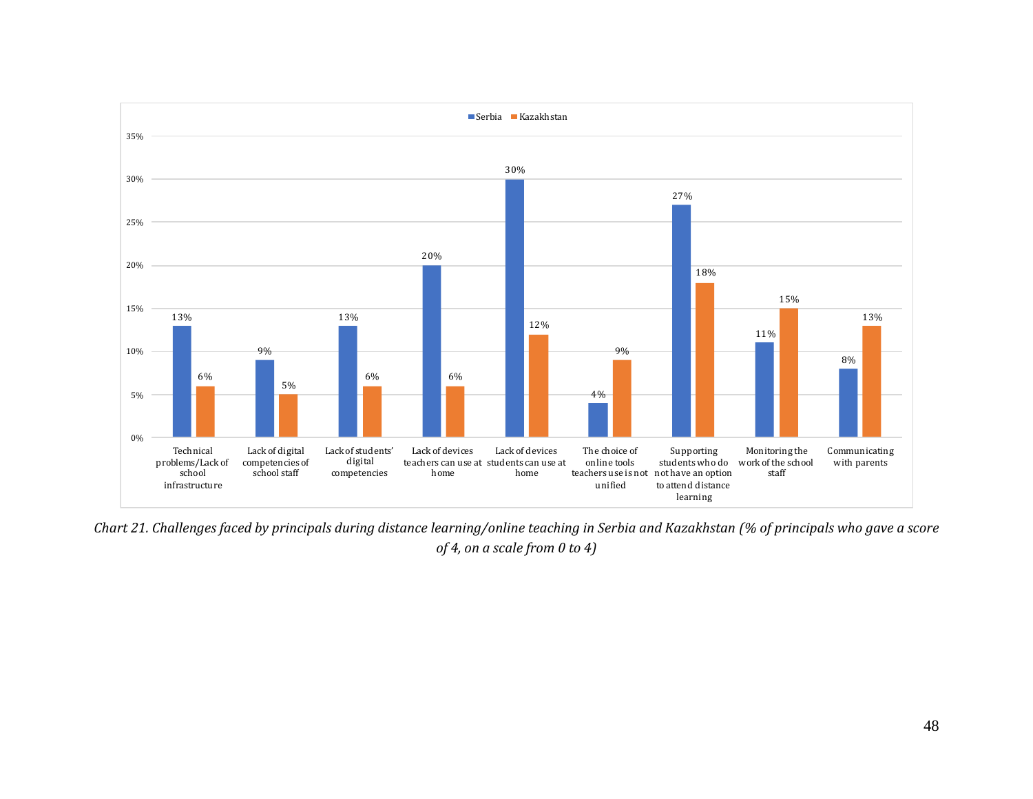| Challenge | Serbia | Kazakhstan |
|---|---|---|
| Technical problems/Lack of school infrastructure | 13% | 6% |
| Lack of digital competencies of school staff | 9% | 5% |
| Lack of students' digital competencies | 13% | 6% |
| Lack of devices teachers can use at home | 20% | 6% |
| Lack of devices students can use at home | 30% | 12% |
| The choice of online tools teachers use is not unified | 4% | 9% |
| Supporting students who do not have an option to attend distance learning | 27% | 18% |
| Monitoring the work of the school staff | 11% | 15% |
| Communicating with parents | 8% | 13% |

*Chart 21. Challenges faced by principals during distance learning/online teaching in Serbia and Kazakhstan (% of principals who gave a score of 4, on a scale from 0 to 4)*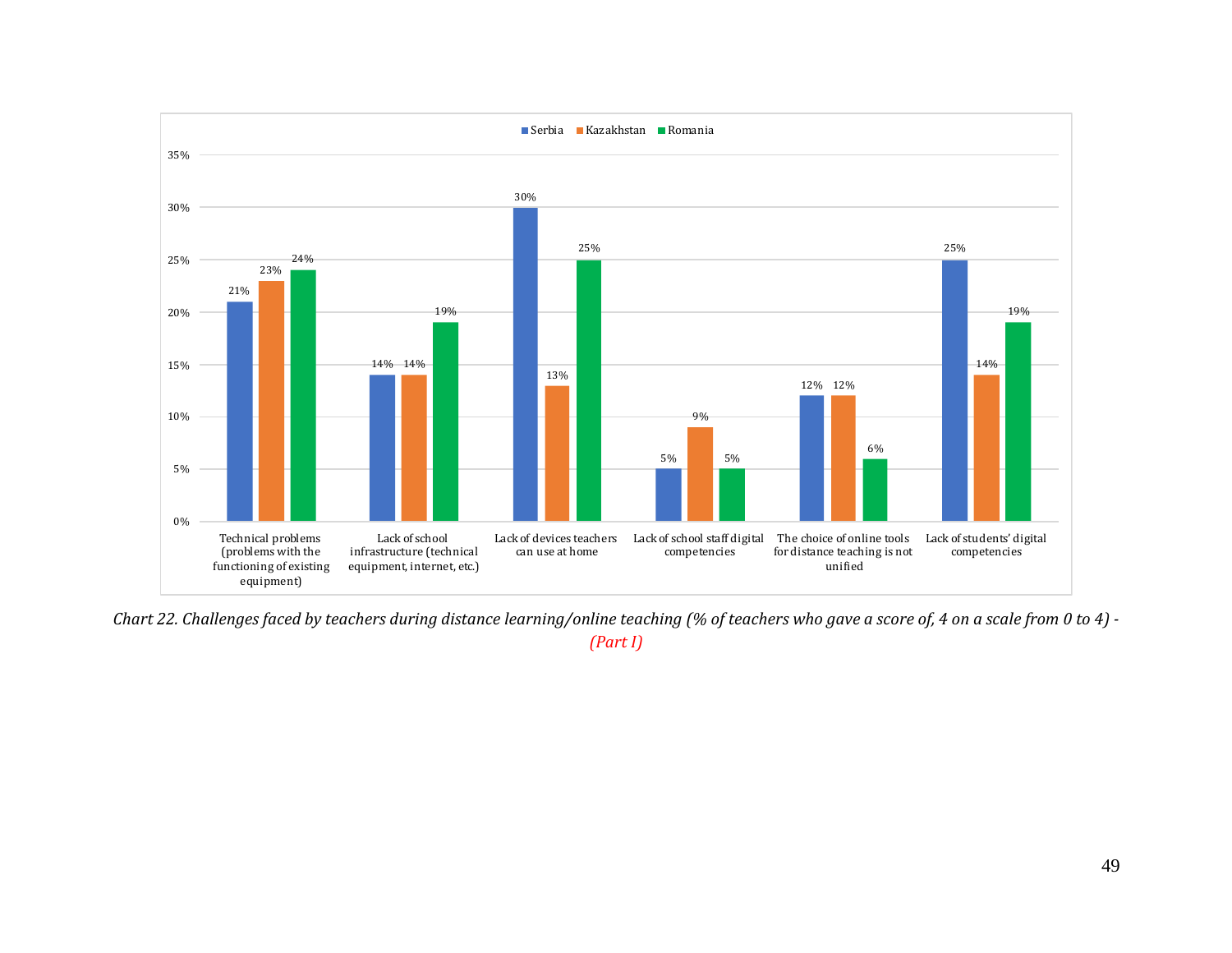| | Serbia | Kazakhstan | Romania |
|---|---|---|---|
| Technical problems (problems with the functioning of existing equipment) | 21% | 23% | 24% |
| Lack of school infrastructure (technical equipment, internet, etc.) | 14% | 14% | 19% |
| Lack of devices teachers can use at home | 30% | 13% | 25% |
| Lack of school staff digital competencies | 5% | 9% | 5% |
| The choice of online tools for distance teaching is not unified | 12% | 12% | 6% |
| Lack of students' digital competencies | 25% | 14% | 19% |

*Chart 22. Challenges faced by teachers during distance learning/online teaching (% of teachers who gave a score of, 4 on a scale from 0 to 4) - (Part I)*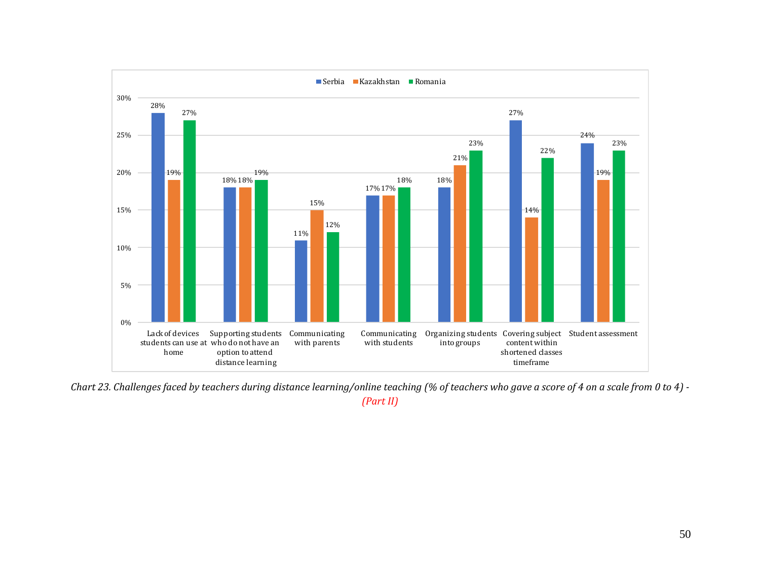| | Serbia | Kazakhstan | Romania |
|---|---|---|---|
| Lack of devices students can use at home | 28% | 19% | 27% |
| Supporting students who do not have an option to attend distance learning | 18% | 18% | 19% |
| Communicating with parents | 11% | 15% | 12% |
| Communicating with students | 17% | 17% | 18% |
| Organizing students into groups | 18% | 21% | 23% |
| Covering subject content within shortened classes timeframe | 27% | 14% | 22% |
| Student assessment | 24% | 19% | 23% |

*Chart 23. Challenges faced by teachers during distance learning/online teaching (% of teachers who gave a score of 4 on a scale from 0 to 4) - (Part II)*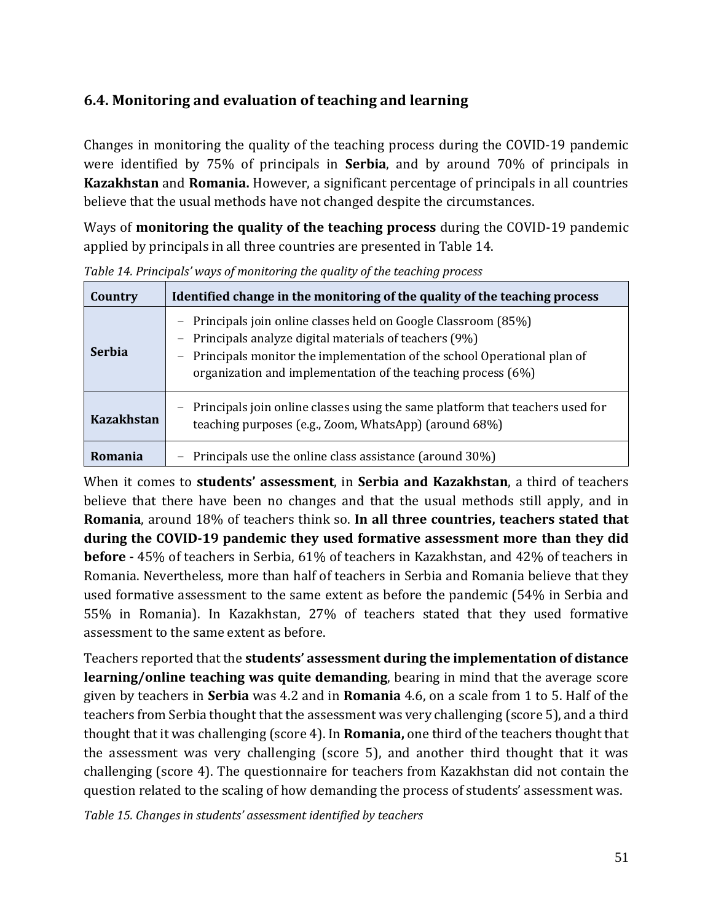### 6.4. Monitoring and evaluation of teaching and learning

Changes in monitoring the quality of the teaching process during the COVID-19 pandemic were identified by 75% of principals in **Serbia**, and by around 70% of principals in **Kazakhstan** and **Romania.** However, a significant percentage of principals in all countries believe that the usual methods have not changed despite the circumstances.

Ways of **monitoring the quality of the teaching process** during the COVID-19 pandemic applied by principals in all three countries are presented in Table 14.

*Table 14. Principals' ways of monitoring the quality of the teaching process*

| Country | Identified change in the monitoring of the quality of the teaching process |
|---|---|
| **Serbia** | – Principals join online classes held on Google Classroom (85%)<br>– Principals analyze digital materials of teachers (9%)<br>– Principals monitor the implementation of the school Operational plan of organization and implementation of the teaching process (6%) |
| **Kazakhstan** | – Principals join online classes using the same platform that teachers used for teaching purposes (e.g., Zoom, WhatsApp) (around 68%) |
| **Romania** | – Principals use the online class assistance (around 30%) |

When it comes to **students' assessment**, in **Serbia and Kazakhstan**, a third of teachers believe that there have been no changes and that the usual methods still apply, and in **Romania**, around 18% of teachers think so. **In all three countries, teachers stated that during the COVID-19 pandemic they used formative assessment more than they did before -** 45% of teachers in Serbia, 61% of teachers in Kazakhstan, and 42% of teachers in Romania. Nevertheless, more than half of teachers in Serbia and Romania believe that they used formative assessment to the same extent as before the pandemic (54% in Serbia and 55% in Romania). In Kazakhstan, 27% of teachers stated that they used formative assessment to the same extent as before.

Teachers reported that the **students' assessment during the implementation of distance learning/online teaching was quite demanding**, bearing in mind that the average score given by teachers in **Serbia** was 4.2 and in **Romania** 4.6, on a scale from 1 to 5. Half of the teachers from Serbia thought that the assessment was very challenging (score 5), and a third thought that it was challenging (score 4). In **Romania,** one third of the teachers thought that the assessment was very challenging (score 5), and another third thought that it was challenging (score 4). The questionnaire for teachers from Kazakhstan did not contain the question related to the scaling of how demanding the process of students' assessment was.

*Table 15. Changes in students' assessment identified by teachers*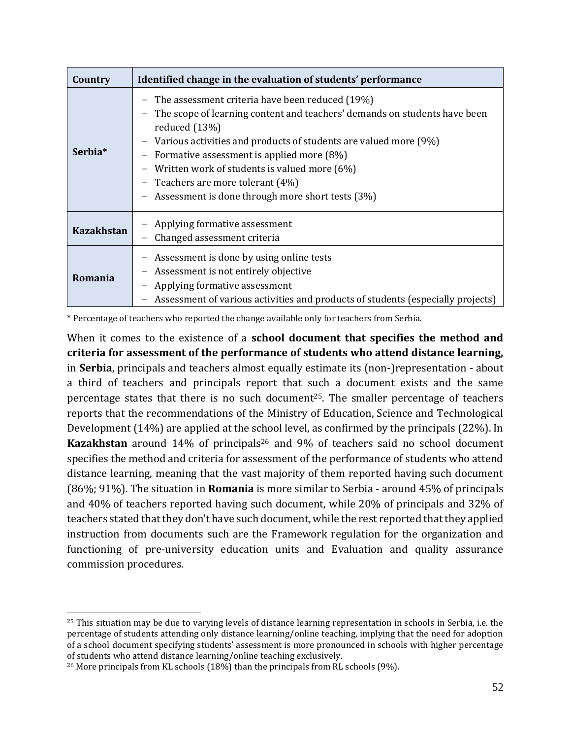| Country | Identified change in the evaluation of students' performance |
|---|---|
| **Serbia*** | – The assessment criteria have been reduced (19%)<br>– The scope of learning content and teachers' demands on students have been reduced (13%)<br>– Various activities and products of students are valued more (9%)<br>– Formative assessment is applied more (8%)<br>– Written work of students is valued more (6%)<br>– Teachers are more tolerant (4%)<br>– Assessment is done through more short tests (3%) |
| **Kazakhstan** | – Applying formative assessment<br>– Changed assessment criteria |
| **Romania** | – Assessment is done by using online tests<br>– Assessment is not entirely objective<br>– Applying formative assessment<br>– Assessment of various activities and products of students (especially projects) |

* Percentage of teachers who reported the change available only for teachers from Serbia.

When it comes to the existence of a **school document that specifies the method and criteria for assessment of the performance of students who attend distance learning,** in **Serbia**, principals and teachers almost equally estimate its (non-)representation - about a third of teachers and principals report that such a document exists and the same percentage states that there is no such document[25]. The smaller percentage of teachers reports that the recommendations of the Ministry of Education, Science and Technological Development (14%) are applied at the school level, as confirmed by the principals (22%). In **Kazakhstan** around 14% of principals[26] and 9% of teachers said no school document specifies the method and criteria for assessment of the performance of students who attend distance learning, meaning that the vast majority of them reported having such document (86%; 91%). The situation in **Romania** is more similar to Serbia - around 45% of principals and 40% of teachers reported having such document, while 20% of principals and 32% of teachers stated that they don't have such document, while the rest reported that they applied instruction from documents such are the Framework regulation for the organization and functioning of pre-university education units and Evaluation and quality assurance commission procedures.

---

[25] This situation may be due to varying levels of distance learning representation in schools in Serbia, i.e. the percentage of students attending only distance learning/online teaching, implying that the need for adoption of a school document specifying students' assessment is more pronounced in schools with higher percentage of students who attend distance learning/online teaching exclusively.

[26] More principals from KL schools (18%) than the principals from RL schools (9%).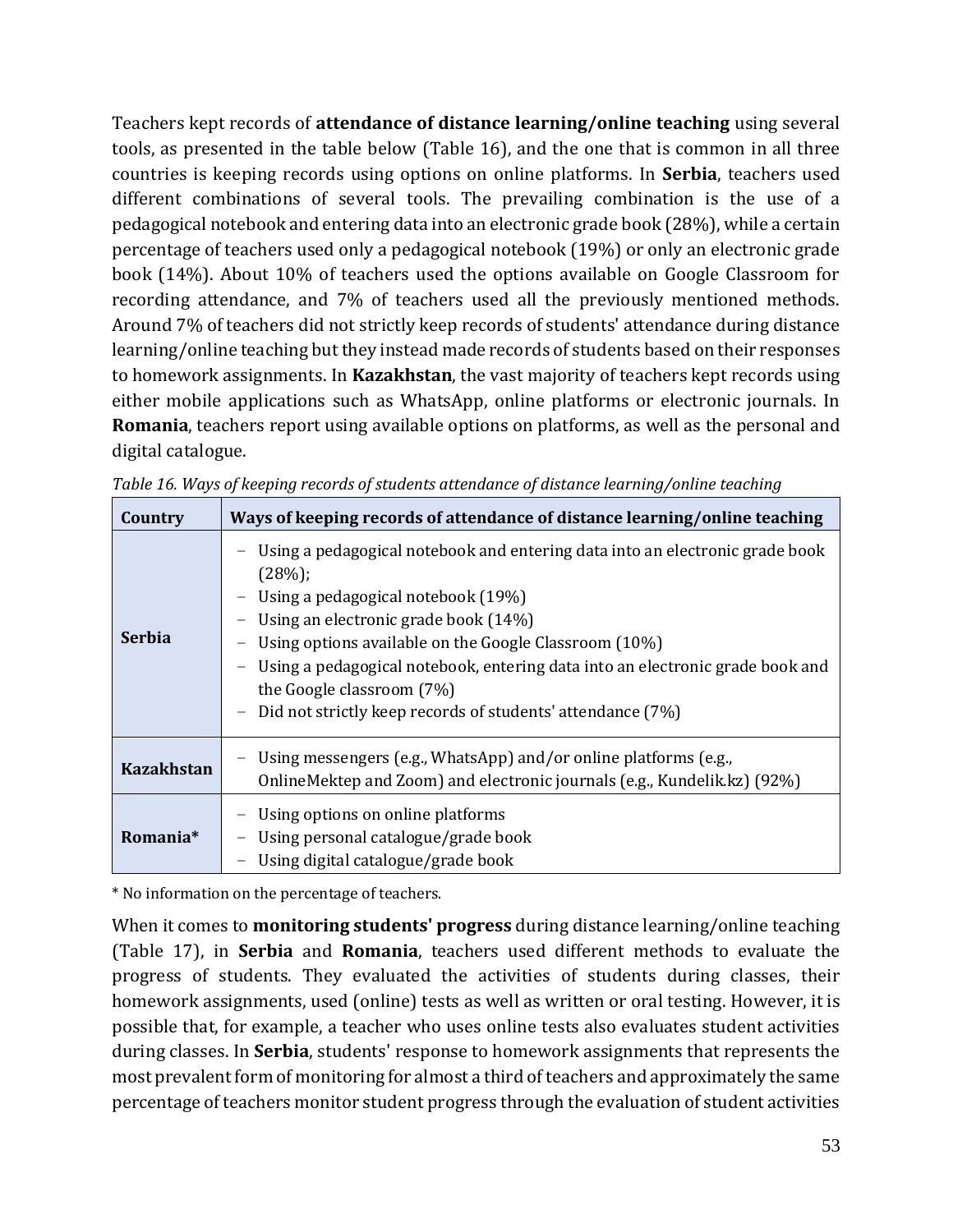Teachers kept records of **attendance of distance learning/online teaching** using several tools, as presented in the table below (Table 16), and the one that is common in all three countries is keeping records using options on online platforms. In **Serbia**, teachers used different combinations of several tools. The prevailing combination is the use of a pedagogical notebook and entering data into an electronic grade book (28%), while a certain percentage of teachers used only a pedagogical notebook (19%) or only an electronic grade book (14%). About 10% of teachers used the options available on Google Classroom for recording attendance, and 7% of teachers used all the previously mentioned methods. Around 7% of teachers did not strictly keep records of students' attendance during distance learning/online teaching but they instead made records of students based on their responses to homework assignments. In **Kazakhstan**, the vast majority of teachers kept records using either mobile applications such as WhatsApp, online platforms or electronic journals. In **Romania**, teachers report using available options on platforms, as well as the personal and digital catalogue.

*Table 16. Ways of keeping records of students attendance of distance learning/online teaching*

| Country | Ways of keeping records of attendance of distance learning/online teaching |
|---|---|
| **Serbia** | – Using a pedagogical notebook and entering data into an electronic grade book (28%);<br>– Using a pedagogical notebook (19%)<br>– Using an electronic grade book (14%)<br>– Using options available on the Google Classroom (10%)<br>– Using a pedagogical notebook, entering data into an electronic grade book and the Google classroom (7%)<br>– Did not strictly keep records of students' attendance (7%) |
| **Kazakhstan** | – Using messengers (e.g., WhatsApp) and/or online platforms (e.g., OnlineMektep and Zoom) and electronic journals (e.g., Kundelik.kz) (92%) |
| **Romania*** | – Using options on online platforms<br>– Using personal catalogue/grade book<br>– Using digital catalogue/grade book |

* No information on the percentage of teachers.

When it comes to **monitoring students' progress** during distance learning/online teaching (Table 17), in **Serbia** and **Romania**, teachers used different methods to evaluate the progress of students. They evaluated the activities of students during classes, their homework assignments, used (online) tests as well as written or oral testing. However, it is possible that, for example, a teacher who uses online tests also evaluates student activities during classes. In **Serbia**, students' response to homework assignments that represents the most prevalent form of monitoring for almost a third of teachers and approximately the same percentage of teachers monitor student progress through the evaluation of student activities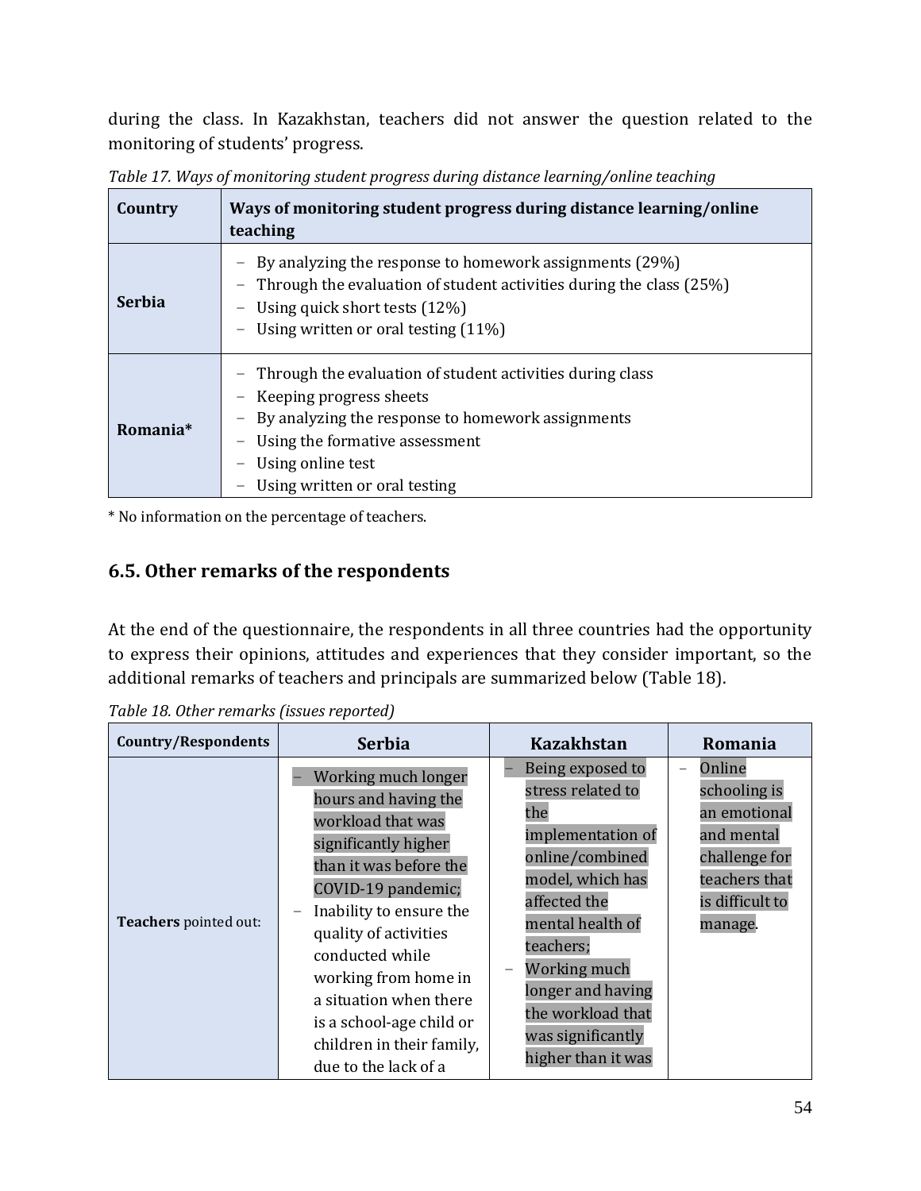during the class. In Kazakhstan, teachers did not answer the question related to the monitoring of students' progress.

*Table 17. Ways of monitoring student progress during distance learning/online teaching*

| Country | Ways of monitoring student progress during distance learning/online teaching |
|---|---|
| Serbia | – By analyzing the response to homework assignments (29%)<br>– Through the evaluation of student activities during the class (25%)<br>– Using quick short tests (12%)<br>– Using written or oral testing (11%) |
| Romania* | – Through the evaluation of student activities during class<br>– Keeping progress sheets<br>– By analyzing the response to homework assignments<br>– Using the formative assessment<br>– Using online test<br>– Using written or oral testing |

\* No information on the percentage of teachers.

## 6.5. Other remarks of the respondents

At the end of the questionnaire, the respondents in all three countries had the opportunity to express their opinions, attitudes and experiences that they consider important, so the additional remarks of teachers and principals are summarized below (Table 18).

*Table 18. Other remarks (issues reported)*

| Country/Respondents | Serbia | Kazakhstan | Romania |
|---|---|---|---|
| **Teachers** pointed out: | – Working much longer hours and having the workload that was significantly higher than it was before the COVID-19 pandemic;<br>– Inability to ensure the quality of activities conducted while working from home in a situation when there is a school-age child or children in their family, due to the lack of a | – Being exposed to stress related to the implementation of online/combined model, which has affected the mental health of teachers;<br>– Working much longer and having the workload that was significantly higher than it was | – Online schooling is an emotional and mental challenge for teachers that is difficult to manage. |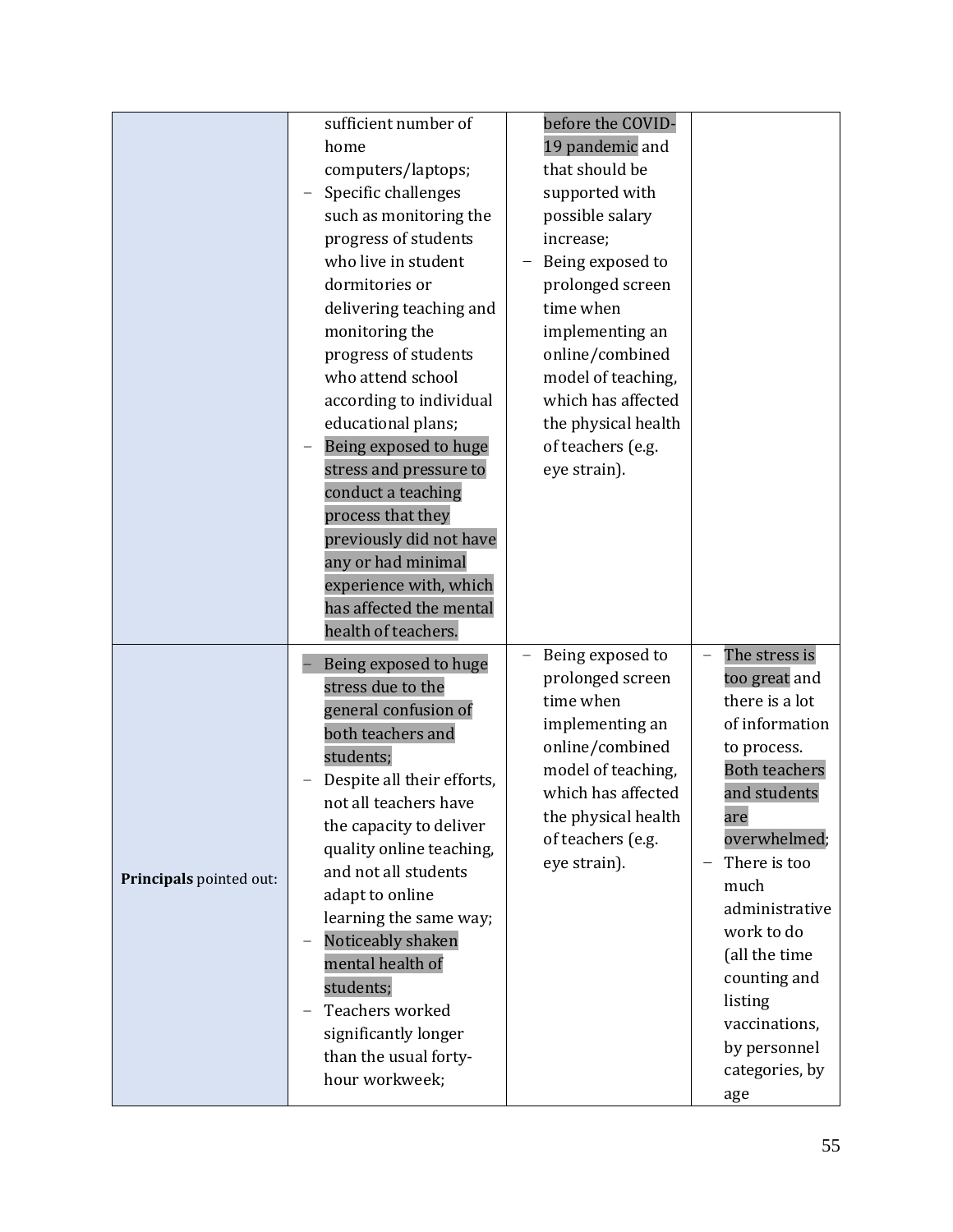| | | | |
|---|---|---|---|
| | sufficient number of home computers/laptops;<br>– Specific challenges such as monitoring the progress of students who live in student dormitories or delivering teaching and monitoring the progress of students who attend school according to individual educational plans;<br>– Being exposed to huge stress and pressure to conduct a teaching process that they previously did not have any or had minimal experience with, which has affected the mental health of teachers. | before the COVID-19 pandemic and that should be supported with possible salary increase;<br>– Being exposed to prolonged screen time when implementing an online/combined model of teaching, which has affected the physical health of teachers (e.g. eye strain). | |
| **Principals** pointed out: | – Being exposed to huge stress due to the general confusion of both teachers and students;<br>– Despite all their efforts, not all teachers have the capacity to deliver quality online teaching, and not all students adapt to online learning the same way;<br>– Noticeably shaken mental health of students;<br>– Teachers worked significantly longer than the usual forty-hour workweek; | – Being exposed to prolonged screen time when implementing an online/combined model of teaching, which has affected the physical health of teachers (e.g. eye strain). | – The stress is too great and there is a lot of information to process. Both teachers and students are overwhelmed;<br>– There is too much administrative work to do (all the time counting and listing vaccinations, by personnel categories, by age |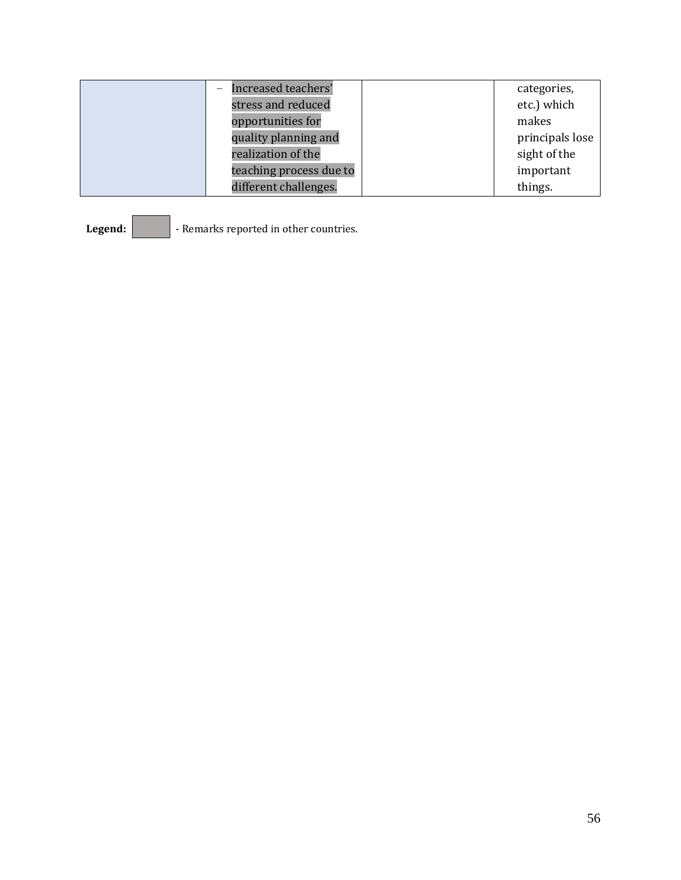|  |  |  |  |
|---|---|---|---|
|  | – Increased teachers' stress and reduced opportunities for quality planning and realization of the teaching process due to different challenges. |  | categories, etc.) which makes principals lose sight of the important things. |

**Legend:** [grey box] - Remarks reported in other countries.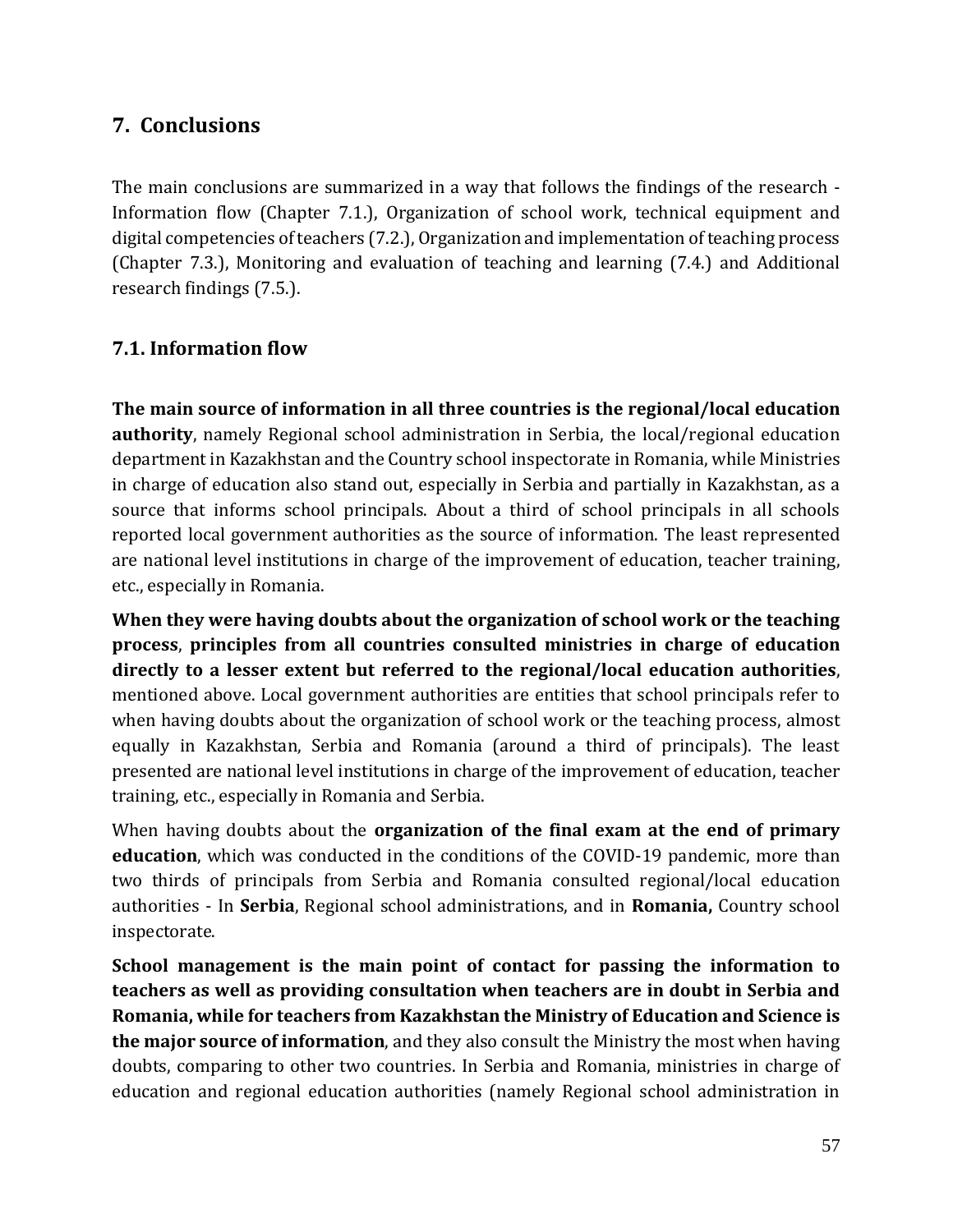## 7. Conclusions

The main conclusions are summarized in a way that follows the findings of the research - Information flow (Chapter 7.1.), Organization of school work, technical equipment and digital competencies of teachers (7.2.), Organization and implementation of teaching process (Chapter 7.3.), Monitoring and evaluation of teaching and learning (7.4.) and Additional research findings (7.5.).

### 7.1. Information flow

**The main source of information in all three countries is the regional/local education authority**, namely Regional school administration in Serbia, the local/regional education department in Kazakhstan and the Country school inspectorate in Romania, while Ministries in charge of education also stand out, especially in Serbia and partially in Kazakhstan, as a source that informs school principals. About a third of school principals in all schools reported local government authorities as the source of information. The least represented are national level institutions in charge of the improvement of education, teacher training, etc., especially in Romania.

**When they were having doubts about the organization of school work or the teaching process**, **principles from all countries consulted ministries in charge of education directly to a lesser extent but referred to the regional/local education authorities**, mentioned above. Local government authorities are entities that school principals refer to when having doubts about the organization of school work or the teaching process, almost equally in Kazakhstan, Serbia and Romania (around a third of principals). The least presented are national level institutions in charge of the improvement of education, teacher training, etc., especially in Romania and Serbia.

When having doubts about the **organization of the final exam at the end of primary education**, which was conducted in the conditions of the COVID-19 pandemic, more than two thirds of principals from Serbia and Romania consulted regional/local education authorities - In **Serbia**, Regional school administrations, and in **Romania,** Country school inspectorate.

**School management is the main point of contact for passing the information to teachers as well as providing consultation when teachers are in doubt in Serbia and Romania, while for teachers from Kazakhstan the Ministry of Education and Science is the major source of information**, and they also consult the Ministry the most when having doubts, comparing to other two countries. In Serbia and Romania, ministries in charge of education and regional education authorities (namely Regional school administration in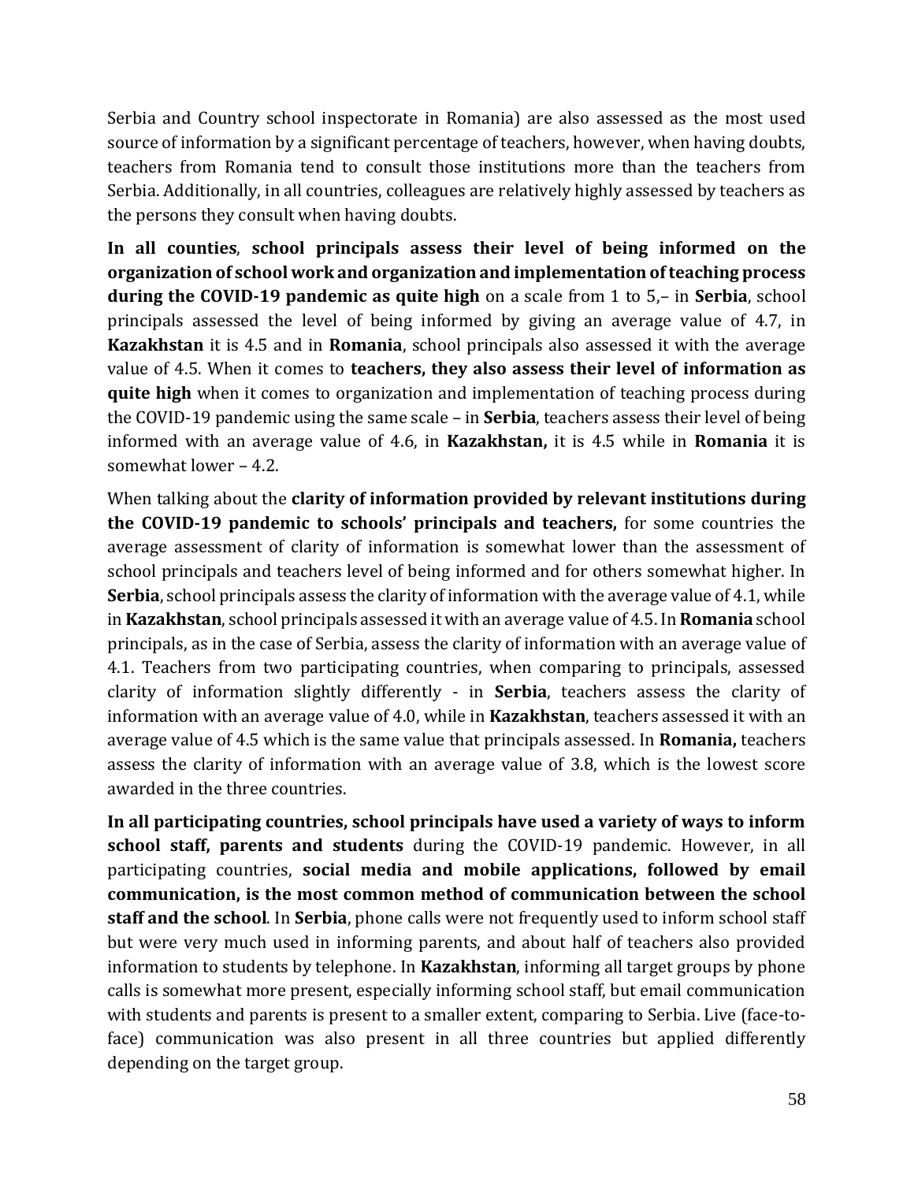Serbia and Country school inspectorate in Romania) are also assessed as the most used source of information by a significant percentage of teachers, however, when having doubts, teachers from Romania tend to consult those institutions more than the teachers from Serbia. Additionally, in all countries, colleagues are relatively highly assessed by teachers as the persons they consult when having doubts.

**In all counties**, **school principals assess their level of being informed on the organization of school work and organization and implementation of teaching process during the COVID-19 pandemic as quite high** on a scale from 1 to 5,– in **Serbia**, school principals assessed the level of being informed by giving an average value of 4.7, in **Kazakhstan** it is 4.5 and in **Romania**, school principals also assessed it with the average value of 4.5. When it comes to **teachers, they also assess their level of information as quite high** when it comes to organization and implementation of teaching process during the COVID-19 pandemic using the same scale – in **Serbia**, teachers assess their level of being informed with an average value of 4.6, in **Kazakhstan,** it is 4.5 while in **Romania** it is somewhat lower – 4.2.

When talking about the **clarity of information provided by relevant institutions during the COVID-19 pandemic to schools' principals and teachers,** for some countries the average assessment of clarity of information is somewhat lower than the assessment of school principals and teachers level of being informed and for others somewhat higher. In **Serbia**, school principals assess the clarity of information with the average value of 4.1, while in **Kazakhstan**, school principals assessed it with an average value of 4.5. In **Romania** school principals, as in the case of Serbia, assess the clarity of information with an average value of 4.1. Teachers from two participating countries, when comparing to principals, assessed clarity of information slightly differently - in **Serbia**, teachers assess the clarity of information with an average value of 4.0, while in **Kazakhstan**, teachers assessed it with an average value of 4.5 which is the same value that principals assessed. In **Romania,** teachers assess the clarity of information with an average value of 3.8, which is the lowest score awarded in the three countries.

**In all participating countries, school principals have used a variety of ways to inform school staff, parents and students** during the COVID-19 pandemic. However, in all participating countries, **social media and mobile applications, followed by email communication, is the most common method of communication between the school staff and the school**. In **Serbia**, phone calls were not frequently used to inform school staff but were very much used in informing parents, and about half of teachers also provided information to students by telephone. In **Kazakhstan**, informing all target groups by phone calls is somewhat more present, especially informing school staff, but email communication with students and parents is present to a smaller extent, comparing to Serbia. Live (face-to-face) communication was also present in all three countries but applied differently depending on the target group.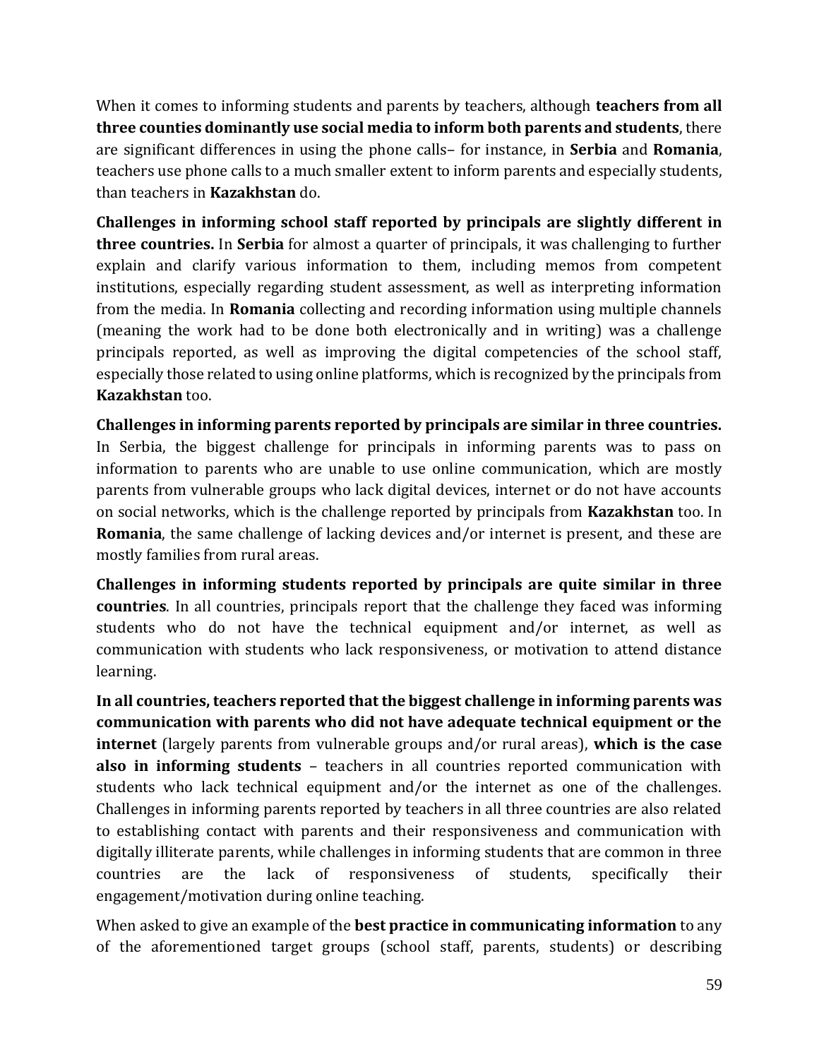When it comes to informing students and parents by teachers, although **teachers from all three counties dominantly use social media to inform both parents and students**, there are significant differences in using the phone calls– for instance, in **Serbia** and **Romania**, teachers use phone calls to a much smaller extent to inform parents and especially students, than teachers in **Kazakhstan** do.

**Challenges in informing school staff reported by principals are slightly different in three countries.** In **Serbia** for almost a quarter of principals, it was challenging to further explain and clarify various information to them, including memos from competent institutions, especially regarding student assessment, as well as interpreting information from the media. In **Romania** collecting and recording information using multiple channels (meaning the work had to be done both electronically and in writing) was a challenge principals reported, as well as improving the digital competencies of the school staff, especially those related to using online platforms, which is recognized by the principals from **Kazakhstan** too.

**Challenges in informing parents reported by principals are similar in three countries.** In Serbia, the biggest challenge for principals in informing parents was to pass on information to parents who are unable to use online communication, which are mostly parents from vulnerable groups who lack digital devices, internet or do not have accounts on social networks, which is the challenge reported by principals from **Kazakhstan** too. In **Romania**, the same challenge of lacking devices and/or internet is present, and these are mostly families from rural areas.

**Challenges in informing students reported by principals are quite similar in three countries**. In all countries, principals report that the challenge they faced was informing students who do not have the technical equipment and/or internet, as well as communication with students who lack responsiveness, or motivation to attend distance learning.

**In all countries, teachers reported that the biggest challenge in informing parents was communication with parents who did not have adequate technical equipment or the internet** (largely parents from vulnerable groups and/or rural areas), **which is the case also in informing students** – teachers in all countries reported communication with students who lack technical equipment and/or the internet as one of the challenges. Challenges in informing parents reported by teachers in all three countries are also related to establishing contact with parents and their responsiveness and communication with digitally illiterate parents, while challenges in informing students that are common in three countries are the lack of responsiveness of students, specifically their engagement/motivation during online teaching.

When asked to give an example of the **best practice in communicating information** to any of the aforementioned target groups (school staff, parents, students) or describing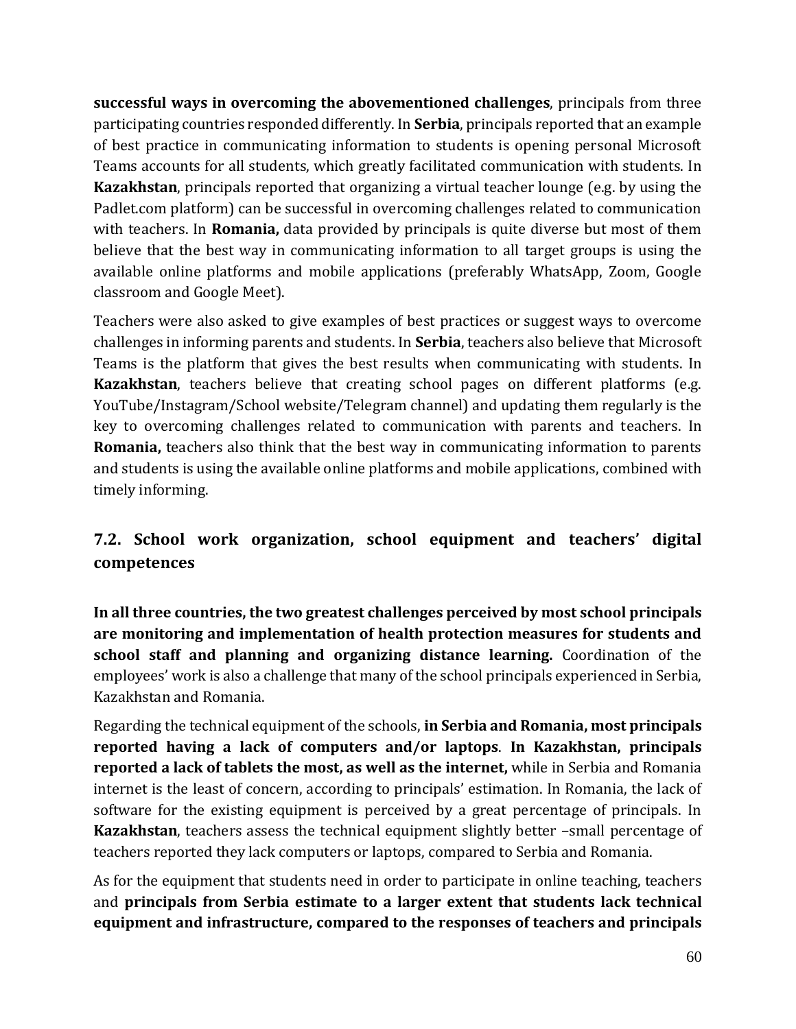**successful ways in overcoming the abovementioned challenges**, principals from three participating countries responded differently. In **Serbia**, principals reported that an example of best practice in communicating information to students is opening personal Microsoft Teams accounts for all students, which greatly facilitated communication with students. In **Kazakhstan**, principals reported that organizing a virtual teacher lounge (e.g. by using the Padlet.com platform) can be successful in overcoming challenges related to communication with teachers. In **Romania,** data provided by principals is quite diverse but most of them believe that the best way in communicating information to all target groups is using the available online platforms and mobile applications (preferably WhatsApp, Zoom, Google classroom and Google Meet).

Teachers were also asked to give examples of best practices or suggest ways to overcome challenges in informing parents and students. In **Serbia**, teachers also believe that Microsoft Teams is the platform that gives the best results when communicating with students. In **Kazakhstan**, teachers believe that creating school pages on different platforms (e.g. YouTube/Instagram/School website/Telegram channel) and updating them regularly is the key to overcoming challenges related to communication with parents and teachers. In **Romania,** teachers also think that the best way in communicating information to parents and students is using the available online platforms and mobile applications, combined with timely informing.

## 7.2. School work organization, school equipment and teachers' digital competences

**In all three countries, the two greatest challenges perceived by most school principals are monitoring and implementation of health protection measures for students and school staff and planning and organizing distance learning.** Coordination of the employees' work is also a challenge that many of the school principals experienced in Serbia, Kazakhstan and Romania.

Regarding the technical equipment of the schools, **in Serbia and Romania, most principals reported having a lack of computers and/or laptops**. **In Kazakhstan, principals reported a lack of tablets the most, as well as the internet,** while in Serbia and Romania internet is the least of concern, according to principals' estimation. In Romania, the lack of software for the existing equipment is perceived by a great percentage of principals. In **Kazakhstan**, teachers assess the technical equipment slightly better –small percentage of teachers reported they lack computers or laptops, compared to Serbia and Romania.

As for the equipment that students need in order to participate in online teaching, teachers and **principals from Serbia estimate to a larger extent that students lack technical equipment and infrastructure, compared to the responses of teachers and principals**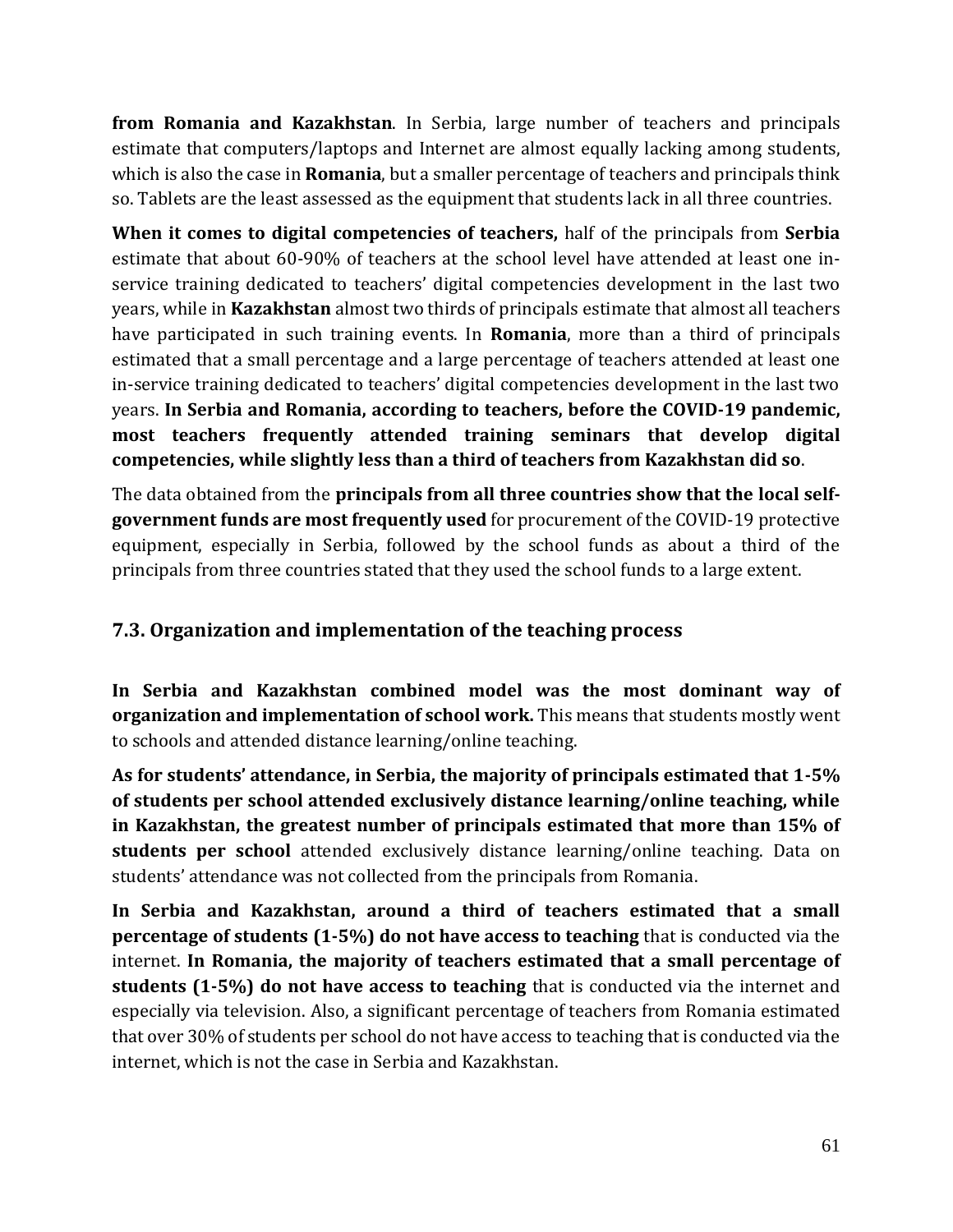**from Romania and Kazakhstan**. In Serbia, large number of teachers and principals estimate that computers/laptops and Internet are almost equally lacking among students, which is also the case in **Romania**, but a smaller percentage of teachers and principals think so. Tablets are the least assessed as the equipment that students lack in all three countries.

**When it comes to digital competencies of teachers,** half of the principals from **Serbia** estimate that about 60-90% of teachers at the school level have attended at least one in-service training dedicated to teachers' digital competencies development in the last two years, while in **Kazakhstan** almost two thirds of principals estimate that almost all teachers have participated in such training events. In **Romania**, more than a third of principals estimated that a small percentage and a large percentage of teachers attended at least one in-service training dedicated to teachers' digital competencies development in the last two years. **In Serbia and Romania, according to teachers, before the COVID-19 pandemic, most teachers frequently attended training seminars that develop digital competencies, while slightly less than a third of teachers from Kazakhstan did so**.

The data obtained from the **principals from all three countries show that the local self-government funds are most frequently used** for procurement of the COVID-19 protective equipment, especially in Serbia, followed by the school funds as about a third of the principals from three countries stated that they used the school funds to a large extent.

## 7.3. Organization and implementation of the teaching process

**In Serbia and Kazakhstan combined model was the most dominant way of organization and implementation of school work.** This means that students mostly went to schools and attended distance learning/online teaching.

**As for students' attendance, in Serbia, the majority of principals estimated that 1-5% of students per school attended exclusively distance learning/online teaching, while in Kazakhstan, the greatest number of principals estimated that more than 15% of students per school** attended exclusively distance learning/online teaching. Data on students' attendance was not collected from the principals from Romania.

**In Serbia and Kazakhstan, around a third of teachers estimated that a small percentage of students (1-5%) do not have access to teaching** that is conducted via the internet. **In Romania, the majority of teachers estimated that a small percentage of students (1-5%) do not have access to teaching** that is conducted via the internet and especially via television. Also, a significant percentage of teachers from Romania estimated that over 30% of students per school do not have access to teaching that is conducted via the internet, which is not the case in Serbia and Kazakhstan.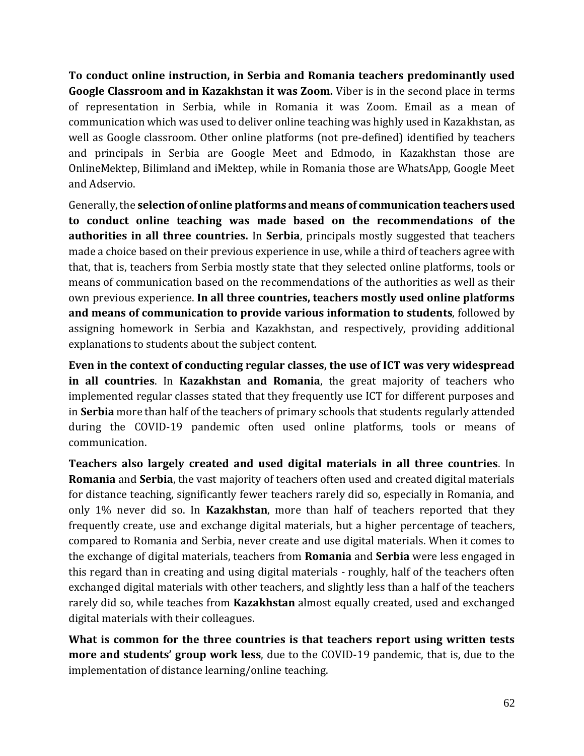**To conduct online instruction, in Serbia and Romania teachers predominantly used Google Classroom and in Kazakhstan it was Zoom.** Viber is in the second place in terms of representation in Serbia, while in Romania it was Zoom. Email as a mean of communication which was used to deliver online teaching was highly used in Kazakhstan, as well as Google classroom. Other online platforms (not pre-defined) identified by teachers and principals in Serbia are Google Meet and Edmodo, in Kazakhstan those are OnlineMektep, Bilimland and iMektep, while in Romania those are WhatsApp, Google Meet and Adservio.

Generally, the **selection of online platforms and means of communication teachers used to conduct online teaching was made based on the recommendations of the authorities in all three countries.** In **Serbia**, principals mostly suggested that teachers made a choice based on their previous experience in use, while a third of teachers agree with that, that is, teachers from Serbia mostly state that they selected online platforms, tools or means of communication based on the recommendations of the authorities as well as their own previous experience. **In all three countries, teachers mostly used online platforms and means of communication to provide various information to students**, followed by assigning homework in Serbia and Kazakhstan, and respectively, providing additional explanations to students about the subject content.

**Even in the context of conducting regular classes, the use of ICT was very widespread in all countries**. In **Kazakhstan and Romania**, the great majority of teachers who implemented regular classes stated that they frequently use ICT for different purposes and in **Serbia** more than half of the teachers of primary schools that students regularly attended during the COVID-19 pandemic often used online platforms, tools or means of communication.

**Teachers also largely created and used digital materials in all three countries**. In **Romania** and **Serbia**, the vast majority of teachers often used and created digital materials for distance teaching, significantly fewer teachers rarely did so, especially in Romania, and only 1% never did so. In **Kazakhstan**, more than half of teachers reported that they frequently create, use and exchange digital materials, but a higher percentage of teachers, compared to Romania and Serbia, never create and use digital materials. When it comes to the exchange of digital materials, teachers from **Romania** and **Serbia** were less engaged in this regard than in creating and using digital materials - roughly, half of the teachers often exchanged digital materials with other teachers, and slightly less than a half of the teachers rarely did so, while teaches from **Kazakhstan** almost equally created, used and exchanged digital materials with their colleagues.

**What is common for the three countries is that teachers report using written tests more and students' group work less**, due to the COVID-19 pandemic, that is, due to the implementation of distance learning/online teaching.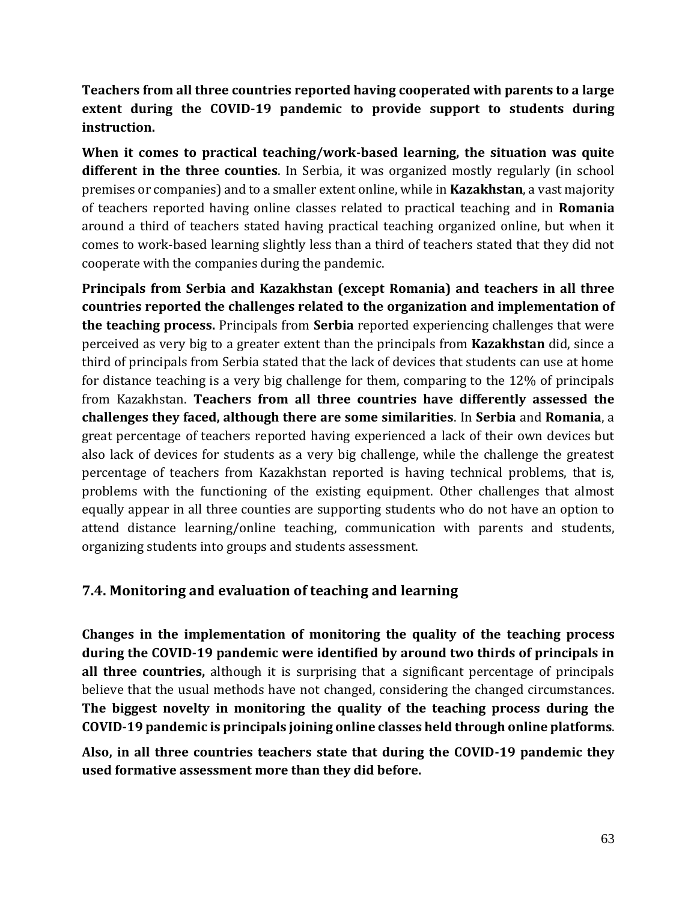**Teachers from all three countries reported having cooperated with parents to a large extent during the COVID-19 pandemic to provide support to students during instruction.**

**When it comes to practical teaching/work-based learning, the situation was quite different in the three counties**. In Serbia, it was organized mostly regularly (in school premises or companies) and to a smaller extent online, while in **Kazakhstan**, a vast majority of teachers reported having online classes related to practical teaching and in **Romania** around a third of teachers stated having practical teaching organized online, but when it comes to work-based learning slightly less than a third of teachers stated that they did not cooperate with the companies during the pandemic.

**Principals from Serbia and Kazakhstan (except Romania) and teachers in all three countries reported the challenges related to the organization and implementation of the teaching process.** Principals from **Serbia** reported experiencing challenges that were perceived as very big to a greater extent than the principals from **Kazakhstan** did, since a third of principals from Serbia stated that the lack of devices that students can use at home for distance teaching is a very big challenge for them, comparing to the 12% of principals from Kazakhstan. **Teachers from all three countries have differently assessed the challenges they faced, although there are some similarities**. In **Serbia** and **Romania**, a great percentage of teachers reported having experienced a lack of their own devices but also lack of devices for students as a very big challenge, while the challenge the greatest percentage of teachers from Kazakhstan reported is having technical problems, that is, problems with the functioning of the existing equipment. Other challenges that almost equally appear in all three counties are supporting students who do not have an option to attend distance learning/online teaching, communication with parents and students, organizing students into groups and students assessment.

## 7.4. Monitoring and evaluation of teaching and learning

**Changes in the implementation of monitoring the quality of the teaching process during the COVID-19 pandemic were identified by around two thirds of principals in all three countries,** although it is surprising that a significant percentage of principals believe that the usual methods have not changed, considering the changed circumstances. **The biggest novelty in monitoring the quality of the teaching process during the COVID-19 pandemic is principals joining online classes held through online platforms**.

**Also, in all three countries teachers state that during the COVID-19 pandemic they used formative assessment more than they did before.**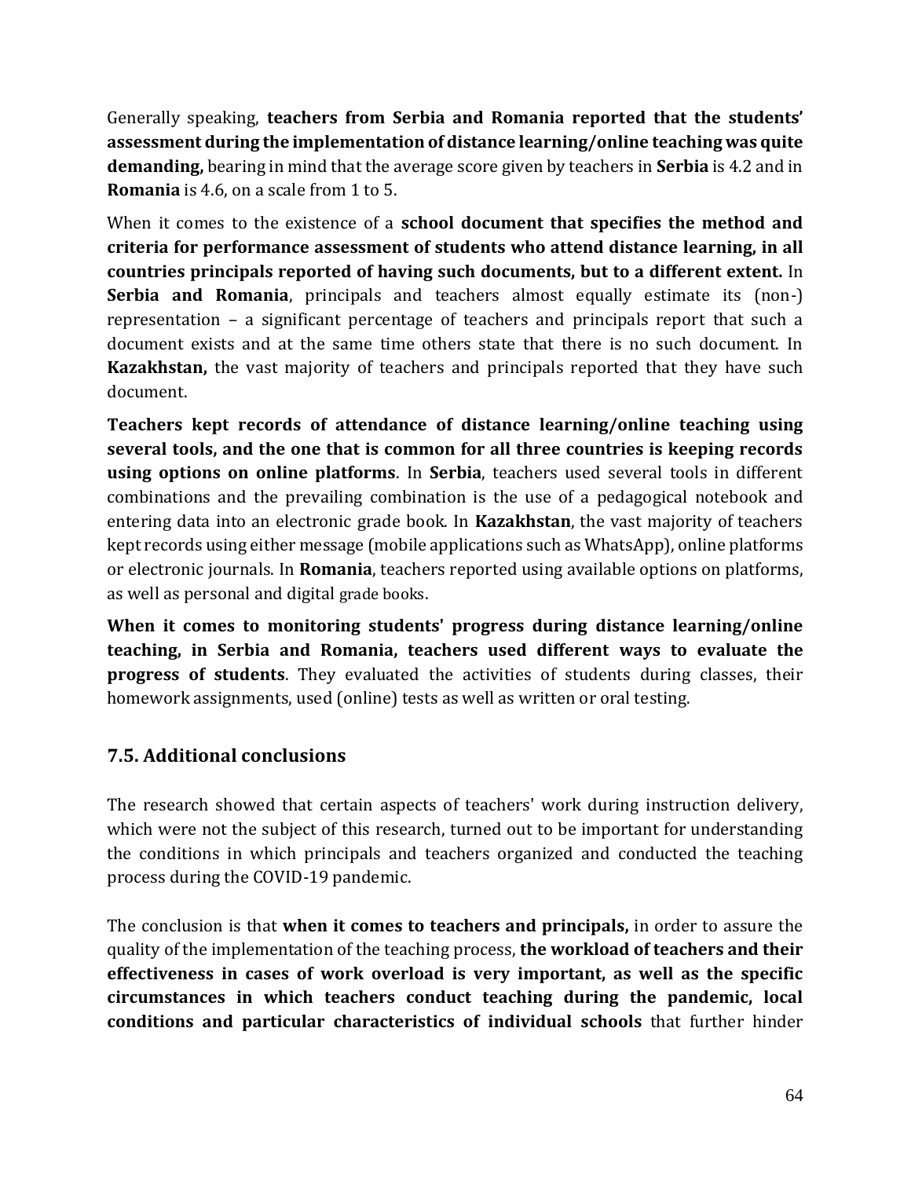Generally speaking, **teachers from Serbia and Romania reported that the students' assessment during the implementation of distance learning/online teaching was quite demanding,** bearing in mind that the average score given by teachers in **Serbia** is 4.2 and in **Romania** is 4.6, on a scale from 1 to 5.

When it comes to the existence of a **school document that specifies the method and criteria for performance assessment of students who attend distance learning, in all countries principals reported of having such documents, but to a different extent.** In **Serbia and Romania**, principals and teachers almost equally estimate its (non-) representation – a significant percentage of teachers and principals report that such a document exists and at the same time others state that there is no such document. In **Kazakhstan,** the vast majority of teachers and principals reported that they have such document.

**Teachers kept records of attendance of distance learning/online teaching using several tools, and the one that is common for all three countries is keeping records using options on online platforms**. In **Serbia**, teachers used several tools in different combinations and the prevailing combination is the use of a pedagogical notebook and entering data into an electronic grade book. In **Kazakhstan**, the vast majority of teachers kept records using either message (mobile applications such as WhatsApp), online platforms or electronic journals. In **Romania**, teachers reported using available options on platforms, as well as personal and digital grade books.

**When it comes to monitoring students' progress during distance learning/online teaching, in Serbia and Romania, teachers used different ways to evaluate the progress of students**. They evaluated the activities of students during classes, their homework assignments, used (online) tests as well as written or oral testing.

## 7.5. Additional conclusions

The research showed that certain aspects of teachers' work during instruction delivery, which were not the subject of this research, turned out to be important for understanding the conditions in which principals and teachers organized and conducted the teaching process during the COVID-19 pandemic.

The conclusion is that **when it comes to teachers and principals,** in order to assure the quality of the implementation of the teaching process, **the workload of teachers and their effectiveness in cases of work overload is very important, as well as the specific circumstances in which teachers conduct teaching during the pandemic, local conditions and particular characteristics of individual schools** that further hinder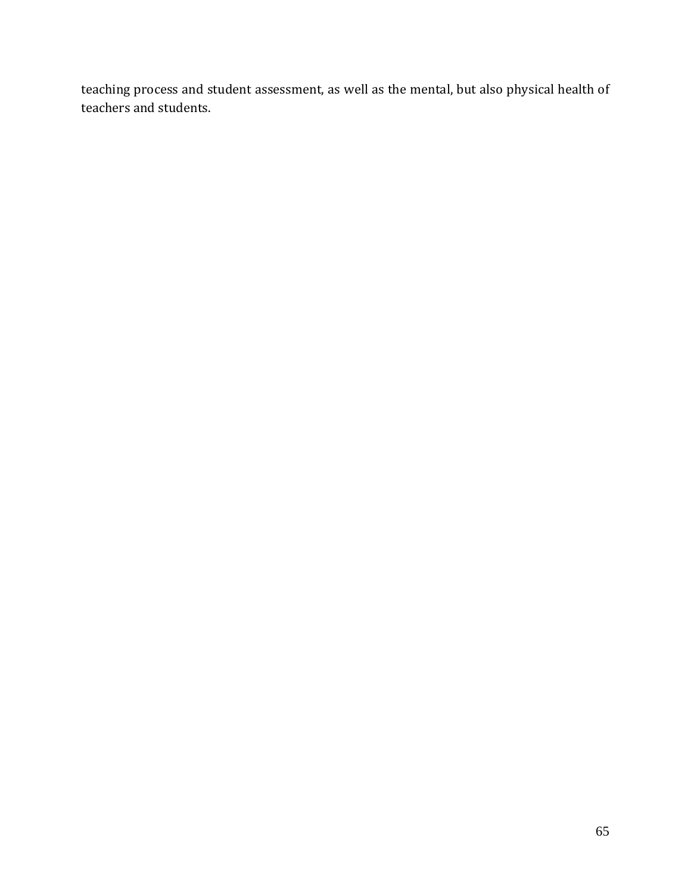teaching process and student assessment, as well as the mental, but also physical health of teachers and students.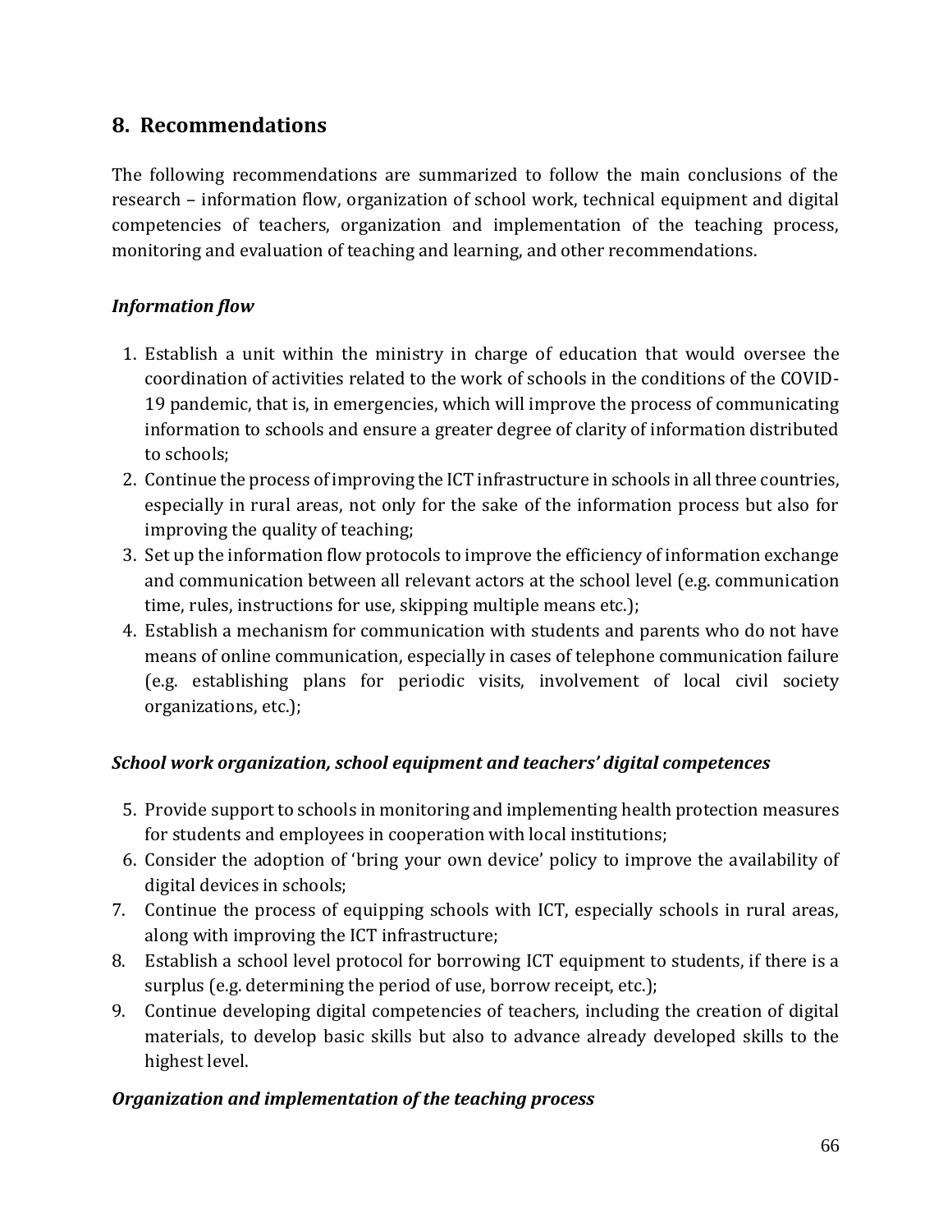## 8. Recommendations

The following recommendations are summarized to follow the main conclusions of the research – information flow, organization of school work, technical equipment and digital competencies of teachers, organization and implementation of the teaching process, monitoring and evaluation of teaching and learning, and other recommendations.

### *Information flow*

1. Establish a unit within the ministry in charge of education that would oversee the coordination of activities related to the work of schools in the conditions of the COVID-19 pandemic, that is, in emergencies, which will improve the process of communicating information to schools and ensure a greater degree of clarity of information distributed to schools;
2. Continue the process of improving the ICT infrastructure in schools in all three countries, especially in rural areas, not only for the sake of the information process but also for improving the quality of teaching;
3. Set up the information flow protocols to improve the efficiency of information exchange and communication between all relevant actors at the school level (e.g. communication time, rules, instructions for use, skipping multiple means etc.);
4. Establish a mechanism for communication with students and parents who do not have means of online communication, especially in cases of telephone communication failure (e.g. establishing plans for periodic visits, involvement of local civil society organizations, etc.);

### *School work organization, school equipment and teachers' digital competences*

5. Provide support to schools in monitoring and implementing health protection measures for students and employees in cooperation with local institutions;
6. Consider the adoption of 'bring your own device' policy to improve the availability of digital devices in schools;
7. Continue the process of equipping schools with ICT, especially schools in rural areas, along with improving the ICT infrastructure;
8. Establish a school level protocol for borrowing ICT equipment to students, if there is a surplus (e.g. determining the period of use, borrow receipt, etc.);
9. Continue developing digital competencies of teachers, including the creation of digital materials, to develop basic skills but also to advance already developed skills to the highest level.

### *Organization and implementation of the teaching process*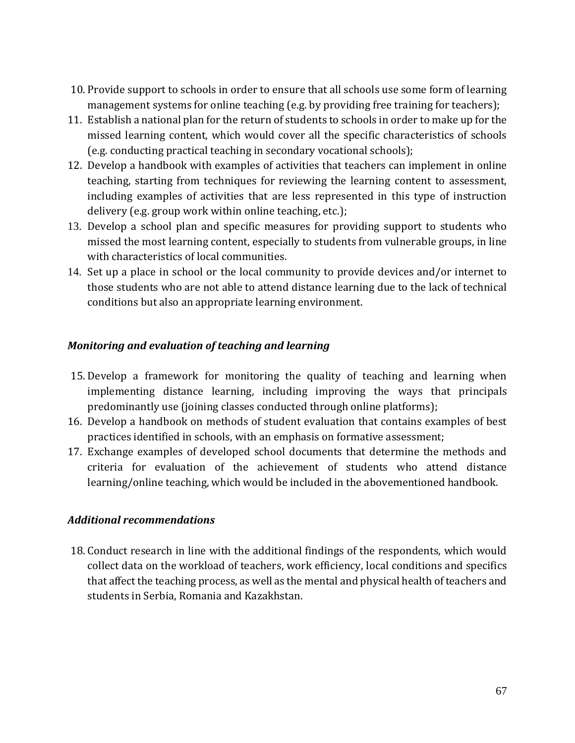10. Provide support to schools in order to ensure that all schools use some form of learning management systems for online teaching (e.g. by providing free training for teachers);
11. Establish a national plan for the return of students to schools in order to make up for the missed learning content, which would cover all the specific characteristics of schools (e.g. conducting practical teaching in secondary vocational schools);
12. Develop a handbook with examples of activities that teachers can implement in online teaching, starting from techniques for reviewing the learning content to assessment, including examples of activities that are less represented in this type of instruction delivery (e.g. group work within online teaching, etc.);
13. Develop a school plan and specific measures for providing support to students who missed the most learning content, especially to students from vulnerable groups, in line with characteristics of local communities.
14. Set up a place in school or the local community to provide devices and/or internet to those students who are not able to attend distance learning due to the lack of technical conditions but also an appropriate learning environment.

***Monitoring and evaluation of teaching and learning***

15. Develop a framework for monitoring the quality of teaching and learning when implementing distance learning, including improving the ways that principals predominantly use (joining classes conducted through online platforms);
16. Develop a handbook on methods of student evaluation that contains examples of best practices identified in schools, with an emphasis on formative assessment;
17. Exchange examples of developed school documents that determine the methods and criteria for evaluation of the achievement of students who attend distance learning/online teaching, which would be included in the abovementioned handbook.

***Additional recommendations***

18. Conduct research in line with the additional findings of the respondents, which would collect data on the workload of teachers, work efficiency, local conditions and specifics that affect the teaching process, as well as the mental and physical health of teachers and students in Serbia, Romania and Kazakhstan.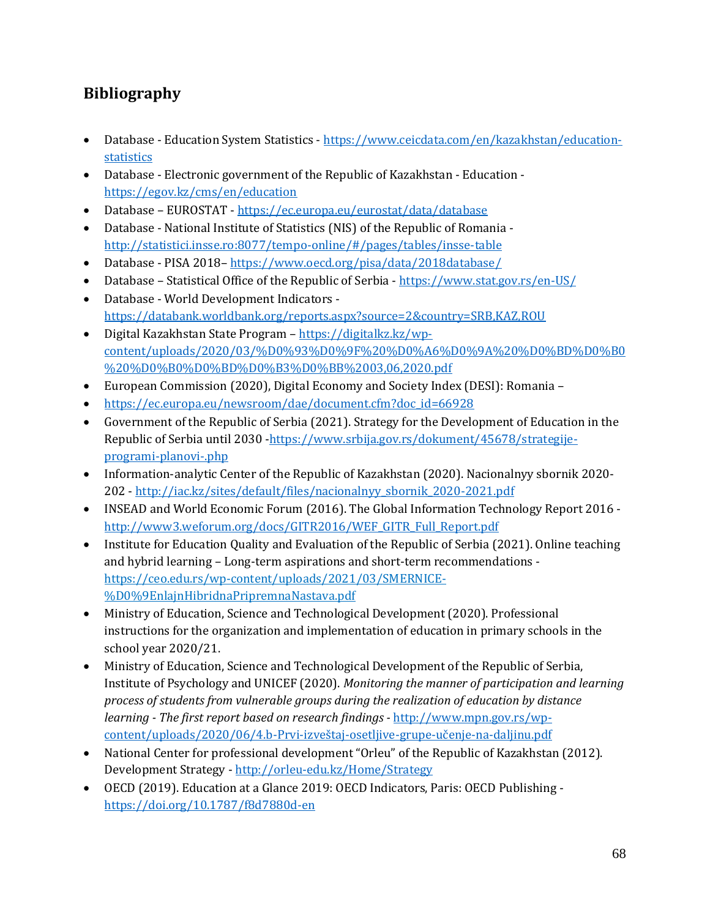## Bibliography

- Database - Education System Statistics - https://www.ceicdata.com/en/kazakhstan/education-statistics
- Database - Electronic government of the Republic of Kazakhstan - Education - https://egov.kz/cms/en/education
- Database – EUROSTAT - https://ec.europa.eu/eurostat/data/database
- Database - National Institute of Statistics (NIS) of the Republic of Romania - http://statistici.insse.ro:8077/tempo-online/#/pages/tables/insse-table
- Database - PISA 2018– https://www.oecd.org/pisa/data/2018database/
- Database – Statistical Office of the Republic of Serbia - https://www.stat.gov.rs/en-US/
- Database - World Development Indicators - https://databank.worldbank.org/reports.aspx?source=2&country=SRB,KAZ,ROU
- Digital Kazakhstan State Program – https://digitalkz.kz/wp-content/uploads/2020/03/%D0%93%D0%9F%20%D0%A6%D0%9A%20%D0%BD%D0%B0%20%D0%B0%D0%BD%D0%B3%D0%BB%2003,06,2020.pdf
- European Commission (2020), Digital Economy and Society Index (DESI): Romania –
- https://ec.europa.eu/newsroom/dae/document.cfm?doc_id=66928
- Government of the Republic of Serbia (2021). Strategy for the Development of Education in the Republic of Serbia until 2030 -https://www.srbija.gov.rs/dokument/45678/strategije-programi-planovi-.php
- Information-analytic Center of the Republic of Kazakhstan (2020). Nacionalnyy sbornik 2020-202 - http://iac.kz/sites/default/files/nacionalnyy_sbornik_2020-2021.pdf
- INSEAD and World Economic Forum (2016). The Global Information Technology Report 2016 - http://www3.weforum.org/docs/GITR2016/WEF_GITR_Full_Report.pdf
- Institute for Education Quality and Evaluation of the Republic of Serbia (2021). Online teaching and hybrid learning – Long-term aspirations and short-term recommendations - https://ceo.edu.rs/wp-content/uploads/2021/03/SMERNICE-%D0%9EnlajnHibridnaPripremnaNastava.pdf
- Ministry of Education, Science and Technological Development (2020). Professional instructions for the organization and implementation of education in primary schools in the school year 2020/21.
- Ministry of Education, Science and Technological Development of the Republic of Serbia, Institute of Psychology and UNICEF (2020). *Monitoring the manner of participation and learning process of students from vulnerable groups during the realization of education by distance learning - The first report based on research findings* - http://www.mpn.gov.rs/wp-content/uploads/2020/06/4.b-Prvi-izveštaj-osetljive-grupe-učenje-na-daljinu.pdf
- National Center for professional development "Orleu" of the Republic of Kazakhstan (2012). Development Strategy - http://orleu-edu.kz/Home/Strategy
- OECD (2019). Education at a Glance 2019: OECD Indicators, Paris: OECD Publishing - https://doi.org/10.1787/f8d7880d-en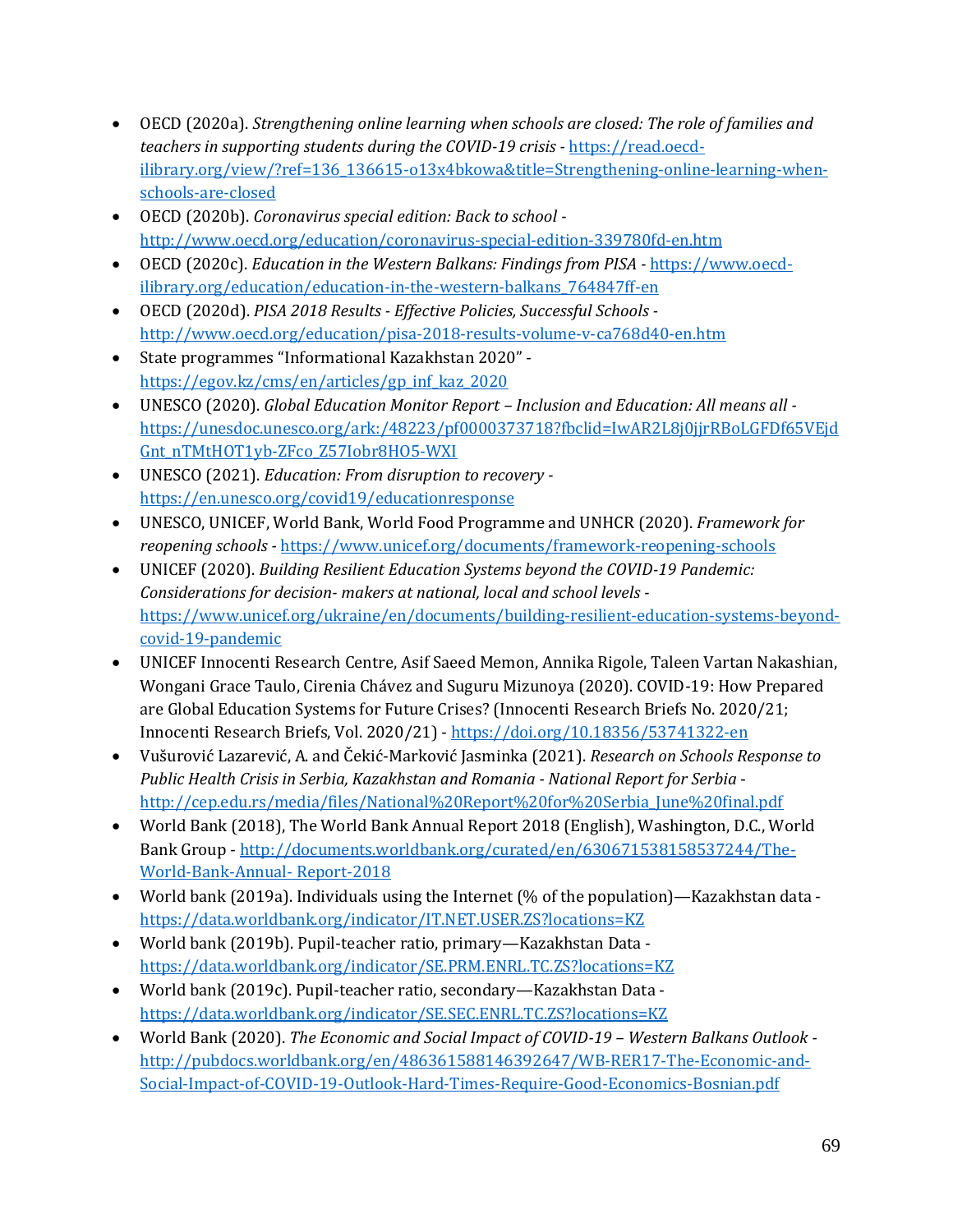- OECD (2020a). *Strengthening online learning when schools are closed: The role of families and teachers in supporting students during the COVID-19 crisis* - https://read.oecd-ilibrary.org/view/?ref=136_136615-o13x4bkowa&title=Strengthening-online-learning-when-schools-are-closed
- OECD (2020b). *Coronavirus special edition: Back to school* - http://www.oecd.org/education/coronavirus-special-edition-339780fd-en.htm
- OECD (2020c). *Education in the Western Balkans: Findings from PISA* - https://www.oecd-ilibrary.org/education/education-in-the-western-balkans_764847ff-en
- OECD (2020d). *PISA 2018 Results - Effective Policies, Successful Schools* - http://www.oecd.org/education/pisa-2018-results-volume-v-ca768d40-en.htm
- State programmes "Informational Kazakhstan 2020" - https://egov.kz/cms/en/articles/gp_inf_kaz_2020
- UNESCO (2020). *Global Education Monitor Report – Inclusion and Education: All means all* - https://unesdoc.unesco.org/ark:/48223/pf0000373718?fbclid=IwAR2L8j0jjrRBoLGFDf65VEjdGnt_nTMtHOT1yb-ZFco_Z57Iobr8HO5-WXI
- UNESCO (2021). *Education: From disruption to recovery* - https://en.unesco.org/covid19/educationresponse
- UNESCO, UNICEF, World Bank, World Food Programme and UNHCR (2020). *Framework for reopening schools* - https://www.unicef.org/documents/framework-reopening-schools
- UNICEF (2020). *Building Resilient Education Systems beyond the COVID-19 Pandemic: Considerations for decision- makers at national, local and school levels* - https://www.unicef.org/ukraine/en/documents/building-resilient-education-systems-beyond-covid-19-pandemic
- UNICEF Innocenti Research Centre, Asif Saeed Memon, Annika Rigole, Taleen Vartan Nakashian, Wongani Grace Taulo, Cirenia Chávez and Suguru Mizunoya (2020). COVID-19: How Prepared are Global Education Systems for Future Crises? (Innocenti Research Briefs No. 2020/21; Innocenti Research Briefs, Vol. 2020/21) - https://doi.org/10.18356/53741322-en
- Vušurović Lazarević, A. and Čekić-Marković Jasminka (2021). *Research on Schools Response to Public Health Crisis in Serbia, Kazakhstan and Romania - National Report for Serbia* - http://cep.edu.rs/media/files/National%20Report%20for%20Serbia_June%20final.pdf
- World Bank (2018), The World Bank Annual Report 2018 (English), Washington, D.C., World Bank Group - http://documents.worldbank.org/curated/en/630671538158537244/The-World-Bank-Annual- Report-2018
- World bank (2019a). Individuals using the Internet (% of the population)—Kazakhstan data - https://data.worldbank.org/indicator/IT.NET.USER.ZS?locations=KZ
- World bank (2019b). Pupil-teacher ratio, primary—Kazakhstan Data - https://data.worldbank.org/indicator/SE.PRM.ENRL.TC.ZS?locations=KZ
- World bank (2019c). Pupil-teacher ratio, secondary—Kazakhstan Data - https://data.worldbank.org/indicator/SE.SEC.ENRL.TC.ZS?locations=KZ
- World Bank (2020). *The Economic and Social Impact of COVID-19 – Western Balkans Outlook* - http://pubdocs.worldbank.org/en/486361588146392647/WB-RER17-The-Economic-and-Social-Impact-of-COVID-19-Outlook-Hard-Times-Require-Good-Economics-Bosnian.pdf